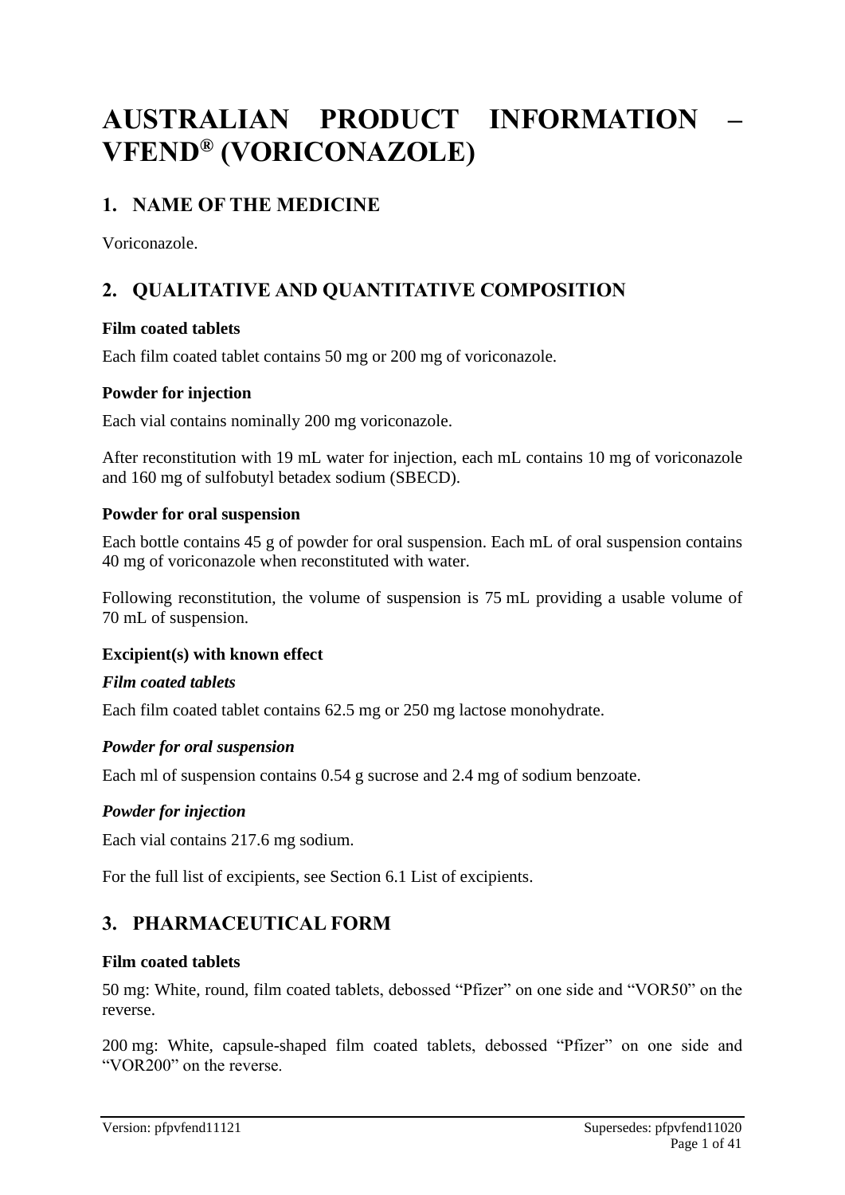# AUSTRALIAN PRODUCT INFORMATION – VFEND® (VORICONAZOLE)

## 1. NAME OF THE MEDICINE

Voriconazole.

## 2. QUALITATIVE AND QUANTITATIVE COMPOSITION

**Film coated tablets**

Each film coated tablet contains 50 mg or 200 mg of voriconazole.

**Powder for injection**

Each vial contains nominally 200 mg voriconazole.

After reconstitution with 19 mL water for injection, each mL contains 10 mg of voriconazole and 160 mg of sulfobutyl betadex sodium (SBECD).

**Powder for oral suspension**

Each bottle contains 45 g of powder for oral suspension. Each mL of oral suspension contains 40 mg of voriconazole when reconstituted with water.

Following reconstitution, the volume of suspension is 75 mL providing a usable volume of 70 mL of suspension.

**Excipient(s) with known effect**

***Film coated tablets***

Each film coated tablet contains 62.5 mg or 250 mg lactose monohydrate.

***Powder for oral suspension***

Each ml of suspension contains 0.54 g sucrose and 2.4 mg of sodium benzoate.

***Powder for injection***

Each vial contains 217.6 mg sodium.

For the full list of excipients, see Section 6.1 List of excipients.

## 3. PHARMACEUTICAL FORM

**Film coated tablets**

50 mg: White, round, film coated tablets, debossed "Pfizer" on one side and "VOR50" on the reverse.

200 mg: White, capsule-shaped film coated tablets, debossed "Pfizer" on one side and "VOR200" on the reverse.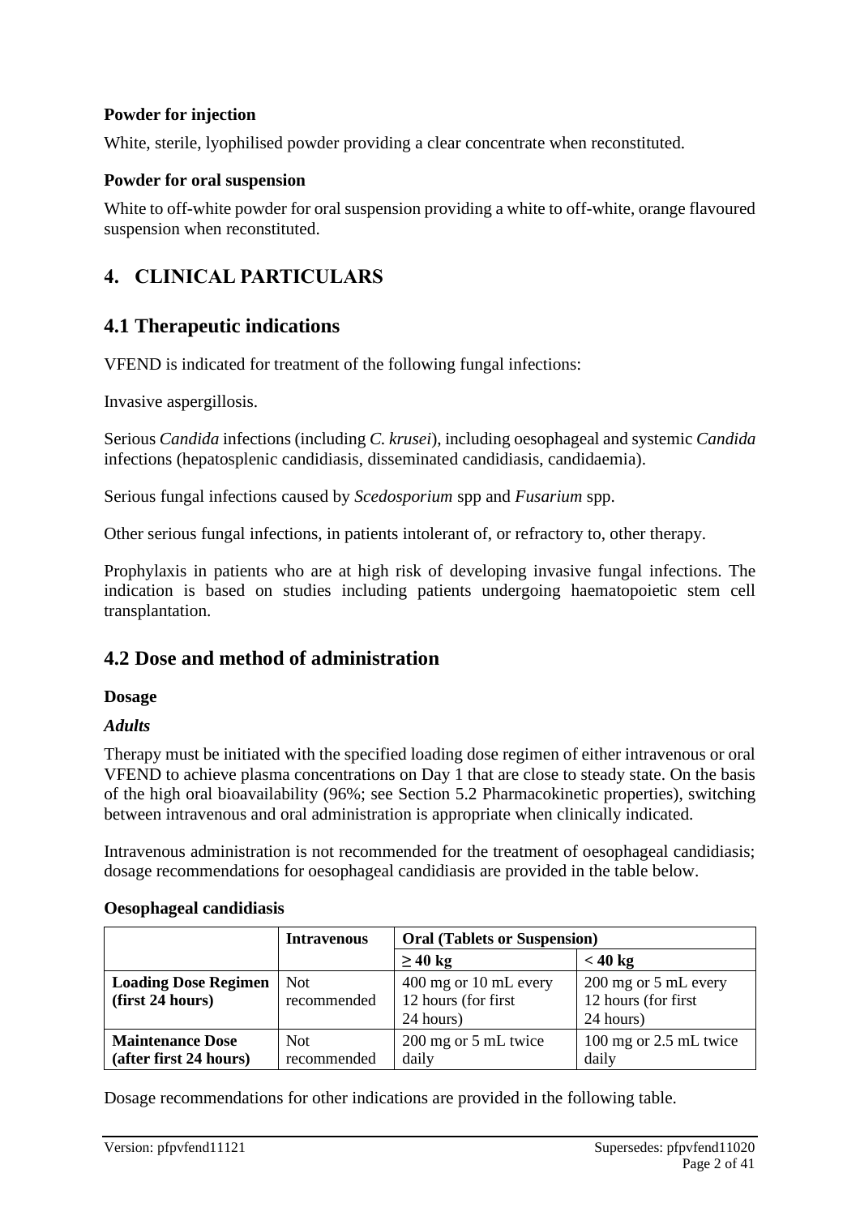**Powder for injection**

White, sterile, lyophilised powder providing a clear concentrate when reconstituted.

**Powder for oral suspension**

White to off-white powder for oral suspension providing a white to off-white, orange flavoured suspension when reconstituted.

# 4. CLINICAL PARTICULARS

## 4.1 Therapeutic indications

VFEND is indicated for treatment of the following fungal infections:

Invasive aspergillosis.

Serious *Candida* infections (including *C. krusei*), including oesophageal and systemic *Candida* infections (hepatosplenic candidiasis, disseminated candidiasis, candidaemia).

Serious fungal infections caused by *Scedosporium* spp and *Fusarium* spp.

Other serious fungal infections, in patients intolerant of, or refractory to, other therapy.

Prophylaxis in patients who are at high risk of developing invasive fungal infections. The indication is based on studies including patients undergoing haematopoietic stem cell transplantation.

## 4.2 Dose and method of administration

**Dosage**

***Adults***

Therapy must be initiated with the specified loading dose regimen of either intravenous or oral VFEND to achieve plasma concentrations on Day 1 that are close to steady state. On the basis of the high oral bioavailability (96%; see Section 5.2 Pharmacokinetic properties), switching between intravenous and oral administration is appropriate when clinically indicated.

Intravenous administration is not recommended for the treatment of oesophageal candidiasis; dosage recommendations for oesophageal candidiasis are provided in the table below.

**Oesophageal candidiasis**

| | **Intravenous** | **Oral (Tablets or Suspension)** | |
|---|---|---|---|
| | | **≥ 40 kg** | **< 40 kg** |
| **Loading Dose Regimen (first 24 hours)** | Not recommended | 400 mg or 10 mL every 12 hours (for first 24 hours) | 200 mg or 5 mL every 12 hours (for first 24 hours) |
| **Maintenance Dose (after first 24 hours)** | Not recommended | 200 mg or 5 mL twice daily | 100 mg or 2.5 mL twice daily |

Dosage recommendations for other indications are provided in the following table.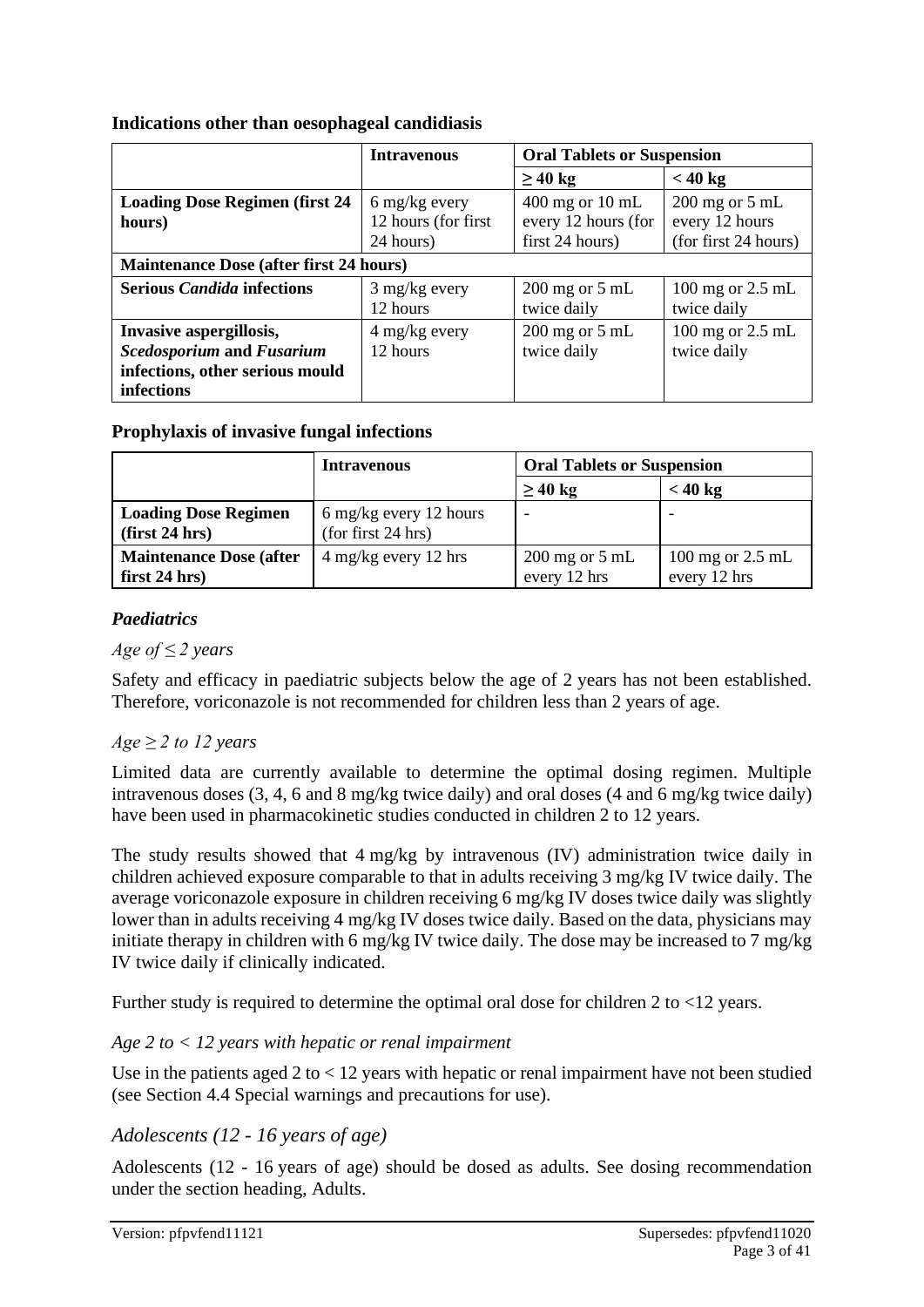### Indications other than oesophageal candidiasis

| | Intravenous | Oral Tablets or Suspension | |
|---|---|---|---|
| | | ≥ 40 kg | < 40 kg |
| **Loading Dose Regimen (first 24 hours)** | 6 mg/kg every 12 hours (for first 24 hours) | 400 mg or 10 mL every 12 hours (for first 24 hours) | 200 mg or 5 mL every 12 hours (for first 24 hours) |
| **Maintenance Dose (after first 24 hours)** | | | |
| **Serious *Candida* infections** | 3 mg/kg every 12 hours | 200 mg or 5 mL twice daily | 100 mg or 2.5 mL twice daily |
| **Invasive aspergillosis, *Scedosporium* and *Fusarium* infections, other serious mould infections** | 4 mg/kg every 12 hours | 200 mg or 5 mL twice daily | 100 mg or 2.5 mL twice daily |

### Prophylaxis of invasive fungal infections

| | Intravenous | Oral Tablets or Suspension | |
|---|---|---|---|
| | | ≥ 40 kg | < 40 kg |
| **Loading Dose Regimen (first 24 hrs)** | 6 mg/kg every 12 hours (for first 24 hrs) | - | - |
| **Maintenance Dose (after first 24 hrs)** | 4 mg/kg every 12 hrs | 200 mg or 5 mL every 12 hrs | 100 mg or 2.5 mL every 12 hrs |

### *Paediatrics*

*Age of ≤ 2 years*

Safety and efficacy in paediatric subjects below the age of 2 years has not been established. Therefore, voriconazole is not recommended for children less than 2 years of age.

*Age ≥ 2 to 12 years*

Limited data are currently available to determine the optimal dosing regimen. Multiple intravenous doses (3, 4, 6 and 8 mg/kg twice daily) and oral doses (4 and 6 mg/kg twice daily) have been used in pharmacokinetic studies conducted in children 2 to 12 years.

The study results showed that 4 mg/kg by intravenous (IV) administration twice daily in children achieved exposure comparable to that in adults receiving 3 mg/kg IV twice daily. The average voriconazole exposure in children receiving 6 mg/kg IV doses twice daily was slightly lower than in adults receiving 4 mg/kg IV doses twice daily. Based on the data, physicians may initiate therapy in children with 6 mg/kg IV twice daily. The dose may be increased to 7 mg/kg IV twice daily if clinically indicated.

Further study is required to determine the optimal oral dose for children 2 to <12 years.

*Age 2 to < 12 years with hepatic or renal impairment*

Use in the patients aged 2 to < 12 years with hepatic or renal impairment have not been studied (see Section 4.4 Special warnings and precautions for use).

### *Adolescents (12 - 16 years of age)*

Adolescents (12 - 16 years of age) should be dosed as adults. See dosing recommendation under the section heading, Adults.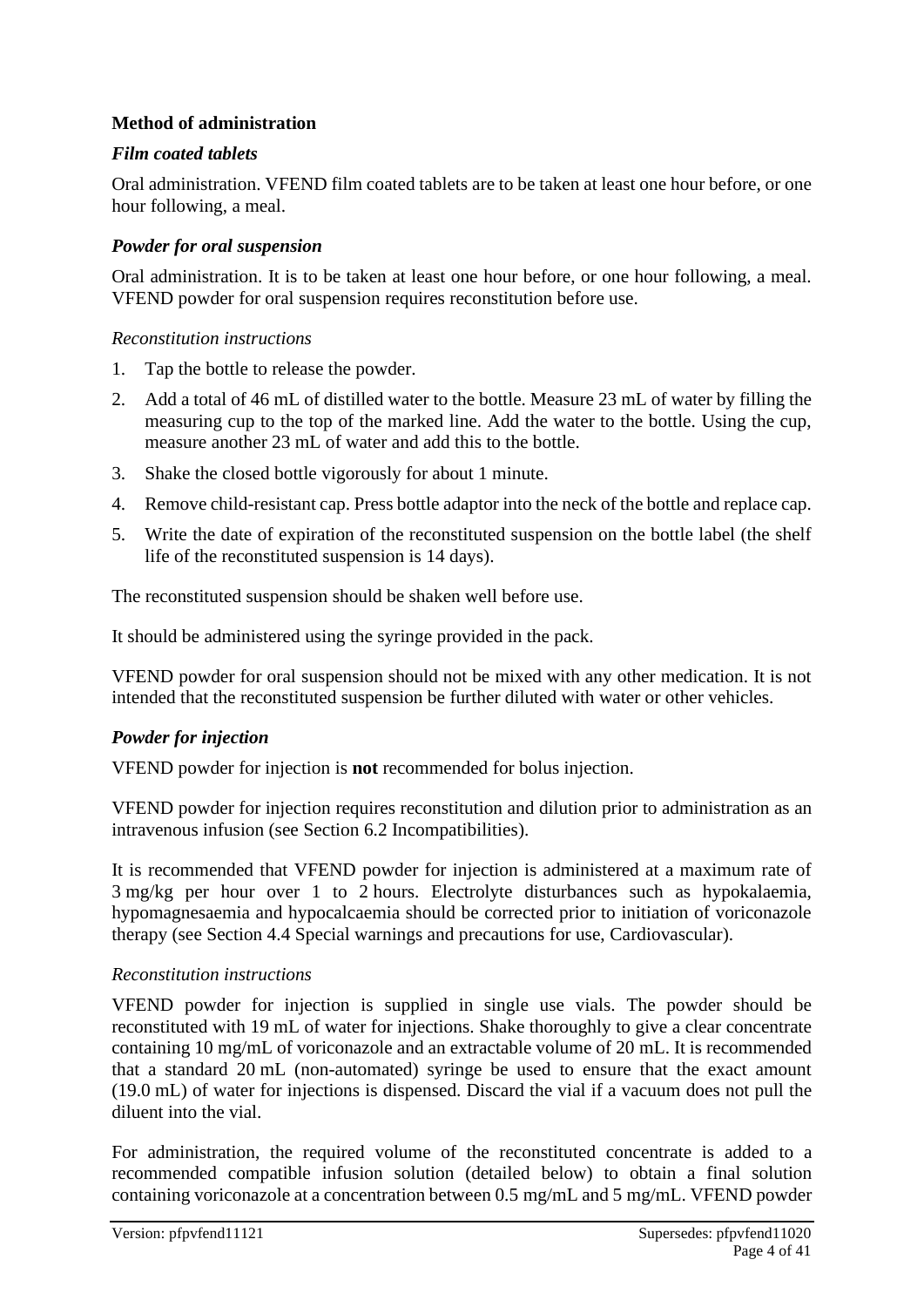### Method of administration

#### *Film coated tablets*

Oral administration. VFEND film coated tablets are to be taken at least one hour before, or one hour following, a meal.

#### *Powder for oral suspension*

Oral administration. It is to be taken at least one hour before, or one hour following, a meal. VFEND powder for oral suspension requires reconstitution before use.

*Reconstitution instructions*

1. Tap the bottle to release the powder.
2. Add a total of 46 mL of distilled water to the bottle. Measure 23 mL of water by filling the measuring cup to the top of the marked line. Add the water to the bottle. Using the cup, measure another 23 mL of water and add this to the bottle.
3. Shake the closed bottle vigorously for about 1 minute.
4. Remove child-resistant cap. Press bottle adaptor into the neck of the bottle and replace cap.
5. Write the date of expiration of the reconstituted suspension on the bottle label (the shelf life of the reconstituted suspension is 14 days).

The reconstituted suspension should be shaken well before use.

It should be administered using the syringe provided in the pack.

VFEND powder for oral suspension should not be mixed with any other medication. It is not intended that the reconstituted suspension be further diluted with water or other vehicles.

#### *Powder for injection*

VFEND powder for injection is **not** recommended for bolus injection.

VFEND powder for injection requires reconstitution and dilution prior to administration as an intravenous infusion (see Section 6.2 Incompatibilities).

It is recommended that VFEND powder for injection is administered at a maximum rate of 3 mg/kg per hour over 1 to 2 hours. Electrolyte disturbances such as hypokalaemia, hypomagnesaemia and hypocalcaemia should be corrected prior to initiation of voriconazole therapy (see Section 4.4 Special warnings and precautions for use, Cardiovascular).

*Reconstitution instructions*

VFEND powder for injection is supplied in single use vials. The powder should be reconstituted with 19 mL of water for injections. Shake thoroughly to give a clear concentrate containing 10 mg/mL of voriconazole and an extractable volume of 20 mL. It is recommended that a standard 20 mL (non-automated) syringe be used to ensure that the exact amount (19.0 mL) of water for injections is dispensed. Discard the vial if a vacuum does not pull the diluent into the vial.

For administration, the required volume of the reconstituted concentrate is added to a recommended compatible infusion solution (detailed below) to obtain a final solution containing voriconazole at a concentration between 0.5 mg/mL and 5 mg/mL. VFEND powder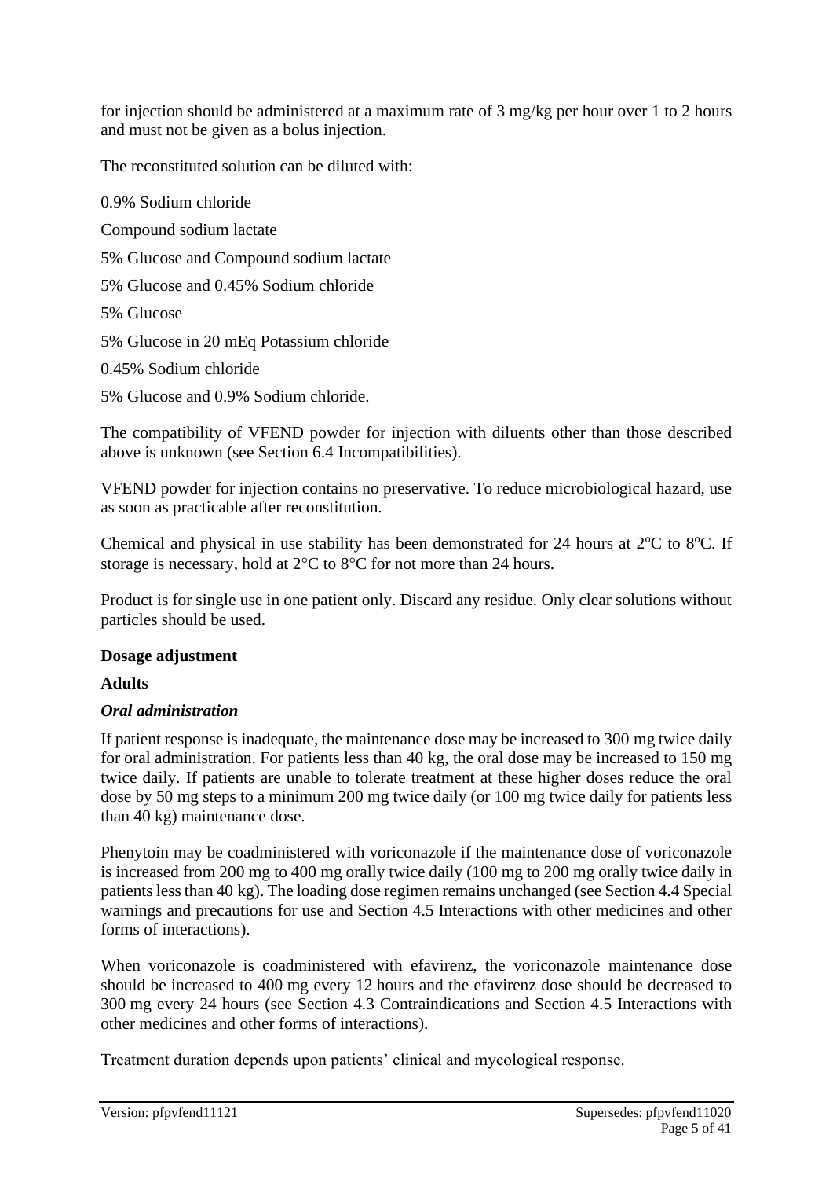for injection should be administered at a maximum rate of 3 mg/kg per hour over 1 to 2 hours and must not be given as a bolus injection.

The reconstituted solution can be diluted with:

0.9% Sodium chloride

Compound sodium lactate

5% Glucose and Compound sodium lactate

5% Glucose and 0.45% Sodium chloride

5% Glucose

5% Glucose in 20 mEq Potassium chloride

0.45% Sodium chloride

5% Glucose and 0.9% Sodium chloride.

The compatibility of VFEND powder for injection with diluents other than those described above is unknown (see Section 6.4 Incompatibilities).

VFEND powder for injection contains no preservative. To reduce microbiological hazard, use as soon as practicable after reconstitution.

Chemical and physical in use stability has been demonstrated for 24 hours at 2ºC to 8ºC. If storage is necessary, hold at 2°C to 8°C for not more than 24 hours.

Product is for single use in one patient only. Discard any residue. Only clear solutions without particles should be used.

**Dosage adjustment**

**Adults**

***Oral administration***

If patient response is inadequate, the maintenance dose may be increased to 300 mg twice daily for oral administration. For patients less than 40 kg, the oral dose may be increased to 150 mg twice daily. If patients are unable to tolerate treatment at these higher doses reduce the oral dose by 50 mg steps to a minimum 200 mg twice daily (or 100 mg twice daily for patients less than 40 kg) maintenance dose.

Phenytoin may be coadministered with voriconazole if the maintenance dose of voriconazole is increased from 200 mg to 400 mg orally twice daily (100 mg to 200 mg orally twice daily in patients less than 40 kg). The loading dose regimen remains unchanged (see Section 4.4 Special warnings and precautions for use and Section 4.5 Interactions with other medicines and other forms of interactions).

When voriconazole is coadministered with efavirenz, the voriconazole maintenance dose should be increased to 400 mg every 12 hours and the efavirenz dose should be decreased to 300 mg every 24 hours (see Section 4.3 Contraindications and Section 4.5 Interactions with other medicines and other forms of interactions).

Treatment duration depends upon patients' clinical and mycological response.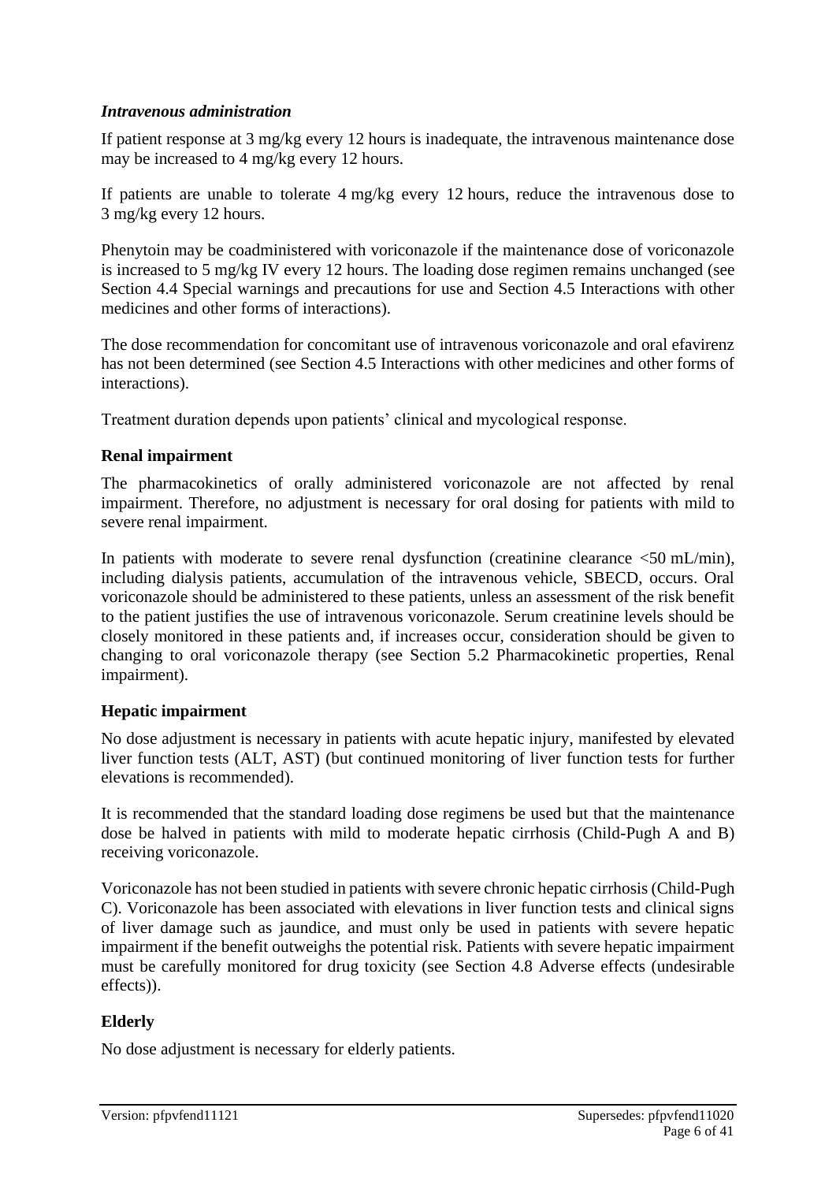### *Intravenous administration*

If patient response at 3 mg/kg every 12 hours is inadequate, the intravenous maintenance dose may be increased to 4 mg/kg every 12 hours.

If patients are unable to tolerate 4 mg/kg every 12 hours, reduce the intravenous dose to 3 mg/kg every 12 hours.

Phenytoin may be coadministered with voriconazole if the maintenance dose of voriconazole is increased to 5 mg/kg IV every 12 hours. The loading dose regimen remains unchanged (see Section 4.4 Special warnings and precautions for use and Section 4.5 Interactions with other medicines and other forms of interactions).

The dose recommendation for concomitant use of intravenous voriconazole and oral efavirenz has not been determined (see Section 4.5 Interactions with other medicines and other forms of interactions).

Treatment duration depends upon patients' clinical and mycological response.

### Renal impairment

The pharmacokinetics of orally administered voriconazole are not affected by renal impairment. Therefore, no adjustment is necessary for oral dosing for patients with mild to severe renal impairment.

In patients with moderate to severe renal dysfunction (creatinine clearance <50 mL/min), including dialysis patients, accumulation of the intravenous vehicle, SBECD, occurs. Oral voriconazole should be administered to these patients, unless an assessment of the risk benefit to the patient justifies the use of intravenous voriconazole. Serum creatinine levels should be closely monitored in these patients and, if increases occur, consideration should be given to changing to oral voriconazole therapy (see Section 5.2 Pharmacokinetic properties, Renal impairment).

### Hepatic impairment

No dose adjustment is necessary in patients with acute hepatic injury, manifested by elevated liver function tests (ALT, AST) (but continued monitoring of liver function tests for further elevations is recommended).

It is recommended that the standard loading dose regimens be used but that the maintenance dose be halved in patients with mild to moderate hepatic cirrhosis (Child-Pugh A and B) receiving voriconazole.

Voriconazole has not been studied in patients with severe chronic hepatic cirrhosis (Child-Pugh C). Voriconazole has been associated with elevations in liver function tests and clinical signs of liver damage such as jaundice, and must only be used in patients with severe hepatic impairment if the benefit outweighs the potential risk. Patients with severe hepatic impairment must be carefully monitored for drug toxicity (see Section 4.8 Adverse effects (undesirable effects)).

### Elderly

No dose adjustment is necessary for elderly patients.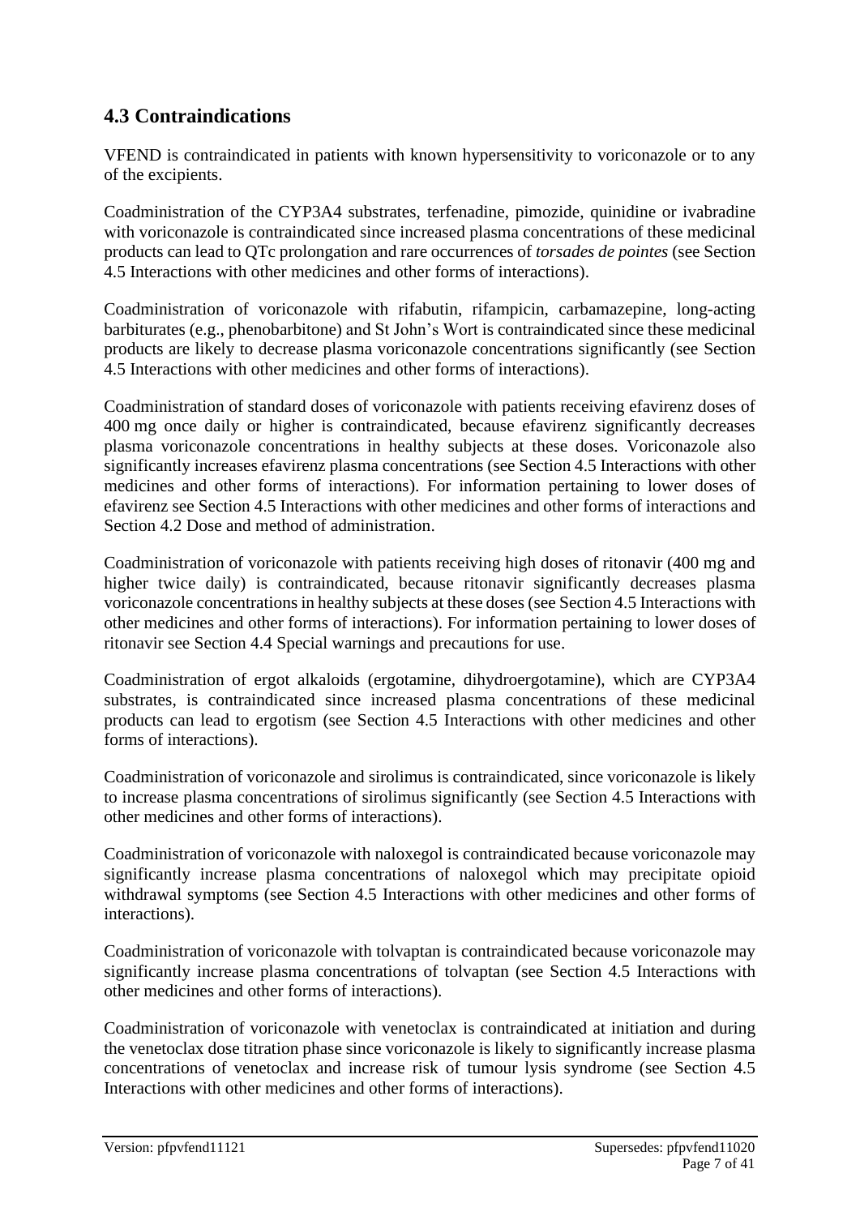## 4.3 Contraindications

VFEND is contraindicated in patients with known hypersensitivity to voriconazole or to any of the excipients.

Coadministration of the CYP3A4 substrates, terfenadine, pimozide, quinidine or ivabradine with voriconazole is contraindicated since increased plasma concentrations of these medicinal products can lead to QTc prolongation and rare occurrences of *torsades de pointes* (see Section 4.5 Interactions with other medicines and other forms of interactions).

Coadministration of voriconazole with rifabutin, rifampicin, carbamazepine, long-acting barbiturates (e.g., phenobarbitone) and St John's Wort is contraindicated since these medicinal products are likely to decrease plasma voriconazole concentrations significantly (see Section 4.5 Interactions with other medicines and other forms of interactions).

Coadministration of standard doses of voriconazole with patients receiving efavirenz doses of 400 mg once daily or higher is contraindicated, because efavirenz significantly decreases plasma voriconazole concentrations in healthy subjects at these doses. Voriconazole also significantly increases efavirenz plasma concentrations (see Section 4.5 Interactions with other medicines and other forms of interactions). For information pertaining to lower doses of efavirenz see Section 4.5 Interactions with other medicines and other forms of interactions and Section 4.2 Dose and method of administration.

Coadministration of voriconazole with patients receiving high doses of ritonavir (400 mg and higher twice daily) is contraindicated, because ritonavir significantly decreases plasma voriconazole concentrations in healthy subjects at these doses (see Section 4.5 Interactions with other medicines and other forms of interactions). For information pertaining to lower doses of ritonavir see Section 4.4 Special warnings and precautions for use.

Coadministration of ergot alkaloids (ergotamine, dihydroergotamine), which are CYP3A4 substrates, is contraindicated since increased plasma concentrations of these medicinal products can lead to ergotism (see Section 4.5 Interactions with other medicines and other forms of interactions).

Coadministration of voriconazole and sirolimus is contraindicated, since voriconazole is likely to increase plasma concentrations of sirolimus significantly (see Section 4.5 Interactions with other medicines and other forms of interactions).

Coadministration of voriconazole with naloxegol is contraindicated because voriconazole may significantly increase plasma concentrations of naloxegol which may precipitate opioid withdrawal symptoms (see Section 4.5 Interactions with other medicines and other forms of interactions).

Coadministration of voriconazole with tolvaptan is contraindicated because voriconazole may significantly increase plasma concentrations of tolvaptan (see Section 4.5 Interactions with other medicines and other forms of interactions).

Coadministration of voriconazole with venetoclax is contraindicated at initiation and during the venetoclax dose titration phase since voriconazole is likely to significantly increase plasma concentrations of venetoclax and increase risk of tumour lysis syndrome (see Section 4.5 Interactions with other medicines and other forms of interactions).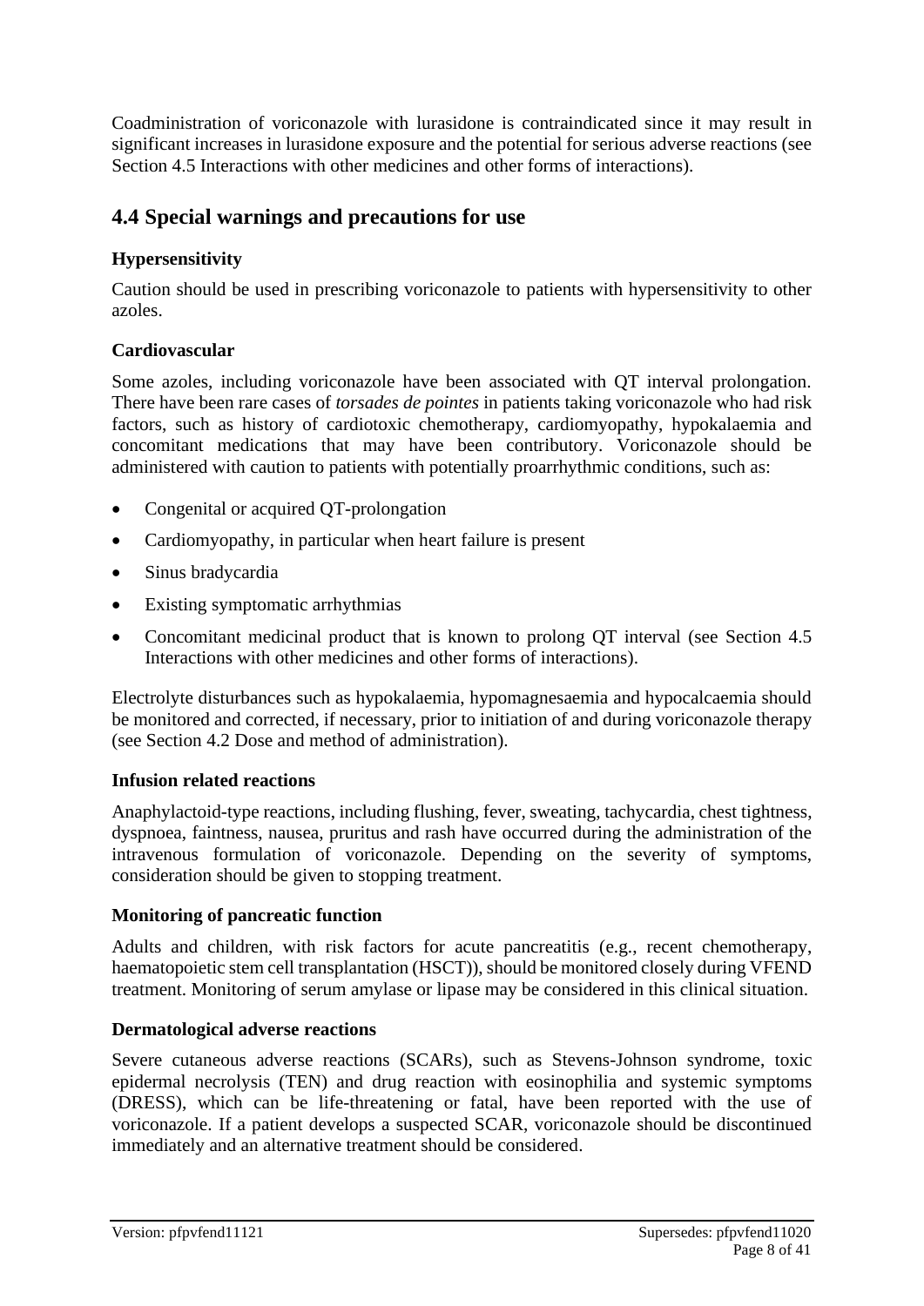Coadministration of voriconazole with lurasidone is contraindicated since it may result in significant increases in lurasidone exposure and the potential for serious adverse reactions (see Section 4.5 Interactions with other medicines and other forms of interactions).

## 4.4 Special warnings and precautions for use

### Hypersensitivity

Caution should be used in prescribing voriconazole to patients with hypersensitivity to other azoles.

### Cardiovascular

Some azoles, including voriconazole have been associated with QT interval prolongation. There have been rare cases of *torsades de pointes* in patients taking voriconazole who had risk factors, such as history of cardiotoxic chemotherapy, cardiomyopathy, hypokalaemia and concomitant medications that may have been contributory. Voriconazole should be administered with caution to patients with potentially proarrhythmic conditions, such as:

- Congenital or acquired QT-prolongation
- Cardiomyopathy, in particular when heart failure is present
- Sinus bradycardia
- Existing symptomatic arrhythmias
- Concomitant medicinal product that is known to prolong QT interval (see Section 4.5 Interactions with other medicines and other forms of interactions).

Electrolyte disturbances such as hypokalaemia, hypomagnesaemia and hypocalcaemia should be monitored and corrected, if necessary, prior to initiation of and during voriconazole therapy (see Section 4.2 Dose and method of administration).

### Infusion related reactions

Anaphylactoid-type reactions, including flushing, fever, sweating, tachycardia, chest tightness, dyspnoea, faintness, nausea, pruritus and rash have occurred during the administration of the intravenous formulation of voriconazole. Depending on the severity of symptoms, consideration should be given to stopping treatment.

### Monitoring of pancreatic function

Adults and children, with risk factors for acute pancreatitis (e.g., recent chemotherapy, haematopoietic stem cell transplantation (HSCT)), should be monitored closely during VFEND treatment. Monitoring of serum amylase or lipase may be considered in this clinical situation.

### Dermatological adverse reactions

Severe cutaneous adverse reactions (SCARs), such as Stevens-Johnson syndrome, toxic epidermal necrolysis (TEN) and drug reaction with eosinophilia and systemic symptoms (DRESS), which can be life-threatening or fatal, have been reported with the use of voriconazole. If a patient develops a suspected SCAR, voriconazole should be discontinued immediately and an alternative treatment should be considered.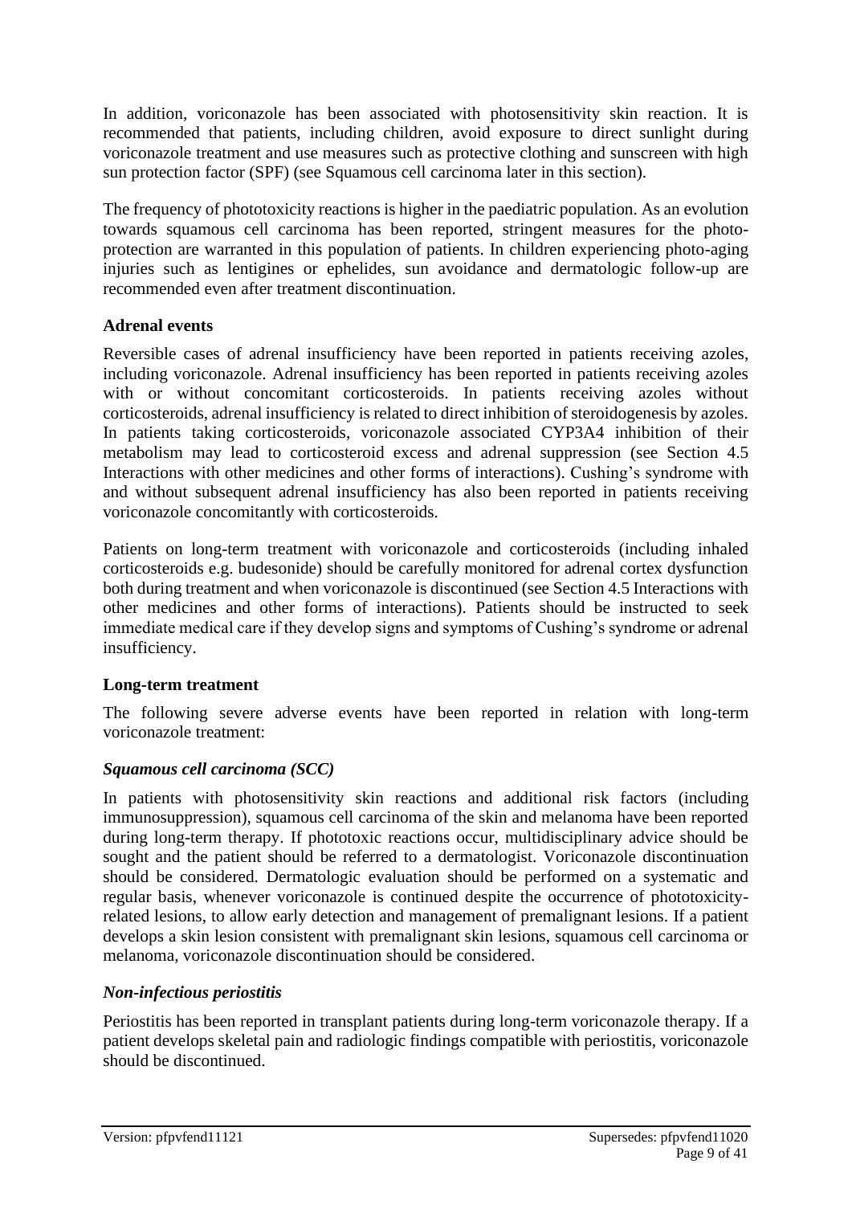In addition, voriconazole has been associated with photosensitivity skin reaction. It is recommended that patients, including children, avoid exposure to direct sunlight during voriconazole treatment and use measures such as protective clothing and sunscreen with high sun protection factor (SPF) (see Squamous cell carcinoma later in this section).

The frequency of phototoxicity reactions is higher in the paediatric population. As an evolution towards squamous cell carcinoma has been reported, stringent measures for the photo-protection are warranted in this population of patients. In children experiencing photo-aging injuries such as lentigines or ephelides, sun avoidance and dermatologic follow-up are recommended even after treatment discontinuation.

**Adrenal events**

Reversible cases of adrenal insufficiency have been reported in patients receiving azoles, including voriconazole. Adrenal insufficiency has been reported in patients receiving azoles with or without concomitant corticosteroids. In patients receiving azoles without corticosteroids, adrenal insufficiency is related to direct inhibition of steroidogenesis by azoles. In patients taking corticosteroids, voriconazole associated CYP3A4 inhibition of their metabolism may lead to corticosteroid excess and adrenal suppression (see Section 4.5 Interactions with other medicines and other forms of interactions). Cushing's syndrome with and without subsequent adrenal insufficiency has also been reported in patients receiving voriconazole concomitantly with corticosteroids.

Patients on long-term treatment with voriconazole and corticosteroids (including inhaled corticosteroids e.g. budesonide) should be carefully monitored for adrenal cortex dysfunction both during treatment and when voriconazole is discontinued (see Section 4.5 Interactions with other medicines and other forms of interactions). Patients should be instructed to seek immediate medical care if they develop signs and symptoms of Cushing's syndrome or adrenal insufficiency.

**Long-term treatment**

The following severe adverse events have been reported in relation with long-term voriconazole treatment:

***Squamous cell carcinoma (SCC)***

In patients with photosensitivity skin reactions and additional risk factors (including immunosuppression), squamous cell carcinoma of the skin and melanoma have been reported during long-term therapy. If phototoxic reactions occur, multidisciplinary advice should be sought and the patient should be referred to a dermatologist. Voriconazole discontinuation should be considered. Dermatologic evaluation should be performed on a systematic and regular basis, whenever voriconazole is continued despite the occurrence of phototoxicity-related lesions, to allow early detection and management of premalignant lesions. If a patient develops a skin lesion consistent with premalignant skin lesions, squamous cell carcinoma or melanoma, voriconazole discontinuation should be considered.

***Non-infectious periostitis***

Periostitis has been reported in transplant patients during long-term voriconazole therapy. If a patient develops skeletal pain and radiologic findings compatible with periostitis, voriconazole should be discontinued.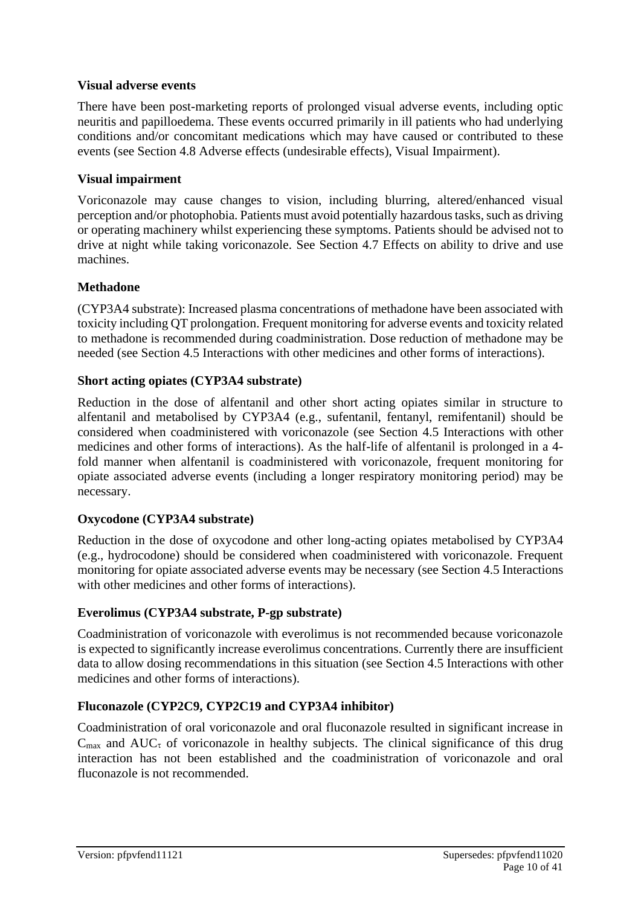**Visual adverse events**

There have been post-marketing reports of prolonged visual adverse events, including optic neuritis and papilloedema. These events occurred primarily in ill patients who had underlying conditions and/or concomitant medications which may have caused or contributed to these events (see Section 4.8 Adverse effects (undesirable effects), Visual Impairment).

**Visual impairment**

Voriconazole may cause changes to vision, including blurring, altered/enhanced visual perception and/or photophobia. Patients must avoid potentially hazardous tasks, such as driving or operating machinery whilst experiencing these symptoms. Patients should be advised not to drive at night while taking voriconazole. See Section 4.7 Effects on ability to drive and use machines.

**Methadone**

(CYP3A4 substrate): Increased plasma concentrations of methadone have been associated with toxicity including QT prolongation. Frequent monitoring for adverse events and toxicity related to methadone is recommended during coadministration. Dose reduction of methadone may be needed (see Section 4.5 Interactions with other medicines and other forms of interactions).

**Short acting opiates (CYP3A4 substrate)**

Reduction in the dose of alfentanil and other short acting opiates similar in structure to alfentanil and metabolised by CYP3A4 (e.g., sufentanil, fentanyl, remifentanil) should be considered when coadministered with voriconazole (see Section 4.5 Interactions with other medicines and other forms of interactions). As the half-life of alfentanil is prolonged in a 4-fold manner when alfentanil is coadministered with voriconazole, frequent monitoring for opiate associated adverse events (including a longer respiratory monitoring period) may be necessary.

**Oxycodone (CYP3A4 substrate)**

Reduction in the dose of oxycodone and other long-acting opiates metabolised by CYP3A4 (e.g., hydrocodone) should be considered when coadministered with voriconazole. Frequent monitoring for opiate associated adverse events may be necessary (see Section 4.5 Interactions with other medicines and other forms of interactions).

**Everolimus (CYP3A4 substrate, P-gp substrate)**

Coadministration of voriconazole with everolimus is not recommended because voriconazole is expected to significantly increase everolimus concentrations. Currently there are insufficient data to allow dosing recommendations in this situation (see Section 4.5 Interactions with other medicines and other forms of interactions).

**Fluconazole (CYP2C9, CYP2C19 and CYP3A4 inhibitor)**

Coadministration of oral voriconazole and oral fluconazole resulted in significant increase in $C_{max}$ and $AUC_{\tau}$ of voriconazole in healthy subjects. The clinical significance of this drug interaction has not been established and the coadministration of voriconazole and oral fluconazole is not recommended.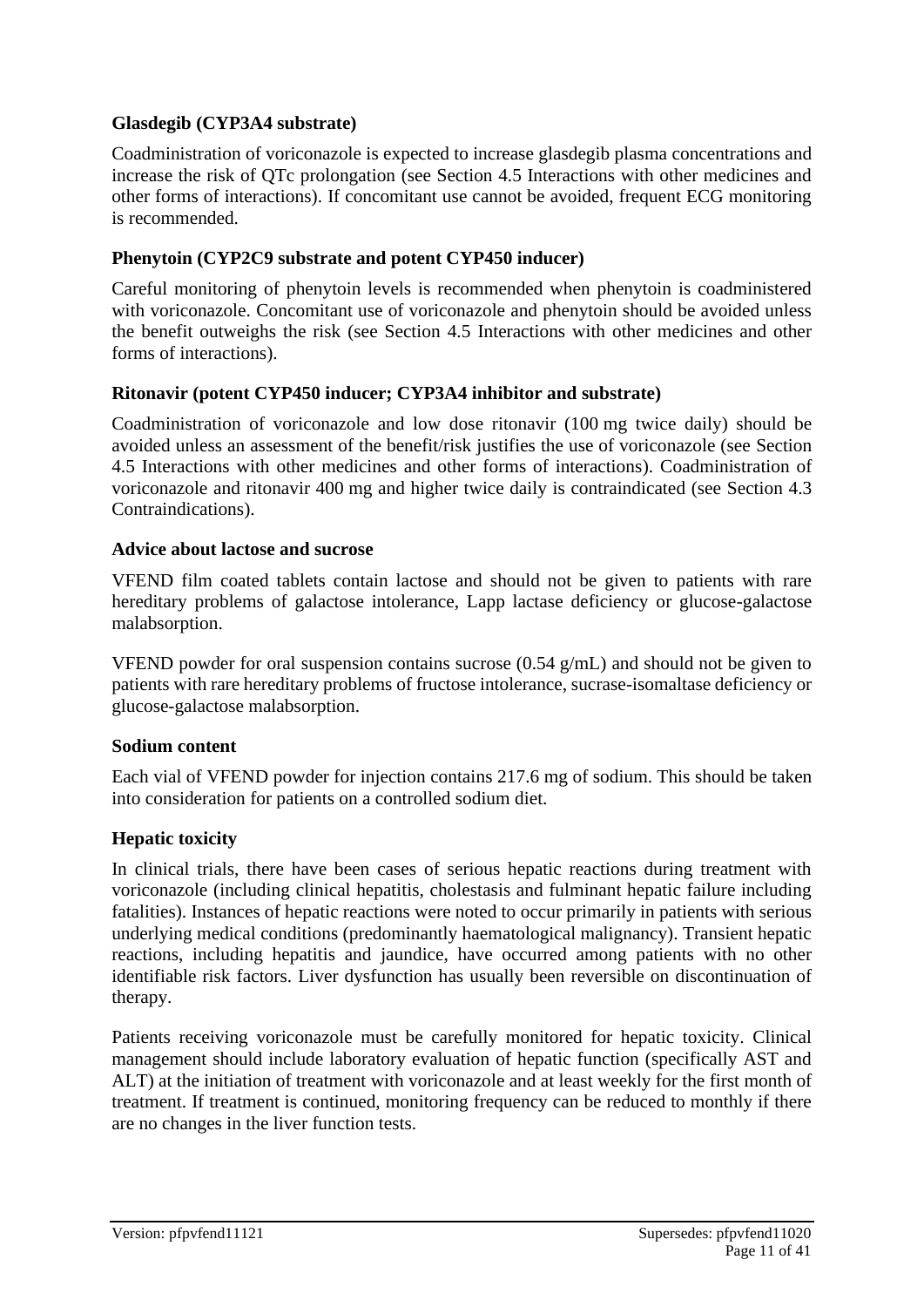**Glasdegib (CYP3A4 substrate)**

Coadministration of voriconazole is expected to increase glasdegib plasma concentrations and increase the risk of QTc prolongation (see Section 4.5 Interactions with other medicines and other forms of interactions). If concomitant use cannot be avoided, frequent ECG monitoring is recommended.

**Phenytoin (CYP2C9 substrate and potent CYP450 inducer)**

Careful monitoring of phenytoin levels is recommended when phenytoin is coadministered with voriconazole. Concomitant use of voriconazole and phenytoin should be avoided unless the benefit outweighs the risk (see Section 4.5 Interactions with other medicines and other forms of interactions).

**Ritonavir (potent CYP450 inducer; CYP3A4 inhibitor and substrate)**

Coadministration of voriconazole and low dose ritonavir (100 mg twice daily) should be avoided unless an assessment of the benefit/risk justifies the use of voriconazole (see Section 4.5 Interactions with other medicines and other forms of interactions). Coadministration of voriconazole and ritonavir 400 mg and higher twice daily is contraindicated (see Section 4.3 Contraindications).

**Advice about lactose and sucrose**

VFEND film coated tablets contain lactose and should not be given to patients with rare hereditary problems of galactose intolerance, Lapp lactase deficiency or glucose-galactose malabsorption.

VFEND powder for oral suspension contains sucrose (0.54 g/mL) and should not be given to patients with rare hereditary problems of fructose intolerance, sucrase-isomaltase deficiency or glucose-galactose malabsorption.

**Sodium content**

Each vial of VFEND powder for injection contains 217.6 mg of sodium. This should be taken into consideration for patients on a controlled sodium diet.

**Hepatic toxicity**

In clinical trials, there have been cases of serious hepatic reactions during treatment with voriconazole (including clinical hepatitis, cholestasis and fulminant hepatic failure including fatalities). Instances of hepatic reactions were noted to occur primarily in patients with serious underlying medical conditions (predominantly haematological malignancy). Transient hepatic reactions, including hepatitis and jaundice, have occurred among patients with no other identifiable risk factors. Liver dysfunction has usually been reversible on discontinuation of therapy.

Patients receiving voriconazole must be carefully monitored for hepatic toxicity. Clinical management should include laboratory evaluation of hepatic function (specifically AST and ALT) at the initiation of treatment with voriconazole and at least weekly for the first month of treatment. If treatment is continued, monitoring frequency can be reduced to monthly if there are no changes in the liver function tests.

Version: pfpvfend11121 Supersedes: pfpvfend11020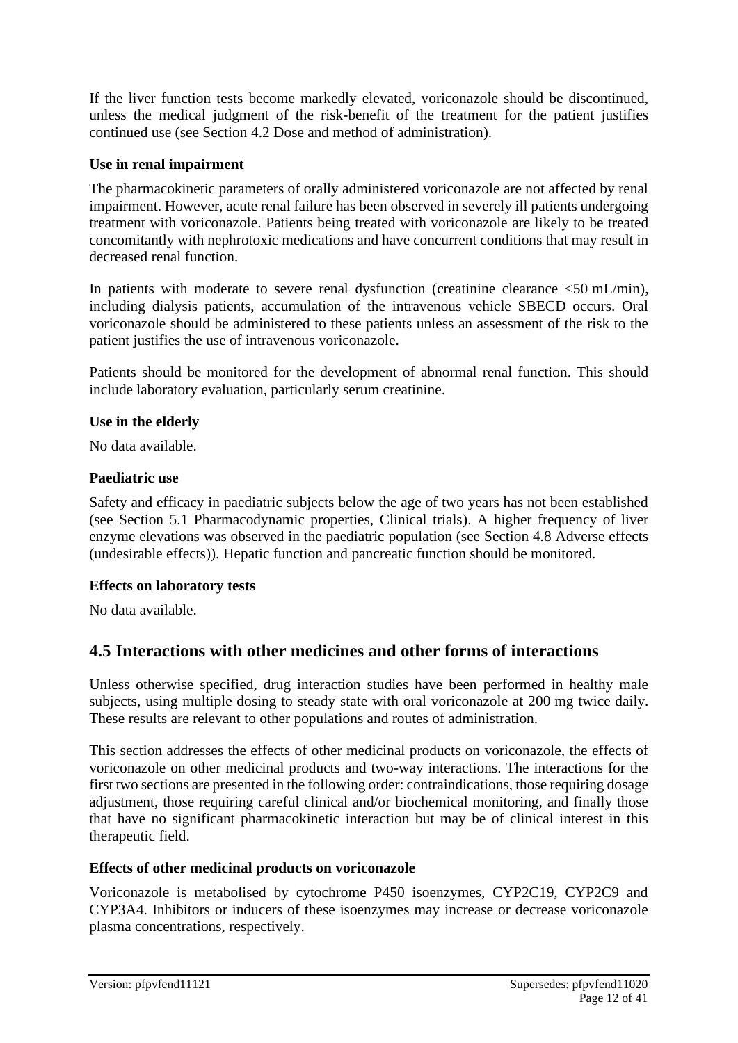If the liver function tests become markedly elevated, voriconazole should be discontinued, unless the medical judgment of the risk-benefit of the treatment for the patient justifies continued use (see Section 4.2 Dose and method of administration).

### Use in renal impairment

The pharmacokinetic parameters of orally administered voriconazole are not affected by renal impairment. However, acute renal failure has been observed in severely ill patients undergoing treatment with voriconazole. Patients being treated with voriconazole are likely to be treated concomitantly with nephrotoxic medications and have concurrent conditions that may result in decreased renal function.

In patients with moderate to severe renal dysfunction (creatinine clearance <50 mL/min), including dialysis patients, accumulation of the intravenous vehicle SBECD occurs. Oral voriconazole should be administered to these patients unless an assessment of the risk to the patient justifies the use of intravenous voriconazole.

Patients should be monitored for the development of abnormal renal function. This should include laboratory evaluation, particularly serum creatinine.

### Use in the elderly

No data available.

### Paediatric use

Safety and efficacy in paediatric subjects below the age of two years has not been established (see Section 5.1 Pharmacodynamic properties, Clinical trials). A higher frequency of liver enzyme elevations was observed in the paediatric population (see Section 4.8 Adverse effects (undesirable effects)). Hepatic function and pancreatic function should be monitored.

### Effects on laboratory tests

No data available.

## 4.5 Interactions with other medicines and other forms of interactions

Unless otherwise specified, drug interaction studies have been performed in healthy male subjects, using multiple dosing to steady state with oral voriconazole at 200 mg twice daily. These results are relevant to other populations and routes of administration.

This section addresses the effects of other medicinal products on voriconazole, the effects of voriconazole on other medicinal products and two-way interactions. The interactions for the first two sections are presented in the following order: contraindications, those requiring dosage adjustment, those requiring careful clinical and/or biochemical monitoring, and finally those that have no significant pharmacokinetic interaction but may be of clinical interest in this therapeutic field.

### Effects of other medicinal products on voriconazole

Voriconazole is metabolised by cytochrome P450 isoenzymes, CYP2C19, CYP2C9 and CYP3A4. Inhibitors or inducers of these isoenzymes may increase or decrease voriconazole plasma concentrations, respectively.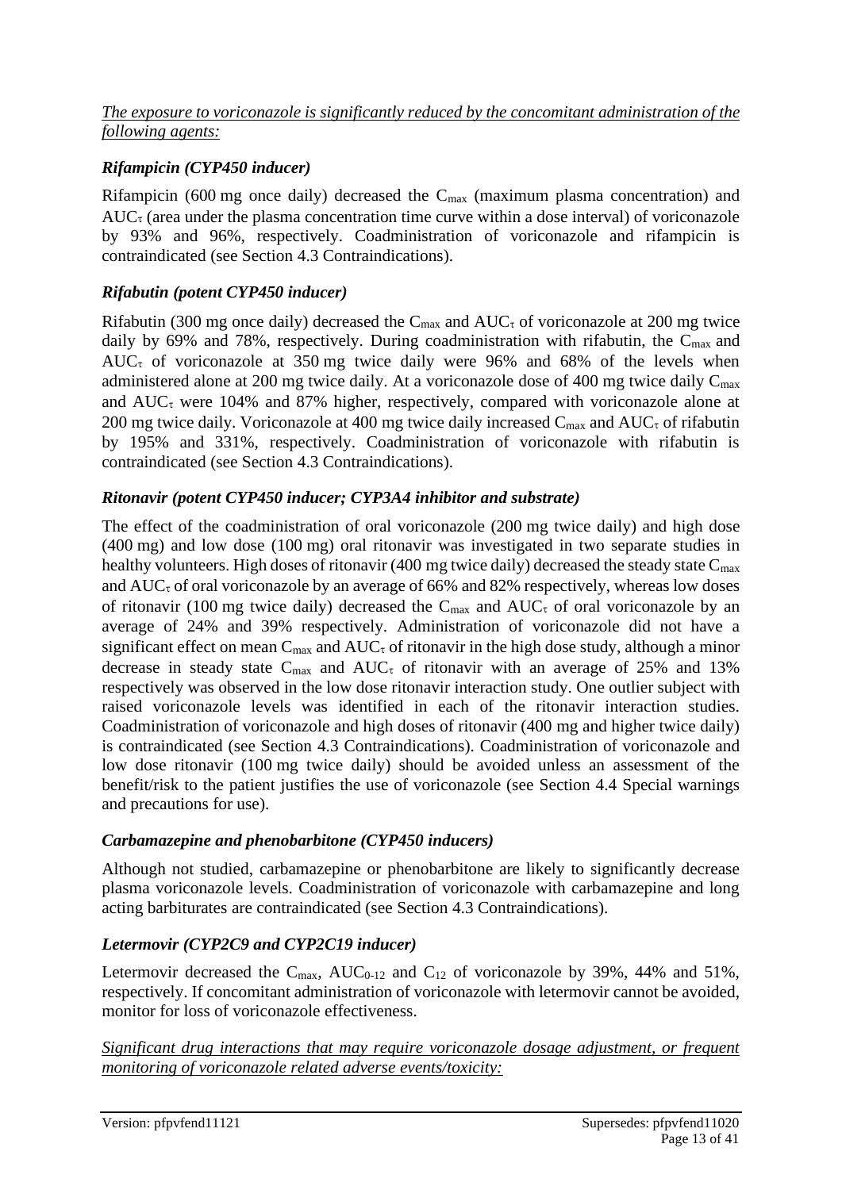*The exposure to voriconazole is significantly reduced by the concomitant administration of the following agents:*

### *Rifampicin (CYP450 inducer)*

Rifampicin (600 mg once daily) decreased the $C_{max}$ (maximum plasma concentration) and $AUC_τ$ (area under the plasma concentration time curve within a dose interval) of voriconazole by 93% and 96%, respectively. Coadministration of voriconazole and rifampicin is contraindicated (see Section 4.3 Contraindications).

### *Rifabutin (potent CYP450 inducer)*

Rifabutin (300 mg once daily) decreased the $C_{max}$ and $AUC_τ$ of voriconazole at 200 mg twice daily by 69% and 78%, respectively. During coadministration with rifabutin, the $C_{max}$ and $AUC_τ$ of voriconazole at 350 mg twice daily were 96% and 68% of the levels when administered alone at 200 mg twice daily. At a voriconazole dose of 400 mg twice daily $C_{max}$ and $AUC_τ$ were 104% and 87% higher, respectively, compared with voriconazole alone at 200 mg twice daily. Voriconazole at 400 mg twice daily increased $C_{max}$ and $AUC_τ$ of rifabutin by 195% and 331%, respectively. Coadministration of voriconazole with rifabutin is contraindicated (see Section 4.3 Contraindications).

### *Ritonavir (potent CYP450 inducer; CYP3A4 inhibitor and substrate)*

The effect of the coadministration of oral voriconazole (200 mg twice daily) and high dose (400 mg) and low dose (100 mg) oral ritonavir was investigated in two separate studies in healthy volunteers. High doses of ritonavir (400 mg twice daily) decreased the steady state $C_{max}$ and $AUC_τ$ of oral voriconazole by an average of 66% and 82% respectively, whereas low doses of ritonavir (100 mg twice daily) decreased the $C_{max}$ and $AUC_τ$ of oral voriconazole by an average of 24% and 39% respectively. Administration of voriconazole did not have a significant effect on mean $C_{max}$ and $AUC_τ$ of ritonavir in the high dose study, although a minor decrease in steady state $C_{max}$ and $AUC_τ$ of ritonavir with an average of 25% and 13% respectively was observed in the low dose ritonavir interaction study. One outlier subject with raised voriconazole levels was identified in each of the ritonavir interaction studies. Coadministration of voriconazole and high doses of ritonavir (400 mg and higher twice daily) is contraindicated (see Section 4.3 Contraindications). Coadministration of voriconazole and low dose ritonavir (100 mg twice daily) should be avoided unless an assessment of the benefit/risk to the patient justifies the use of voriconazole (see Section 4.4 Special warnings and precautions for use).

### *Carbamazepine and phenobarbitone (CYP450 inducers)*

Although not studied, carbamazepine or phenobarbitone are likely to significantly decrease plasma voriconazole levels. Coadministration of voriconazole with carbamazepine and long acting barbiturates are contraindicated (see Section 4.3 Contraindications).

### *Letermovir (CYP2C9 and CYP2C19 inducer)*

Letermovir decreased the $C_{max}$, $AUC_{0\text{-}12}$ and $C_{12}$ of voriconazole by 39%, 44% and 51%, respectively. If concomitant administration of voriconazole with letermovir cannot be avoided, monitor for loss of voriconazole effectiveness.

*Significant drug interactions that may require voriconazole dosage adjustment, or frequent monitoring of voriconazole related adverse events/toxicity:*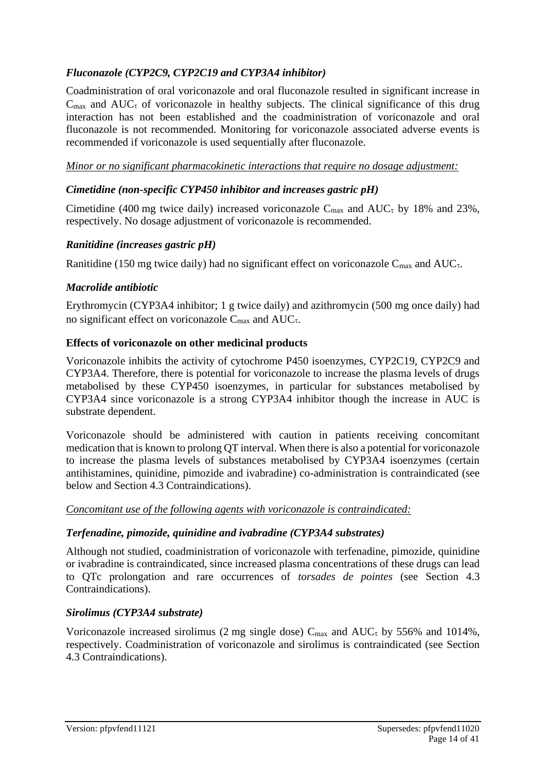### *Fluconazole (CYP2C9, CYP2C19 and CYP3A4 inhibitor)*

Coadministration of oral voriconazole and oral fluconazole resulted in significant increase in $C_{max}$ and $AUC_{\tau}$ of voriconazole in healthy subjects. The clinical significance of this drug interaction has not been established and the coadministration of voriconazole and oral fluconazole is not recommended. Monitoring for voriconazole associated adverse events is recommended if voriconazole is used sequentially after fluconazole.

<u>*Minor or no significant pharmacokinetic interactions that require no dosage adjustment:*</u>

### *Cimetidine (non-specific CYP450 inhibitor and increases gastric pH)*

Cimetidine (400 mg twice daily) increased voriconazole $C_{max}$ and $AUC_{\tau}$ by 18% and 23%, respectively. No dosage adjustment of voriconazole is recommended.

### *Ranitidine (increases gastric pH)*

Ranitidine (150 mg twice daily) had no significant effect on voriconazole $C_{max}$ and $AUC_{\tau}$.

### *Macrolide antibiotic*

Erythromycin (CYP3A4 inhibitor; 1 g twice daily) and azithromycin (500 mg once daily) had no significant effect on voriconazole $C_{max}$ and $AUC_{\tau}$.

### Effects of voriconazole on other medicinal products

Voriconazole inhibits the activity of cytochrome P450 isoenzymes, CYP2C19, CYP2C9 and CYP3A4. Therefore, there is potential for voriconazole to increase the plasma levels of drugs metabolised by these CYP450 isoenzymes, in particular for substances metabolised by CYP3A4 since voriconazole is a strong CYP3A4 inhibitor though the increase in AUC is substrate dependent.

Voriconazole should be administered with caution in patients receiving concomitant medication that is known to prolong QT interval. When there is also a potential for voriconazole to increase the plasma levels of substances metabolised by CYP3A4 isoenzymes (certain antihistamines, quinidine, pimozide and ivabradine) co-administration is contraindicated (see below and Section 4.3 Contraindications).

<u>*Concomitant use of the following agents with voriconazole is contraindicated:*</u>

### *Terfenadine, pimozide, quinidine and ivabradine (CYP3A4 substrates)*

Although not studied, coadministration of voriconazole with terfenadine, pimozide, quinidine or ivabradine is contraindicated, since increased plasma concentrations of these drugs can lead to QTc prolongation and rare occurrences of *torsades de pointes* (see Section 4.3 Contraindications).

### *Sirolimus (CYP3A4 substrate)*

Voriconazole increased sirolimus (2 mg single dose) $C_{max}$ and $AUC_{\tau}$ by 556% and 1014%, respectively. Coadministration of voriconazole and sirolimus is contraindicated (see Section 4.3 Contraindications).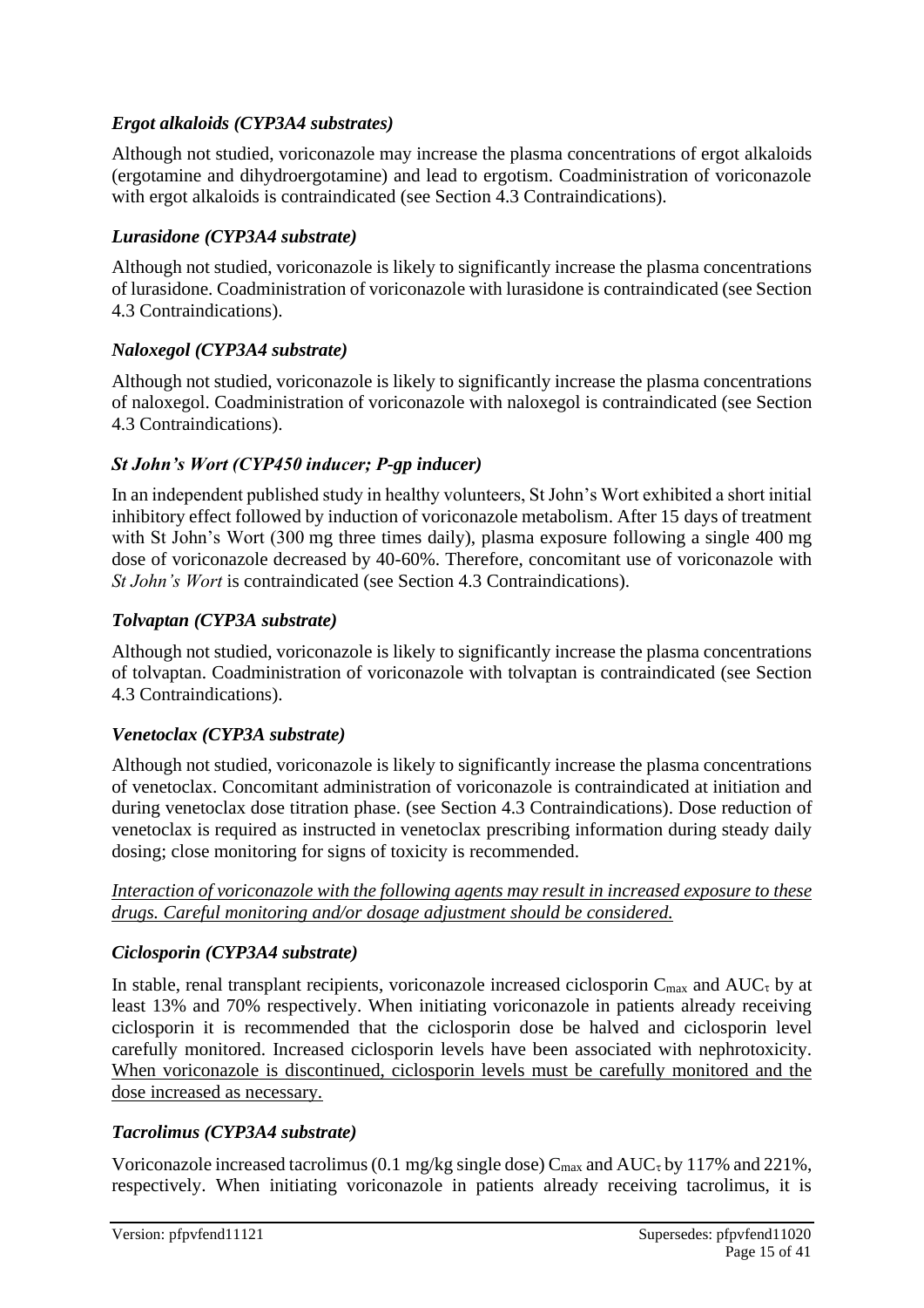*Ergot alkaloids (CYP3A4 substrates)*

Although not studied, voriconazole may increase the plasma concentrations of ergot alkaloids (ergotamine and dihydroergotamine) and lead to ergotism. Coadministration of voriconazole with ergot alkaloids is contraindicated (see Section 4.3 Contraindications).

*Lurasidone (CYP3A4 substrate)*

Although not studied, voriconazole is likely to significantly increase the plasma concentrations of lurasidone. Coadministration of voriconazole with lurasidone is contraindicated (see Section 4.3 Contraindications).

*Naloxegol (CYP3A4 substrate)*

Although not studied, voriconazole is likely to significantly increase the plasma concentrations of naloxegol. Coadministration of voriconazole with naloxegol is contraindicated (see Section 4.3 Contraindications).

***St John's Wort (CYP450 inducer; P-gp inducer)***

In an independent published study in healthy volunteers, St John's Wort exhibited a short initial inhibitory effect followed by induction of voriconazole metabolism. After 15 days of treatment with St John's Wort (300 mg three times daily), plasma exposure following a single 400 mg dose of voriconazole decreased by 40-60%. Therefore, concomitant use of voriconazole with *St John's Wort* is contraindicated (see Section 4.3 Contraindications).

*Tolvaptan (CYP3A substrate)*

Although not studied, voriconazole is likely to significantly increase the plasma concentrations of tolvaptan. Coadministration of voriconazole with tolvaptan is contraindicated (see Section 4.3 Contraindications).

*Venetoclax (CYP3A substrate)*

Although not studied, voriconazole is likely to significantly increase the plasma concentrations of venetoclax. Concomitant administration of voriconazole is contraindicated at initiation and during venetoclax dose titration phase. (see Section 4.3 Contraindications). Dose reduction of venetoclax is required as instructed in venetoclax prescribing information during steady daily dosing; close monitoring for signs of toxicity is recommended.

*Interaction of voriconazole with the following agents may result in increased exposure to these drugs. Careful monitoring and/or dosage adjustment should be considered.*

*Ciclosporin (CYP3A4 substrate)*

In stable, renal transplant recipients, voriconazole increased ciclosporin $C_{max}$ and $AUC_{\tau}$ by at least 13% and 70% respectively. When initiating voriconazole in patients already receiving ciclosporin it is recommended that the ciclosporin dose be halved and ciclosporin level carefully monitored. Increased ciclosporin levels have been associated with nephrotoxicity. When voriconazole is discontinued, ciclosporin levels must be carefully monitored and the dose increased as necessary.

*Tacrolimus (CYP3A4 substrate)*

Voriconazole increased tacrolimus (0.1 mg/kg single dose) $C_{max}$ and $AUC_{\tau}$ by 117% and 221%, respectively. When initiating voriconazole in patients already receiving tacrolimus, it is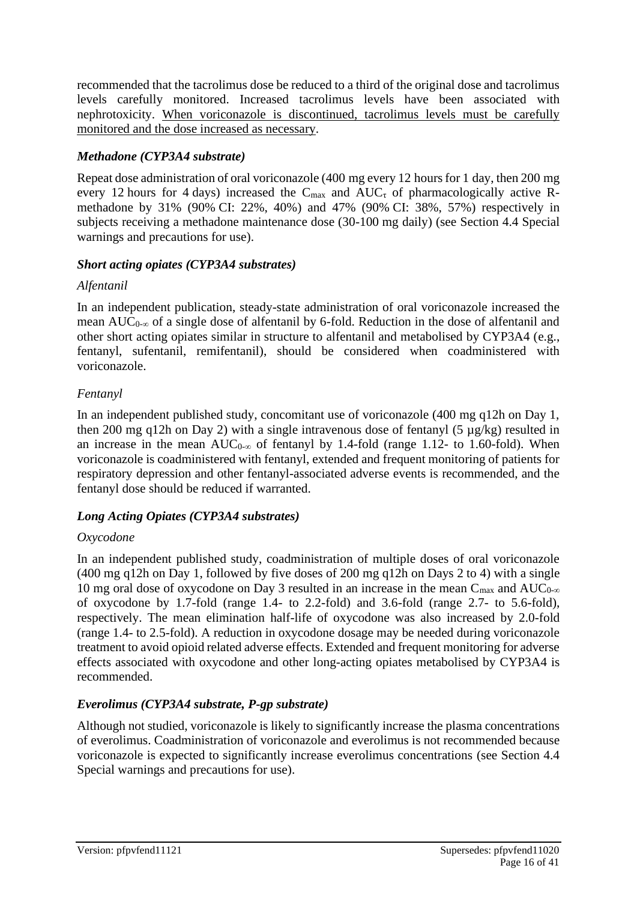recommended that the tacrolimus dose be reduced to a third of the original dose and tacrolimus levels carefully monitored. Increased tacrolimus levels have been associated with nephrotoxicity. <u>When voriconazole is discontinued, tacrolimus levels must be carefully monitored and the dose increased as necessary</u>.

### *Methadone (CYP3A4 substrate)*

Repeat dose administration of oral voriconazole (400 mg every 12 hours for 1 day, then 200 mg every 12 hours for 4 days) increased the $C_{max}$ and $AUC_{\tau}$ of pharmacologically active R-methadone by 31% (90% CI: 22%, 40%) and 47% (90% CI: 38%, 57%) respectively in subjects receiving a methadone maintenance dose (30-100 mg daily) (see Section 4.4 Special warnings and precautions for use).

### *Short acting opiates (CYP3A4 substrates)*

*Alfentanil*

In an independent publication, steady-state administration of oral voriconazole increased the mean $AUC_{0-\infty}$ of a single dose of alfentanil by 6-fold. Reduction in the dose of alfentanil and other short acting opiates similar in structure to alfentanil and metabolised by CYP3A4 (e.g., fentanyl, sufentanil, remifentanil), should be considered when coadministered with voriconazole.

*Fentanyl*

In an independent published study, concomitant use of voriconazole (400 mg q12h on Day 1, then 200 mg q12h on Day 2) with a single intravenous dose of fentanyl (5 µg/kg) resulted in an increase in the mean $AUC_{0-\infty}$ of fentanyl by 1.4-fold (range 1.12- to 1.60-fold). When voriconazole is coadministered with fentanyl, extended and frequent monitoring of patients for respiratory depression and other fentanyl-associated adverse events is recommended, and the fentanyl dose should be reduced if warranted.

### *Long Acting Opiates (CYP3A4 substrates)*

*Oxycodone*

In an independent published study, coadministration of multiple doses of oral voriconazole (400 mg q12h on Day 1, followed by five doses of 200 mg q12h on Days 2 to 4) with a single 10 mg oral dose of oxycodone on Day 3 resulted in an increase in the mean $C_{max}$ and $AUC_{0-\infty}$ of oxycodone by 1.7-fold (range 1.4- to 2.2-fold) and 3.6-fold (range 2.7- to 5.6-fold), respectively. The mean elimination half-life of oxycodone was also increased by 2.0-fold (range 1.4- to 2.5-fold). A reduction in oxycodone dosage may be needed during voriconazole treatment to avoid opioid related adverse effects. Extended and frequent monitoring for adverse effects associated with oxycodone and other long-acting opiates metabolised by CYP3A4 is recommended.

### *Everolimus (CYP3A4 substrate, P-gp substrate)*

Although not studied, voriconazole is likely to significantly increase the plasma concentrations of everolimus. Coadministration of voriconazole and everolimus is not recommended because voriconazole is expected to significantly increase everolimus concentrations (see Section 4.4 Special warnings and precautions for use).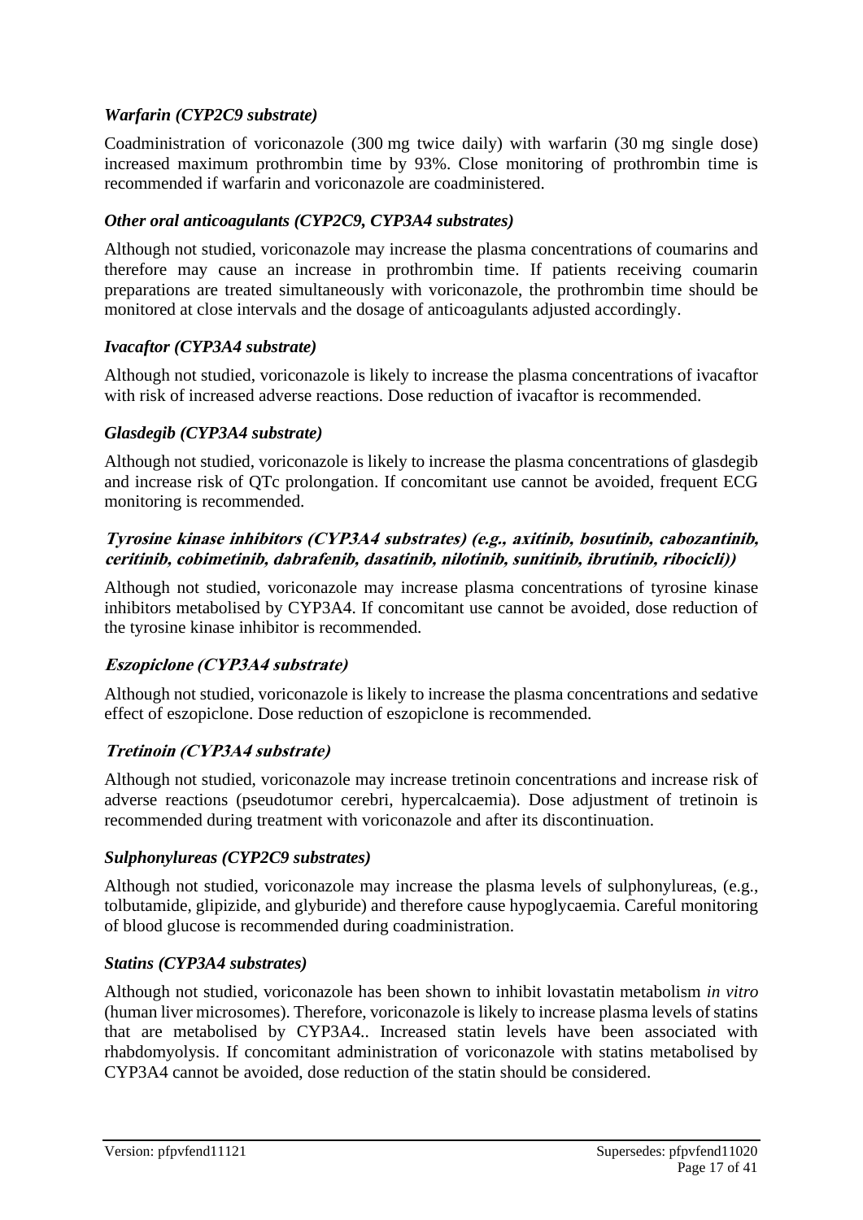### *Warfarin (CYP2C9 substrate)*

Coadministration of voriconazole (300 mg twice daily) with warfarin (30 mg single dose) increased maximum prothrombin time by 93%. Close monitoring of prothrombin time is recommended if warfarin and voriconazole are coadministered.

### *Other oral anticoagulants (CYP2C9, CYP3A4 substrates)*

Although not studied, voriconazole may increase the plasma concentrations of coumarins and therefore may cause an increase in prothrombin time. If patients receiving coumarin preparations are treated simultaneously with voriconazole, the prothrombin time should be monitored at close intervals and the dosage of anticoagulants adjusted accordingly.

### *Ivacaftor (CYP3A4 substrate)*

Although not studied, voriconazole is likely to increase the plasma concentrations of ivacaftor with risk of increased adverse reactions. Dose reduction of ivacaftor is recommended.

### *Glasdegib (CYP3A4 substrate)*

Although not studied, voriconazole is likely to increase the plasma concentrations of glasdegib and increase risk of QTc prolongation. If concomitant use cannot be avoided, frequent ECG monitoring is recommended.

### *Tyrosine kinase inhibitors (CYP3A4 substrates) (e.g., axitinib, bosutinib, cabozantinib, ceritinib, cobimetinib, dabrafenib, dasatinib, nilotinib, sunitinib, ibrutinib, ribocicli))*

Although not studied, voriconazole may increase plasma concentrations of tyrosine kinase inhibitors metabolised by CYP3A4. If concomitant use cannot be avoided, dose reduction of the tyrosine kinase inhibitor is recommended.

### *Eszopiclone (CYP3A4 substrate)*

Although not studied, voriconazole is likely to increase the plasma concentrations and sedative effect of eszopiclone. Dose reduction of eszopiclone is recommended.

### *Tretinoin (CYP3A4 substrate)*

Although not studied, voriconazole may increase tretinoin concentrations and increase risk of adverse reactions (pseudotumor cerebri, hypercalcaemia). Dose adjustment of tretinoin is recommended during treatment with voriconazole and after its discontinuation.

### *Sulphonylureas (CYP2C9 substrates)*

Although not studied, voriconazole may increase the plasma levels of sulphonylureas, (e.g., tolbutamide, glipizide, and glyburide) and therefore cause hypoglycaemia. Careful monitoring of blood glucose is recommended during coadministration.

### *Statins (CYP3A4 substrates)*

Although not studied, voriconazole has been shown to inhibit lovastatin metabolism *in vitro* (human liver microsomes). Therefore, voriconazole is likely to increase plasma levels of statins that are metabolised by CYP3A4.. Increased statin levels have been associated with rhabdomyolysis. If concomitant administration of voriconazole with statins metabolised by CYP3A4 cannot be avoided, dose reduction of the statin should be considered.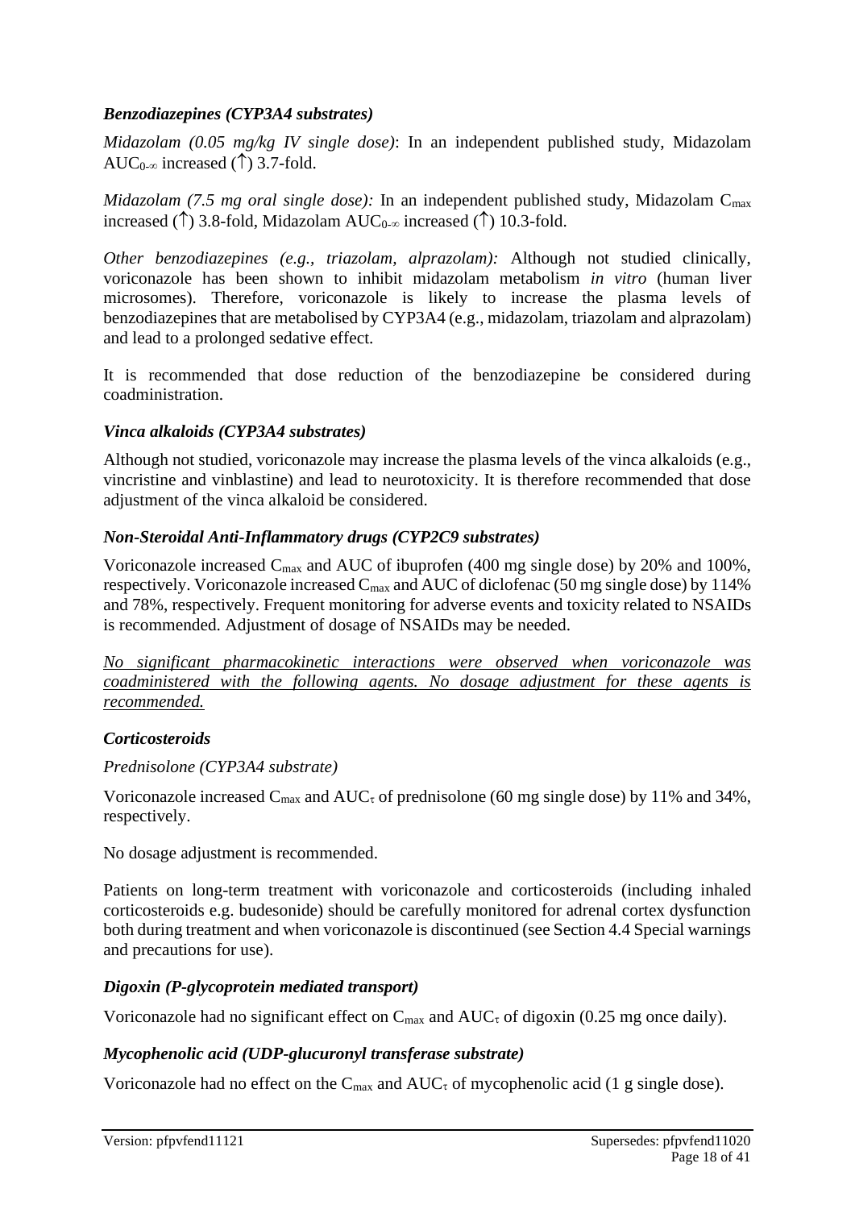***Benzodiazepines (CYP3A4 substrates)***

*Midazolam (0.05 mg/kg IV single dose)*: In an independent published study, Midazolam $AUC_{0\text{-}\infty}$ increased (↑) 3.7-fold.

*Midazolam (7.5 mg oral single dose):* In an independent published study, Midazolam $C_{max}$ increased (↑) 3.8-fold, Midazolam $AUC_{0\text{-}\infty}$ increased (↑) 10.3-fold.

*Other benzodiazepines (e.g., triazolam, alprazolam):* Although not studied clinically, voriconazole has been shown to inhibit midazolam metabolism *in vitro* (human liver microsomes). Therefore, voriconazole is likely to increase the plasma levels of benzodiazepines that are metabolised by CYP3A4 (e.g., midazolam, triazolam and alprazolam) and lead to a prolonged sedative effect.

It is recommended that dose reduction of the benzodiazepine be considered during coadministration.

***Vinca alkaloids (CYP3A4 substrates)***

Although not studied, voriconazole may increase the plasma levels of the vinca alkaloids (e.g., vincristine and vinblastine) and lead to neurotoxicity. It is therefore recommended that dose adjustment of the vinca alkaloid be considered.

***Non-Steroidal Anti-Inflammatory drugs (CYP2C9 substrates)***

Voriconazole increased $C_{max}$ and AUC of ibuprofen (400 mg single dose) by 20% and 100%, respectively. Voriconazole increased $C_{max}$ and AUC of diclofenac (50 mg single dose) by 114% and 78%, respectively. Frequent monitoring for adverse events and toxicity related to NSAIDs is recommended. Adjustment of dosage of NSAIDs may be needed.

*No significant pharmacokinetic interactions were observed when voriconazole was coadministered with the following agents. No dosage adjustment for these agents is recommended.*

***Corticosteroids***

*Prednisolone (CYP3A4 substrate)*

Voriconazole increased $C_{max}$ and $AUC_{\tau}$ of prednisolone (60 mg single dose) by 11% and 34%, respectively.

No dosage adjustment is recommended.

Patients on long-term treatment with voriconazole and corticosteroids (including inhaled corticosteroids e.g. budesonide) should be carefully monitored for adrenal cortex dysfunction both during treatment and when voriconazole is discontinued (see Section 4.4 Special warnings and precautions for use).

***Digoxin (P-glycoprotein mediated transport)***

Voriconazole had no significant effect on $C_{max}$ and $AUC_{\tau}$ of digoxin (0.25 mg once daily).

***Mycophenolic acid (UDP-glucuronyl transferase substrate)***

Voriconazole had no effect on the $C_{max}$ and $AUC_{\tau}$ of mycophenolic acid (1 g single dose).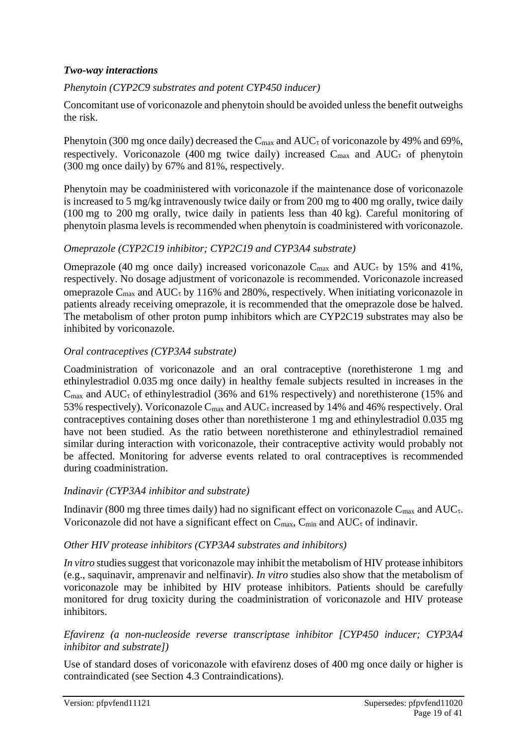### *Two-way interactions*

*Phenytoin (CYP2C9 substrates and potent CYP450 inducer)*

Concomitant use of voriconazole and phenytoin should be avoided unless the benefit outweighs the risk.

Phenytoin (300 mg once daily) decreased the $C_{max}$ and $AUC_\tau$ of voriconazole by 49% and 69%, respectively. Voriconazole (400 mg twice daily) increased $C_{max}$ and $AUC_\tau$ of phenytoin (300 mg once daily) by 67% and 81%, respectively.

Phenytoin may be coadministered with voriconazole if the maintenance dose of voriconazole is increased to 5 mg/kg intravenously twice daily or from 200 mg to 400 mg orally, twice daily (100 mg to 200 mg orally, twice daily in patients less than 40 kg). Careful monitoring of phenytoin plasma levels is recommended when phenytoin is coadministered with voriconazole.

*Omeprazole (CYP2C19 inhibitor; CYP2C19 and CYP3A4 substrate)*

Omeprazole (40 mg once daily) increased voriconazole $C_{max}$ and $AUC_\tau$ by 15% and 41%, respectively. No dosage adjustment of voriconazole is recommended. Voriconazole increased omeprazole $C_{max}$ and $AUC_\tau$ by 116% and 280%, respectively. When initiating voriconazole in patients already receiving omeprazole, it is recommended that the omeprazole dose be halved. The metabolism of other proton pump inhibitors which are CYP2C19 substrates may also be inhibited by voriconazole.

*Oral contraceptives (CYP3A4 substrate)*

Coadministration of voriconazole and an oral contraceptive (norethisterone 1 mg and ethinylestradiol 0.035 mg once daily) in healthy female subjects resulted in increases in the $C_{max}$ and $AUC_\tau$ of ethinylestradiol (36% and 61% respectively) and norethisterone (15% and 53% respectively). Voriconazole $C_{max}$ and $AUC_\tau$ increased by 14% and 46% respectively. Oral contraceptives containing doses other than norethisterone 1 mg and ethinylestradiol 0.035 mg have not been studied. As the ratio between norethisterone and ethinylestradiol remained similar during interaction with voriconazole, their contraceptive activity would probably not be affected. Monitoring for adverse events related to oral contraceptives is recommended during coadministration.

*Indinavir (CYP3A4 inhibitor and substrate)*

Indinavir (800 mg three times daily) had no significant effect on voriconazole $C_{max}$ and $AUC_\tau$. Voriconazole did not have a significant effect on $C_{max}$, $C_{min}$ and $AUC_\tau$ of indinavir.

*Other HIV protease inhibitors (CYP3A4 substrates and inhibitors)*

*In vitro* studies suggest that voriconazole may inhibit the metabolism of HIV protease inhibitors (e.g., saquinavir, amprenavir and nelfinavir). *In vitro* studies also show that the metabolism of voriconazole may be inhibited by HIV protease inhibitors. Patients should be carefully monitored for drug toxicity during the coadministration of voriconazole and HIV protease inhibitors.

*Efavirenz (a non-nucleoside reverse transcriptase inhibitor [CYP450 inducer; CYP3A4 inhibitor and substrate])*

Use of standard doses of voriconazole with efavirenz doses of 400 mg once daily or higher is contraindicated (see Section 4.3 Contraindications).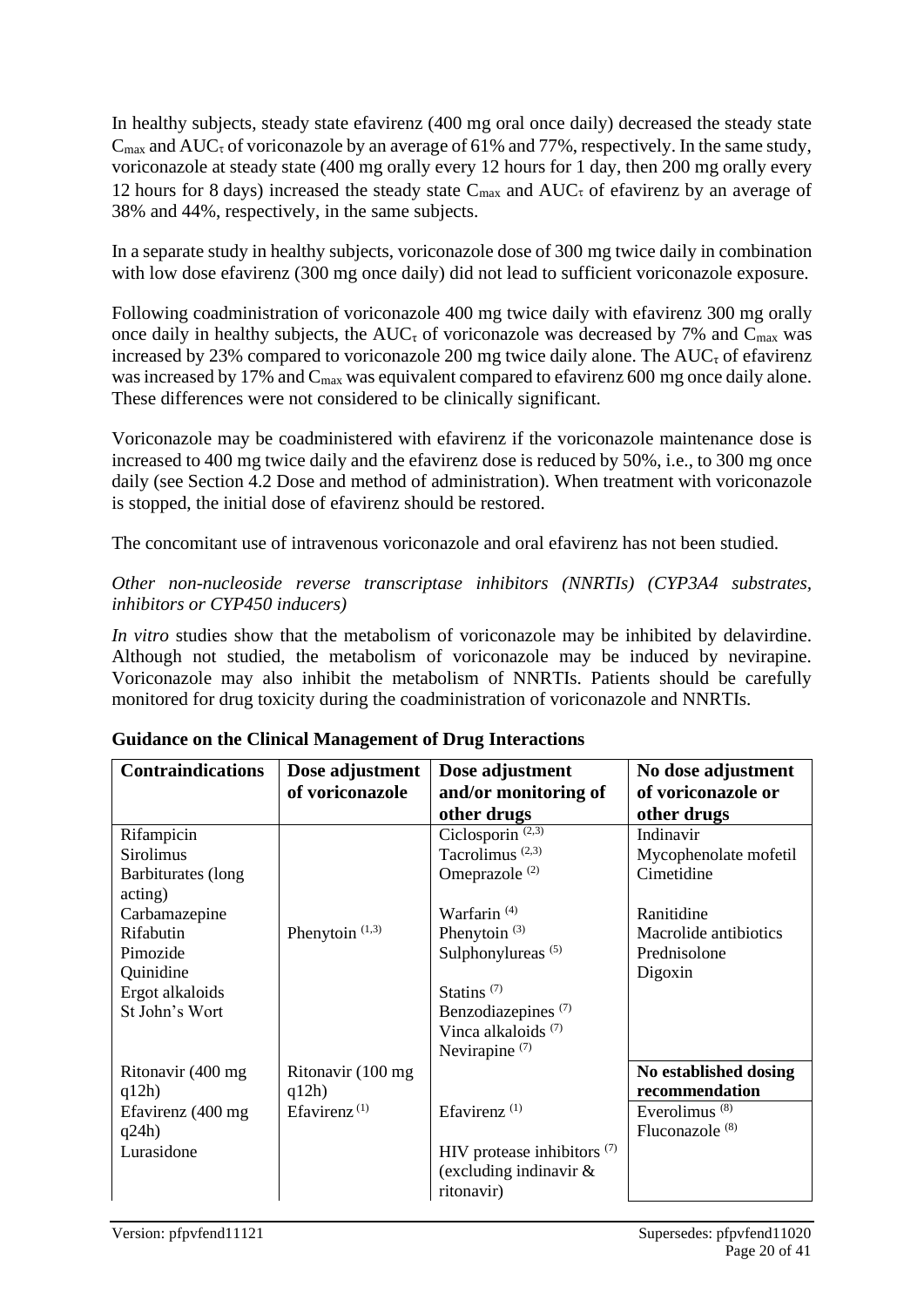In healthy subjects, steady state efavirenz (400 mg oral once daily) decreased the steady state $C_{max}$ and $AUC_{\tau}$ of voriconazole by an average of 61% and 77%, respectively. In the same study, voriconazole at steady state (400 mg orally every 12 hours for 1 day, then 200 mg orally every 12 hours for 8 days) increased the steady state $C_{max}$ and $AUC_{\tau}$ of efavirenz by an average of 38% and 44%, respectively, in the same subjects.

In a separate study in healthy subjects, voriconazole dose of 300 mg twice daily in combination with low dose efavirenz (300 mg once daily) did not lead to sufficient voriconazole exposure.

Following coadministration of voriconazole 400 mg twice daily with efavirenz 300 mg orally once daily in healthy subjects, the $AUC_{\tau}$ of voriconazole was decreased by 7% and $C_{max}$ was increased by 23% compared to voriconazole 200 mg twice daily alone. The $AUC_{\tau}$ of efavirenz was increased by 17% and $C_{max}$ was equivalent compared to efavirenz 600 mg once daily alone. These differences were not considered to be clinically significant.

Voriconazole may be coadministered with efavirenz if the voriconazole maintenance dose is increased to 400 mg twice daily and the efavirenz dose is reduced by 50%, i.e., to 300 mg once daily (see Section 4.2 Dose and method of administration). When treatment with voriconazole is stopped, the initial dose of efavirenz should be restored.

The concomitant use of intravenous voriconazole and oral efavirenz has not been studied.

*Other non-nucleoside reverse transcriptase inhibitors (NNRTIs) (CYP3A4 substrates, inhibitors or CYP450 inducers)*

*In vitro* studies show that the metabolism of voriconazole may be inhibited by delavirdine. Although not studied, the metabolism of voriconazole may be induced by nevirapine. Voriconazole may also inhibit the metabolism of NNRTIs. Patients should be carefully monitored for drug toxicity during the coadministration of voriconazole and NNRTIs.

**Guidance on the Clinical Management of Drug Interactions**

| Contraindications | Dose adjustment of voriconazole | Dose adjustment and/or monitoring of other drugs | No dose adjustment of voriconazole or other drugs |
|---|---|---|---|
| Rifampicin<br>Sirolimus<br>Barbiturates (long acting)<br>Carbamazepine<br>Rifabutin<br>Pimozide<br>Quinidine<br>Ergot alkaloids<br>St John's Wort | Phenytoin [1,3] | Ciclosporin [2,3]<br>Tacrolimus [2,3]<br>Omeprazole [2]<br>Warfarin [4]<br>Phenytoin [3]<br>Sulphonylureas [5]<br>Statins [7]<br>Benzodiazepines [7]<br>Vinca alkaloids [7]<br>Nevirapine [7] | Indinavir<br>Mycophenolate mofetil<br>Cimetidine<br>Ranitidine<br>Macrolide antibiotics<br>Prednisolone<br>Digoxin |
| Ritonavir (400 mg q12h)<br>Efavirenz (400 mg q24h)<br>Lurasidone | Ritonavir (100 mg q12h)<br>Efavirenz [1] | Efavirenz [1]<br>HIV protease inhibitors [7] (excluding indinavir & ritonavir) | **No established dosing recommendation**<br>Everolimus [8]<br>Fluconazole [8] |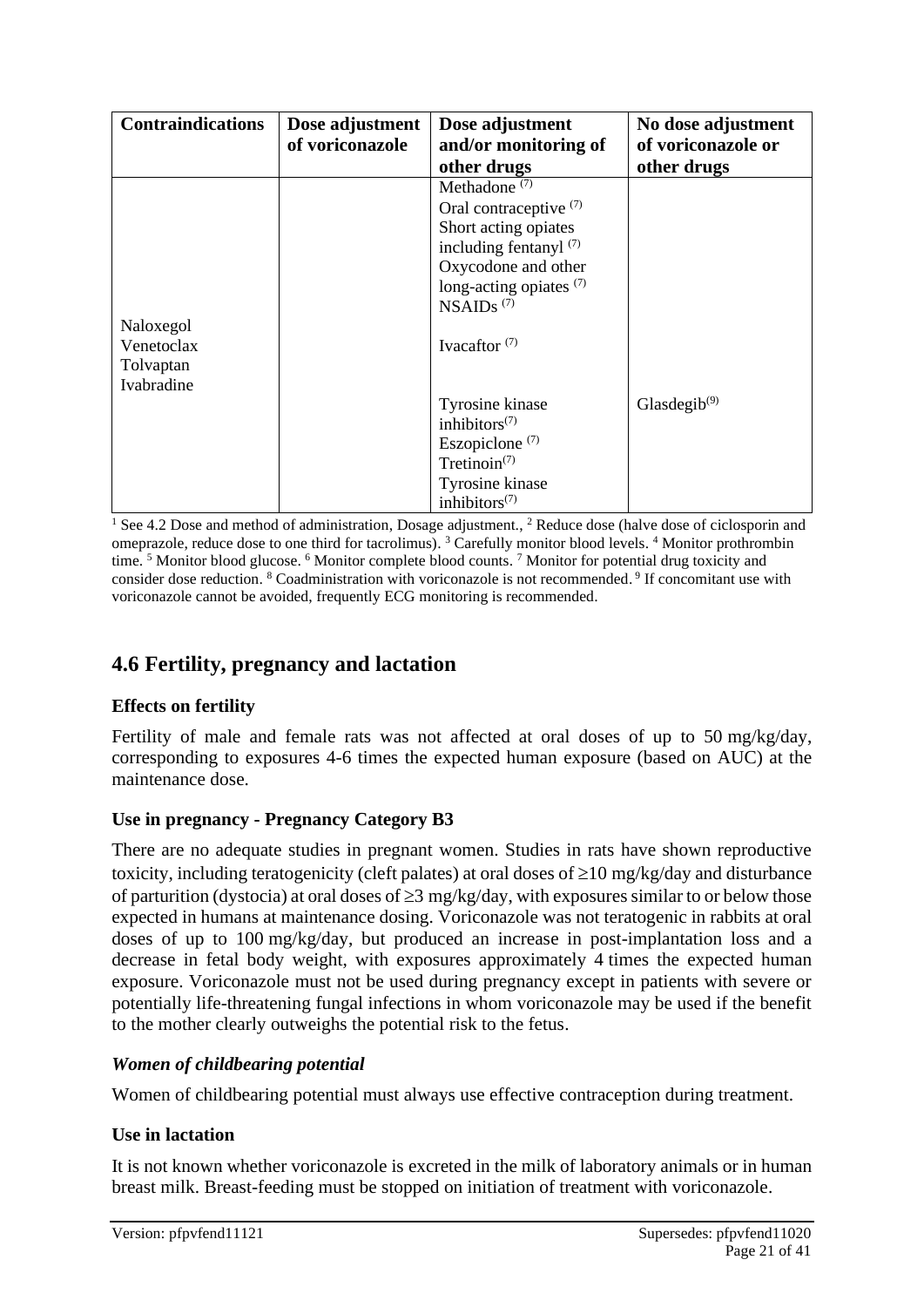| Contraindications | Dose adjustment of voriconazole | Dose adjustment and/or monitoring of other drugs | No dose adjustment of voriconazole or other drugs |
|---|---|---|---|
| | | Methadone (7) | |
| | | Oral contraceptive (7) | |
| | | Short acting opiates including fentanyl (7) | |
| | | Oxycodone and other long-acting opiates (7) | |
| | | NSAIDs (7) | |
| Naloxegol<br>Venetoclax<br>Tolvaptan<br>Ivabradine | | Ivacaftor (7) | |
| | | Tyrosine kinase inhibitors(7) | Glasdegib(9) |
| | | Eszopiclone (7) | |
| | | Tretinoin(7) | |
| | | Tyrosine kinase inhibitors(7) | |

[1] See 4.2 Dose and method of administration, Dosage adjustment., [2] Reduce dose (halve dose of ciclosporin and omeprazole, reduce dose to one third for tacrolimus). [3] Carefully monitor blood levels. [4] Monitor prothrombin time. [5] Monitor blood glucose. [6] Monitor complete blood counts. [7] Monitor for potential drug toxicity and consider dose reduction. [8] Coadministration with voriconazole is not recommended. [9] If concomitant use with voriconazole cannot be avoided, frequently ECG monitoring is recommended.

## 4.6 Fertility, pregnancy and lactation

### Effects on fertility

Fertility of male and female rats was not affected at oral doses of up to 50 mg/kg/day, corresponding to exposures 4-6 times the expected human exposure (based on AUC) at the maintenance dose.

### Use in pregnancy - Pregnancy Category B3

There are no adequate studies in pregnant women. Studies in rats have shown reproductive toxicity, including teratogenicity (cleft palates) at oral doses of ≥10 mg/kg/day and disturbance of parturition (dystocia) at oral doses of ≥3 mg/kg/day, with exposures similar to or below those expected in humans at maintenance dosing. Voriconazole was not teratogenic in rabbits at oral doses of up to 100 mg/kg/day, but produced an increase in post-implantation loss and a decrease in fetal body weight, with exposures approximately 4 times the expected human exposure. Voriconazole must not be used during pregnancy except in patients with severe or potentially life-threatening fungal infections in whom voriconazole may be used if the benefit to the mother clearly outweighs the potential risk to the fetus.

### *Women of childbearing potential*

Women of childbearing potential must always use effective contraception during treatment.

### Use in lactation

It is not known whether voriconazole is excreted in the milk of laboratory animals or in human breast milk. Breast-feeding must be stopped on initiation of treatment with voriconazole.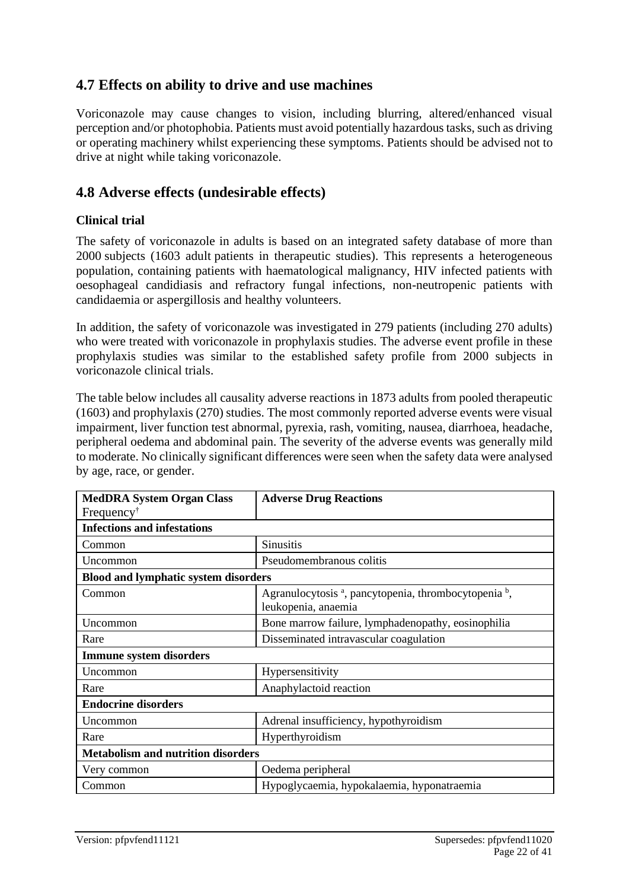## 4.7 Effects on ability to drive and use machines

Voriconazole may cause changes to vision, including blurring, altered/enhanced visual perception and/or photophobia. Patients must avoid potentially hazardous tasks, such as driving or operating machinery whilst experiencing these symptoms. Patients should be advised not to drive at night while taking voriconazole.

## 4.8 Adverse effects (undesirable effects)

### Clinical trial

The safety of voriconazole in adults is based on an integrated safety database of more than 2000 subjects (1603 adult patients in therapeutic studies). This represents a heterogeneous population, containing patients with haematological malignancy, HIV infected patients with oesophageal candidiasis and refractory fungal infections, non-neutropenic patients with candidaemia or aspergillosis and healthy volunteers.

In addition, the safety of voriconazole was investigated in 279 patients (including 270 adults) who were treated with voriconazole in prophylaxis studies. The adverse event profile in these prophylaxis studies was similar to the established safety profile from 2000 subjects in voriconazole clinical trials.

The table below includes all causality adverse reactions in 1873 adults from pooled therapeutic (1603) and prophylaxis (270) studies. The most commonly reported adverse events were visual impairment, liver function test abnormal, pyrexia, rash, vomiting, nausea, diarrhoea, headache, peripheral oedema and abdominal pain. The severity of the adverse events was generally mild to moderate. No clinically significant differences were seen when the safety data were analysed by age, race, or gender.

| **MedDRA System Organ Class** Frequency[†] | **Adverse Drug Reactions** |
|---|---|
| **Infections and infestations** | |
| Common | Sinusitis |
| Uncommon | Pseudomembranous colitis |
| **Blood and lymphatic system disorders** | |
| Common | Agranulocytosis [a], pancytopenia, thrombocytopenia [b], leukopenia, anaemia |
| Uncommon | Bone marrow failure, lymphadenopathy, eosinophilia |
| Rare | Disseminated intravascular coagulation |
| **Immune system disorders** | |
| Uncommon | Hypersensitivity |
| Rare | Anaphylactoid reaction |
| **Endocrine disorders** | |
| Uncommon | Adrenal insufficiency, hypothyroidism |
| Rare | Hyperthyroidism |
| **Metabolism and nutrition disorders** | |
| Very common | Oedema peripheral |
| Common | Hypoglycaemia, hypokalaemia, hyponatraemia |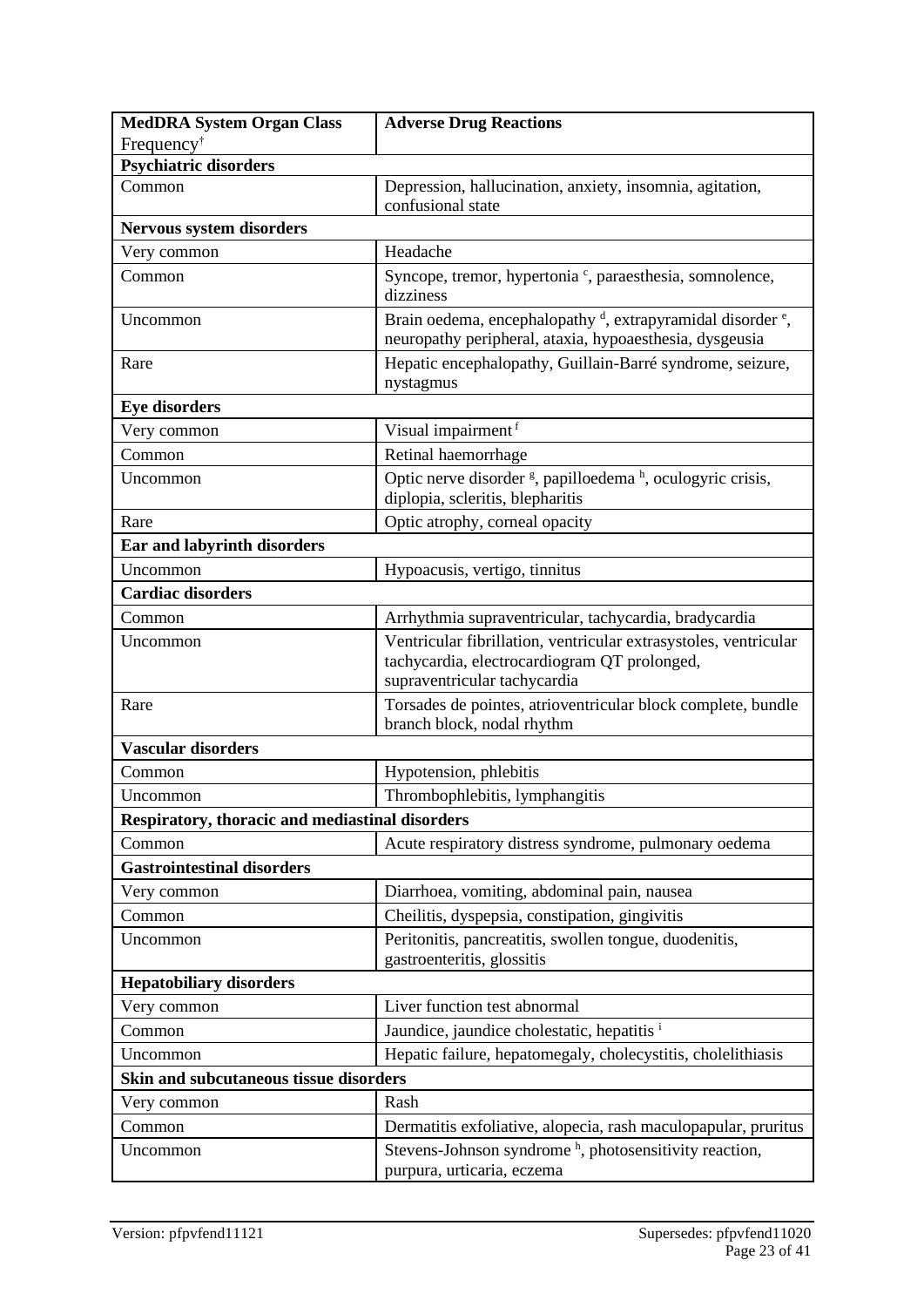| **MedDRA System Organ Class** Frequency† | **Adverse Drug Reactions** |
|---|---|
| **Psychiatric disorders** | |
| Common | Depression, hallucination, anxiety, insomnia, agitation, confusional state |
| **Nervous system disorders** | |
| Very common | Headache |
| Common | Syncope, tremor, hypertonia [c], paraesthesia, somnolence, dizziness |
| Uncommon | Brain oedema, encephalopathy [d], extrapyramidal disorder [e], neuropathy peripheral, ataxia, hypoaesthesia, dysgeusia |
| Rare | Hepatic encephalopathy, Guillain-Barré syndrome, seizure, nystagmus |
| **Eye disorders** | |
| Very common | Visual impairment [f] |
| Common | Retinal haemorrhage |
| Uncommon | Optic nerve disorder [g], papilloedema [h], oculogyric crisis, diplopia, scleritis, blepharitis |
| Rare | Optic atrophy, corneal opacity |
| **Ear and labyrinth disorders** | |
| Uncommon | Hypoacusis, vertigo, tinnitus |
| **Cardiac disorders** | |
| Common | Arrhythmia supraventricular, tachycardia, bradycardia |
| Uncommon | Ventricular fibrillation, ventricular extrasystoles, ventricular tachycardia, electrocardiogram QT prolonged, supraventricular tachycardia |
| Rare | Torsades de pointes, atrioventricular block complete, bundle branch block, nodal rhythm |
| **Vascular disorders** | |
| Common | Hypotension, phlebitis |
| Uncommon | Thrombophlebitis, lymphangitis |
| **Respiratory, thoracic and mediastinal disorders** | |
| Common | Acute respiratory distress syndrome, pulmonary oedema |
| **Gastrointestinal disorders** | |
| Very common | Diarrhoea, vomiting, abdominal pain, nausea |
| Common | Cheilitis, dyspepsia, constipation, gingivitis |
| Uncommon | Peritonitis, pancreatitis, swollen tongue, duodenitis, gastroenteritis, glossitis |
| **Hepatobiliary disorders** | |
| Very common | Liver function test abnormal |
| Common | Jaundice, jaundice cholestatic, hepatitis [i] |
| Uncommon | Hepatic failure, hepatomegaly, cholecystitis, cholelithiasis |
| **Skin and subcutaneous tissue disorders** | |
| Very common | Rash |
| Common | Dermatitis exfoliative, alopecia, rash maculopapular, pruritus |
| Uncommon | Stevens-Johnson syndrome [h], photosensitivity reaction, purpura, urticaria, eczema |

Version: pfpvfend11121 Supersedes: pfpvfend11020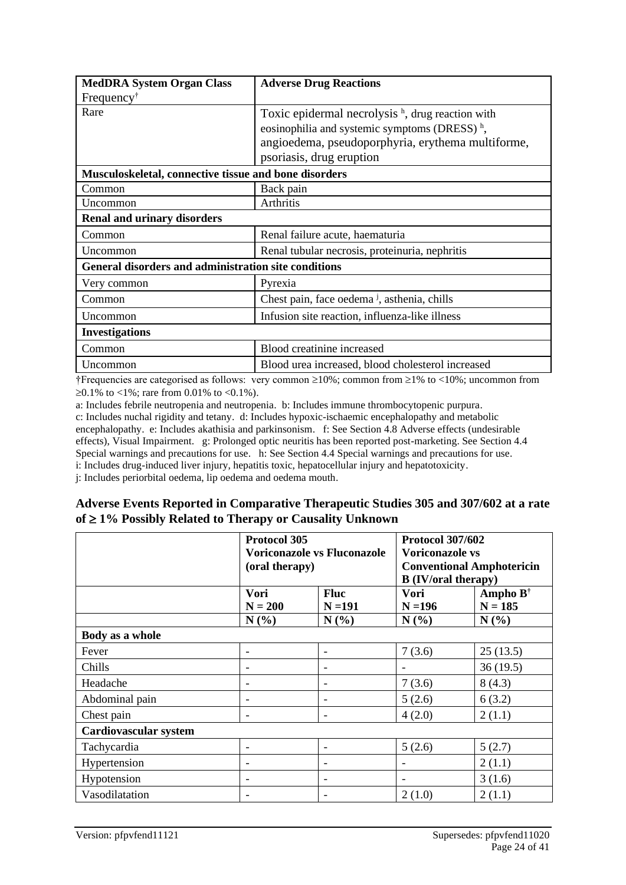| MedDRA System Organ Class Frequency† | Adverse Drug Reactions |
|---|---|
| Rare | Toxic epidermal necrolysis [h], drug reaction with eosinophilia and systemic symptoms (DRESS) [h], angioedema, pseudoporphyria, erythema multiforme, psoriasis, drug eruption |
| **Musculoskeletal, connective tissue and bone disorders** | |
| Common | Back pain |
| Uncommon | Arthritis |
| **Renal and urinary disorders** | |
| Common | Renal failure acute, haematuria |
| Uncommon | Renal tubular necrosis, proteinuria, nephritis |
| **General disorders and administration site conditions** | |
| Very common | Pyrexia |
| Common | Chest pain, face oedema [j], asthenia, chills |
| Uncommon | Infusion site reaction, influenza-like illness |
| **Investigations** | |
| Common | Blood creatinine increased |
| Uncommon | Blood urea increased, blood cholesterol increased |

†Frequencies are categorised as follows: very common ≥10%; common from ≥1% to <10%; uncommon from ≥0.1% to <1%; rare from 0.01% to <0.1%).

a: Includes febrile neutropenia and neutropenia. b: Includes immune thrombocytopenic purpura.
c: Includes nuchal rigidity and tetany. d: Includes hypoxic-ischaemic encephalopathy and metabolic encephalopathy. e: Includes akathisia and parkinsonism. f: See Section 4.8 Adverse effects (undesirable effects), Visual Impairment. g: Prolonged optic neuritis has been reported post-marketing. See Section 4.4 Special warnings and precautions for use. h: See Section 4.4 Special warnings and precautions for use.
i: Includes drug-induced liver injury, hepatitis toxic, hepatocellular injury and hepatotoxicity.
j: Includes periorbital oedema, lip oedema and oedema mouth.

**Adverse Events Reported in Comparative Therapeutic Studies 305 and 307/602 at a rate of ≥ 1% Possibly Related to Therapy or Causality Unknown**

| | Protocol 305 Voriconazole vs Fluconazole (oral therapy) | | Protocol 307/602 Voriconazole vs Conventional Amphotericin B (IV/oral therapy) | |
|---|---|---|---|---|
| | Vori N = 200 | Fluc N =191 | Vori N =196 | Ampho B† N = 185 |
| | N (%) | N (%) | N (%) | N (%) |
| **Body as a whole** | | | | |
| Fever | - | - | 7 (3.6) | 25 (13.5) |
| Chills | - | - | - | 36 (19.5) |
| Headache | - | - | 7 (3.6) | 8 (4.3) |
| Abdominal pain | - | - | 5 (2.6) | 6 (3.2) |
| Chest pain | - | - | 4 (2.0) | 2 (1.1) |
| **Cardiovascular system** | | | | |
| Tachycardia | - | - | 5 (2.6) | 5 (2.7) |
| Hypertension | - | - | - | 2 (1.1) |
| Hypotension | - | - | - | 3 (1.6) |
| Vasodilatation | - | - | 2 (1.0) | 2 (1.1) |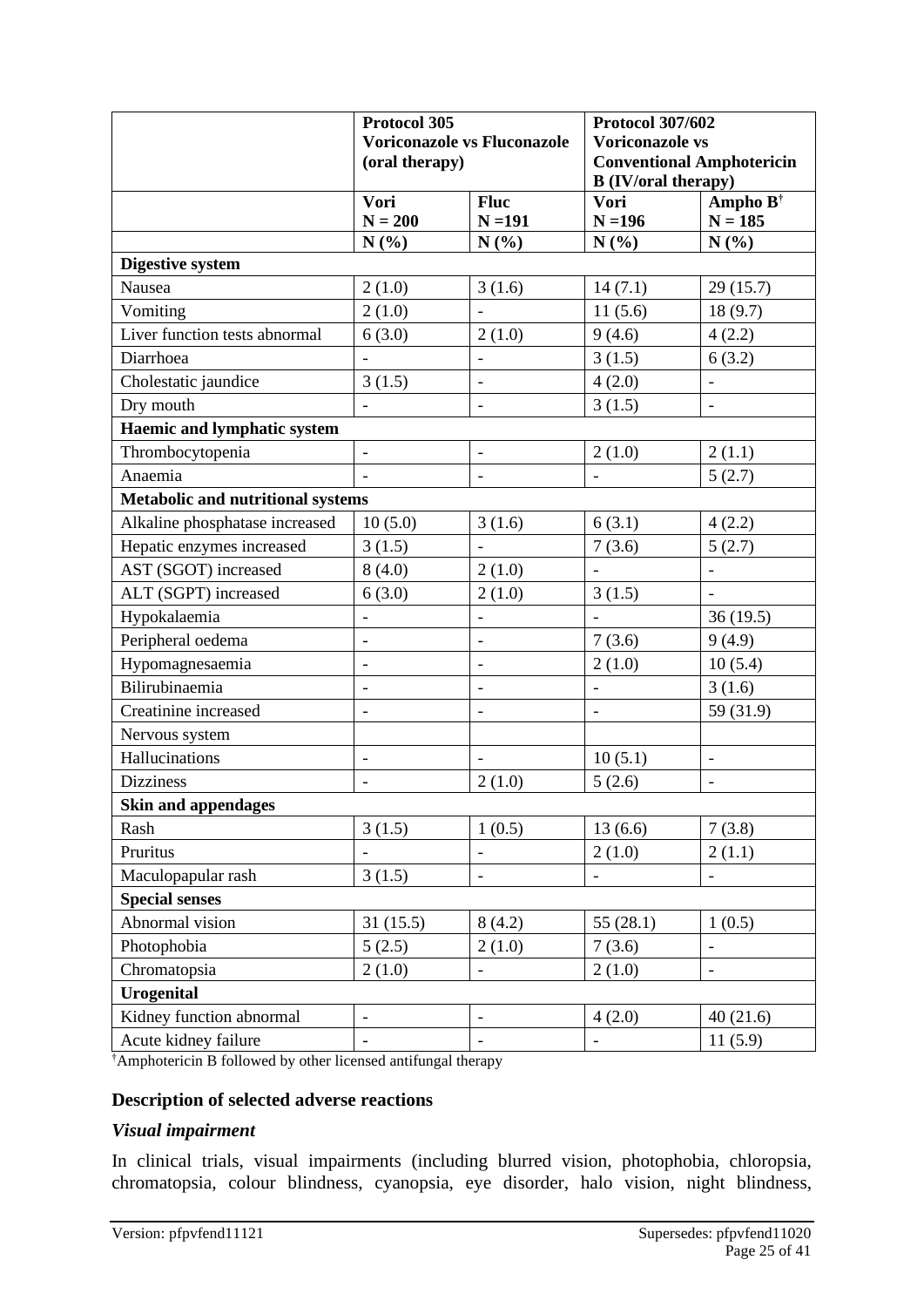| | Protocol 305 Voriconazole vs Fluconazole (oral therapy) | | Protocol 307/602 Voriconazole vs Conventional Amphotericin B (IV/oral therapy) | |
|---|---|---|---|---|
| | Vori N = 200 | Fluc N =191 | Vori N =196 | Ampho B[†] N = 185 |
| | N (%) | N (%) | N (%) | N (%) |
| **Digestive system** | | | | |
| Nausea | 2 (1.0) | 3 (1.6) | 14 (7.1) | 29 (15.7) |
| Vomiting | 2 (1.0) | - | 11 (5.6) | 18 (9.7) |
| Liver function tests abnormal | 6 (3.0) | 2 (1.0) | 9 (4.6) | 4 (2.2) |
| Diarrhoea | - | - | 3 (1.5) | 6 (3.2) |
| Cholestatic jaundice | 3 (1.5) | - | 4 (2.0) | - |
| Dry mouth | - | - | 3 (1.5) | - |
| **Haemic and lymphatic system** | | | | |
| Thrombocytopenia | - | - | 2 (1.0) | 2 (1.1) |
| Anaemia | - | - | - | 5 (2.7) |
| **Metabolic and nutritional systems** | | | | |
| Alkaline phosphatase increased | 10 (5.0) | 3 (1.6) | 6 (3.1) | 4 (2.2) |
| Hepatic enzymes increased | 3 (1.5) | - | 7 (3.6) | 5 (2.7) |
| AST (SGOT) increased | 8 (4.0) | 2 (1.0) | - | - |
| ALT (SGPT) increased | 6 (3.0) | 2 (1.0) | 3 (1.5) | - |
| Hypokalaemia | - | - | - | 36 (19.5) |
| Peripheral oedema | - | - | 7 (3.6) | 9 (4.9) |
| Hypomagnesaemia | - | - | 2 (1.0) | 10 (5.4) |
| Bilirubinaemia | - | - | - | 3 (1.6) |
| Creatinine increased | - | - | - | 59 (31.9) |
| Nervous system | | | | |
| Hallucinations | - | - | 10 (5.1) | - |
| Dizziness | - | 2 (1.0) | 5 (2.6) | - |
| **Skin and appendages** | | | | |
| Rash | 3 (1.5) | 1 (0.5) | 13 (6.6) | 7 (3.8) |
| Pruritus | - | - | 2 (1.0) | 2 (1.1) |
| Maculopapular rash | 3 (1.5) | - | - | - |
| **Special senses** | | | | |
| Abnormal vision | 31 (15.5) | 8 (4.2) | 55 (28.1) | 1 (0.5) |
| Photophobia | 5 (2.5) | 2 (1.0) | 7 (3.6) | - |
| Chromatopsia | 2 (1.0) | - | 2 (1.0) | - |
| **Urogenital** | | | | |
| Kidney function abnormal | - | - | 4 (2.0) | 40 (21.6) |
| Acute kidney failure | - | - | - | 11 (5.9) |

[†]Amphotericin B followed by other licensed antifungal therapy

### Description of selected adverse reactions

#### *Visual impairment*

In clinical trials, visual impairments (including blurred vision, photophobia, chloropsia, chromatopsia, colour blindness, cyanopsia, eye disorder, halo vision, night blindness,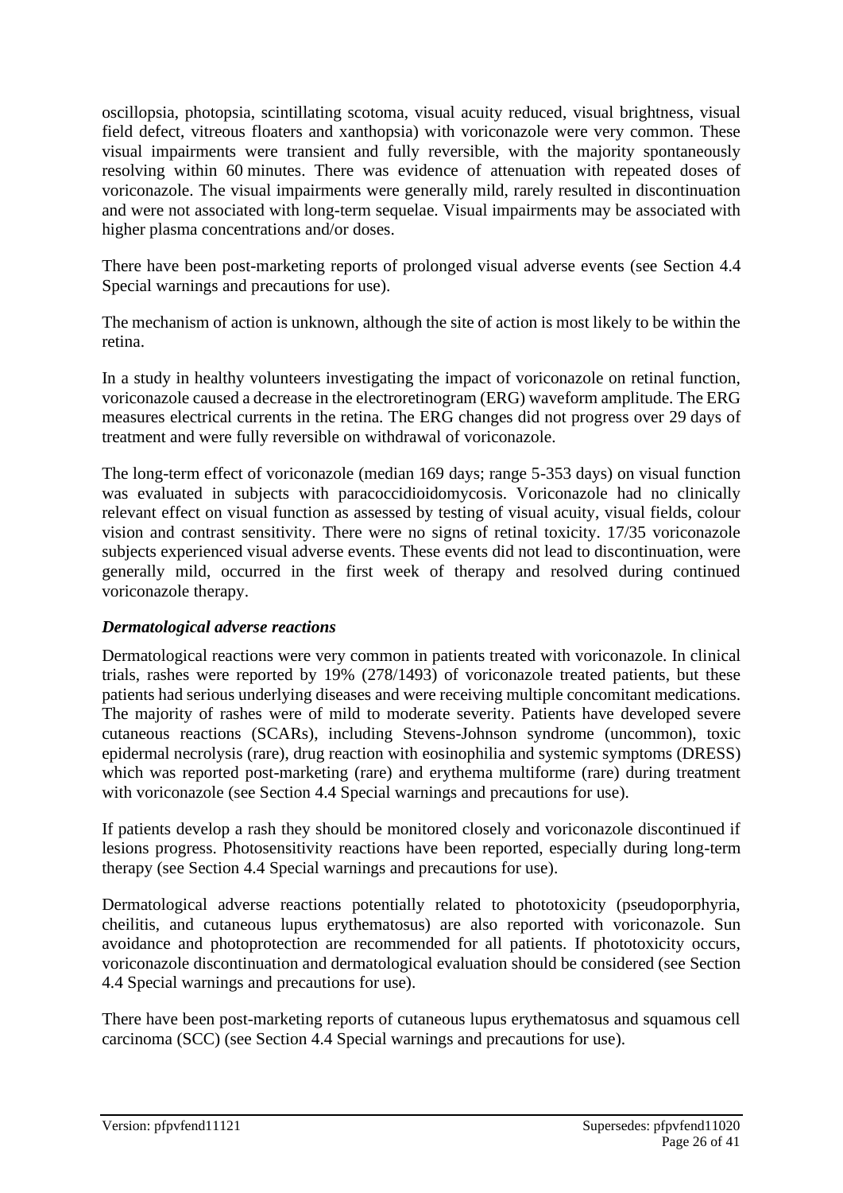oscillopsia, photopsia, scintillating scotoma, visual acuity reduced, visual brightness, visual field defect, vitreous floaters and xanthopsia) with voriconazole were very common. These visual impairments were transient and fully reversible, with the majority spontaneously resolving within 60 minutes. There was evidence of attenuation with repeated doses of voriconazole. The visual impairments were generally mild, rarely resulted in discontinuation and were not associated with long-term sequelae. Visual impairments may be associated with higher plasma concentrations and/or doses.

There have been post-marketing reports of prolonged visual adverse events (see Section 4.4 Special warnings and precautions for use).

The mechanism of action is unknown, although the site of action is most likely to be within the retina.

In a study in healthy volunteers investigating the impact of voriconazole on retinal function, voriconazole caused a decrease in the electroretinogram (ERG) waveform amplitude. The ERG measures electrical currents in the retina. The ERG changes did not progress over 29 days of treatment and were fully reversible on withdrawal of voriconazole.

The long-term effect of voriconazole (median 169 days; range 5-353 days) on visual function was evaluated in subjects with paracoccidioidomycosis. Voriconazole had no clinically relevant effect on visual function as assessed by testing of visual acuity, visual fields, colour vision and contrast sensitivity. There were no signs of retinal toxicity. 17/35 voriconazole subjects experienced visual adverse events. These events did not lead to discontinuation, were generally mild, occurred in the first week of therapy and resolved during continued voriconazole therapy.

***Dermatological adverse reactions***

Dermatological reactions were very common in patients treated with voriconazole. In clinical trials, rashes were reported by 19% (278/1493) of voriconazole treated patients, but these patients had serious underlying diseases and were receiving multiple concomitant medications. The majority of rashes were of mild to moderate severity. Patients have developed severe cutaneous reactions (SCARs), including Stevens-Johnson syndrome (uncommon), toxic epidermal necrolysis (rare), drug reaction with eosinophilia and systemic symptoms (DRESS) which was reported post-marketing (rare) and erythema multiforme (rare) during treatment with voriconazole (see Section 4.4 Special warnings and precautions for use).

If patients develop a rash they should be monitored closely and voriconazole discontinued if lesions progress. Photosensitivity reactions have been reported, especially during long-term therapy (see Section 4.4 Special warnings and precautions for use).

Dermatological adverse reactions potentially related to phototoxicity (pseudoporphyria, cheilitis, and cutaneous lupus erythematosus) are also reported with voriconazole. Sun avoidance and photoprotection are recommended for all patients. If phototoxicity occurs, voriconazole discontinuation and dermatological evaluation should be considered (see Section 4.4 Special warnings and precautions for use).

There have been post-marketing reports of cutaneous lupus erythematosus and squamous cell carcinoma (SCC) (see Section 4.4 Special warnings and precautions for use).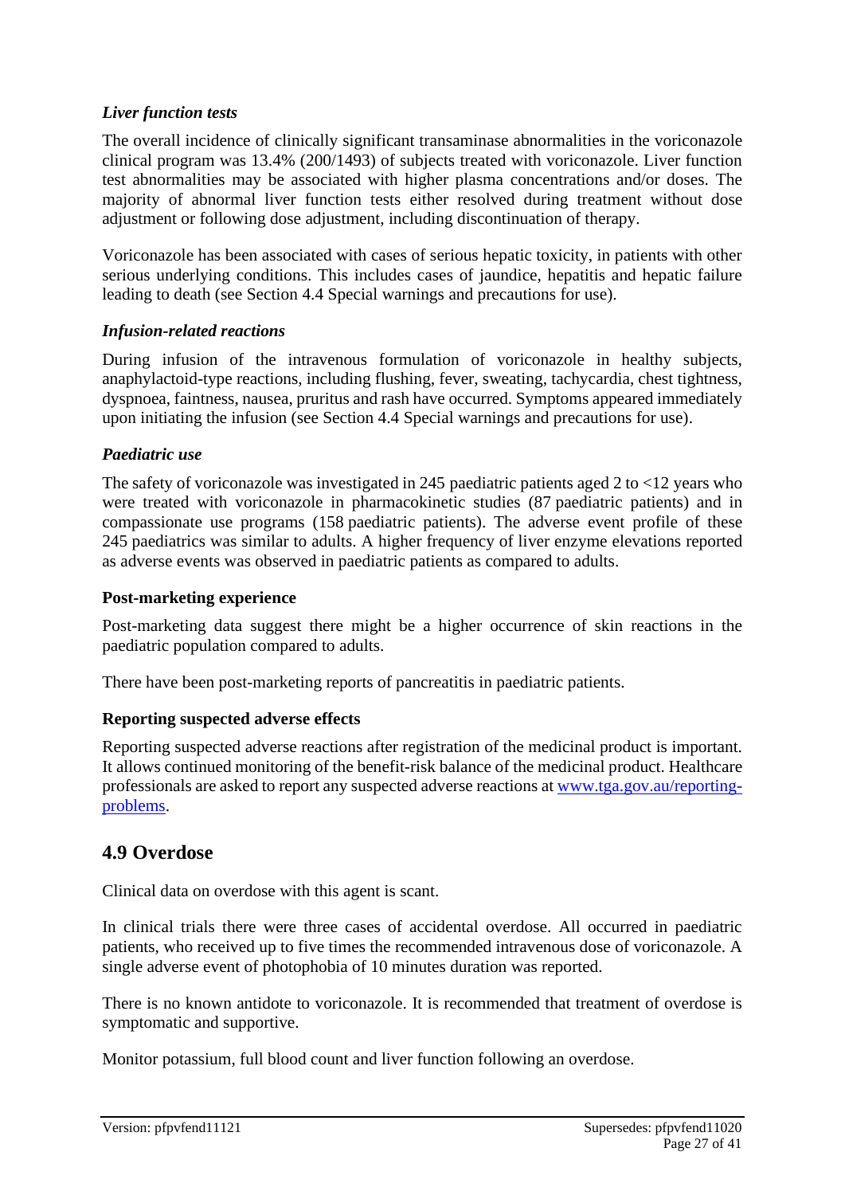***Liver function tests***

The overall incidence of clinically significant transaminase abnormalities in the voriconazole clinical program was 13.4% (200/1493) of subjects treated with voriconazole. Liver function test abnormalities may be associated with higher plasma concentrations and/or doses. The majority of abnormal liver function tests either resolved during treatment without dose adjustment or following dose adjustment, including discontinuation of therapy.

Voriconazole has been associated with cases of serious hepatic toxicity, in patients with other serious underlying conditions. This includes cases of jaundice, hepatitis and hepatic failure leading to death (see Section 4.4 Special warnings and precautions for use).

***Infusion-related reactions***

During infusion of the intravenous formulation of voriconazole in healthy subjects, anaphylactoid-type reactions, including flushing, fever, sweating, tachycardia, chest tightness, dyspnoea, faintness, nausea, pruritus and rash have occurred. Symptoms appeared immediately upon initiating the infusion (see Section 4.4 Special warnings and precautions for use).

***Paediatric use***

The safety of voriconazole was investigated in 245 paediatric patients aged 2 to <12 years who were treated with voriconazole in pharmacokinetic studies (87 paediatric patients) and in compassionate use programs (158 paediatric patients). The adverse event profile of these 245 paediatrics was similar to adults. A higher frequency of liver enzyme elevations reported as adverse events was observed in paediatric patients as compared to adults.

**Post-marketing experience**

Post-marketing data suggest there might be a higher occurrence of skin reactions in the paediatric population compared to adults.

There have been post-marketing reports of pancreatitis in paediatric patients.

**Reporting suspected adverse effects**

Reporting suspected adverse reactions after registration of the medicinal product is important. It allows continued monitoring of the benefit-risk balance of the medicinal product. Healthcare professionals are asked to report any suspected adverse reactions at www.tga.gov.au/reporting-problems.

## 4.9 Overdose

Clinical data on overdose with this agent is scant.

In clinical trials there were three cases of accidental overdose. All occurred in paediatric patients, who received up to five times the recommended intravenous dose of voriconazole. A single adverse event of photophobia of 10 minutes duration was reported.

There is no known antidote to voriconazole. It is recommended that treatment of overdose is symptomatic and supportive.

Monitor potassium, full blood count and liver function following an overdose.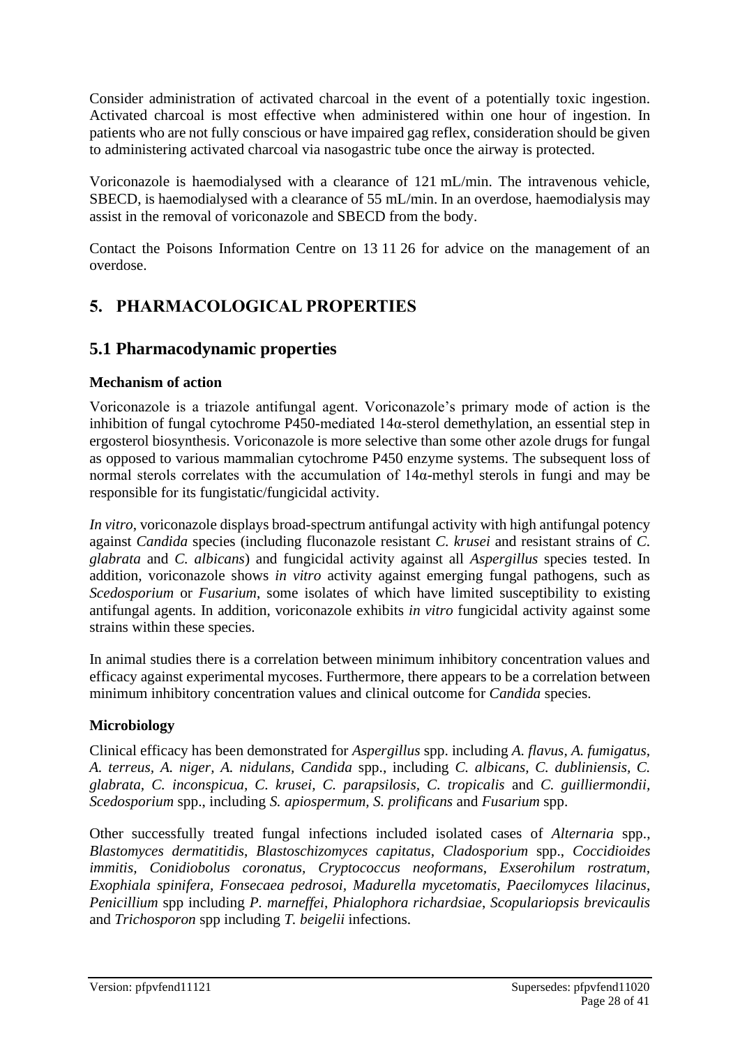Consider administration of activated charcoal in the event of a potentially toxic ingestion. Activated charcoal is most effective when administered within one hour of ingestion. In patients who are not fully conscious or have impaired gag reflex, consideration should be given to administering activated charcoal via nasogastric tube once the airway is protected.

Voriconazole is haemodialysed with a clearance of 121 mL/min. The intravenous vehicle, SBECD, is haemodialysed with a clearance of 55 mL/min. In an overdose, haemodialysis may assist in the removal of voriconazole and SBECD from the body.

Contact the Poisons Information Centre on 13 11 26 for advice on the management of an overdose.

# 5. PHARMACOLOGICAL PROPERTIES

## 5.1 Pharmacodynamic properties

### Mechanism of action

Voriconazole is a triazole antifungal agent. Voriconazole's primary mode of action is the inhibition of fungal cytochrome P450-mediated 14α-sterol demethylation, an essential step in ergosterol biosynthesis. Voriconazole is more selective than some other azole drugs for fungal as opposed to various mammalian cytochrome P450 enzyme systems. The subsequent loss of normal sterols correlates with the accumulation of 14α-methyl sterols in fungi and may be responsible for its fungistatic/fungicidal activity.

*In vitro*, voriconazole displays broad-spectrum antifungal activity with high antifungal potency against *Candida* species (including fluconazole resistant *C. krusei* and resistant strains of *C. glabrata* and *C. albicans*) and fungicidal activity against all *Aspergillus* species tested. In addition, voriconazole shows *in vitro* activity against emerging fungal pathogens, such as *Scedosporium* or *Fusarium*, some isolates of which have limited susceptibility to existing antifungal agents. In addition, voriconazole exhibits *in vitro* fungicidal activity against some strains within these species.

In animal studies there is a correlation between minimum inhibitory concentration values and efficacy against experimental mycoses. Furthermore, there appears to be a correlation between minimum inhibitory concentration values and clinical outcome for *Candida* species.

### Microbiology

Clinical efficacy has been demonstrated for *Aspergillus* spp. including *A. flavus, A. fumigatus, A. terreus, A. niger, A. nidulans, Candida* spp., including *C. albicans, C. dubliniensis, C. glabrata, C. inconspicua, C. krusei, C. parapsilosis, C. tropicalis* and *C. guilliermondii, Scedosporium* spp., including *S. apiospermum, S. prolificans* and *Fusarium* spp.

Other successfully treated fungal infections included isolated cases of *Alternaria* spp., *Blastomyces dermatitidis*, *Blastoschizomyces capitatus*, *Cladosporium* spp., *Coccidioides immitis, Conidiobolus coronatus, Cryptococcus neoformans, Exserohilum rostratum, Exophiala spinifera, Fonsecaea pedrosoi, Madurella mycetomatis, Paecilomyces lilacinus, Penicillium* spp including *P. marneffei*, *Phialophora richardsiae*, *Scopulariopsis brevicaulis* and *Trichosporon* spp including *T. beigelii* infections.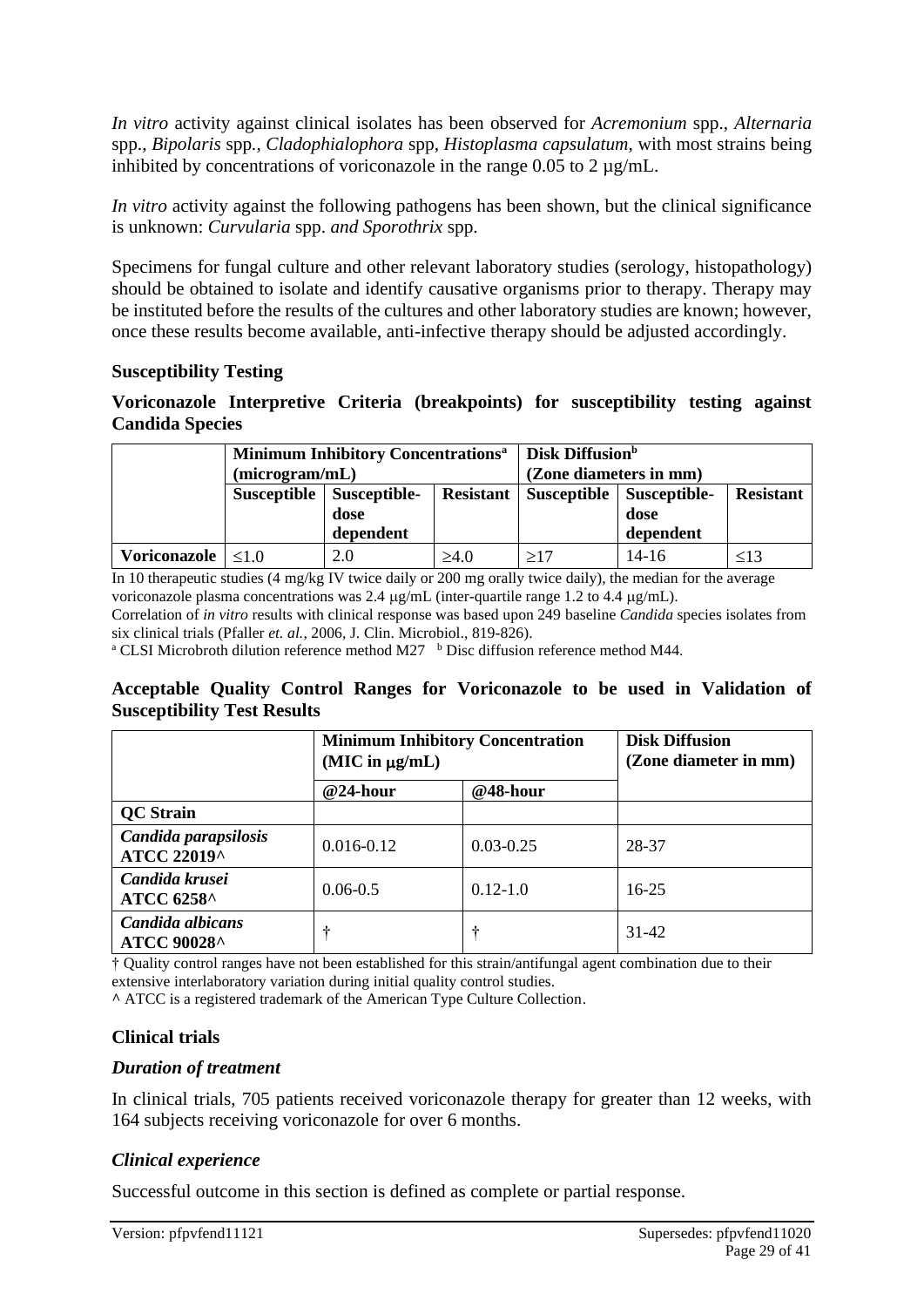*In vitro* activity against clinical isolates has been observed for *Acremonium* spp., *Alternaria* spp., *Bipolaris* spp., *Cladophialophora* spp, *Histoplasma capsulatum*, with most strains being inhibited by concentrations of voriconazole in the range 0.05 to 2 µg/mL.

*In vitro* activity against the following pathogens has been shown, but the clinical significance is unknown: *Curvularia* spp. *and Sporothrix* spp.

Specimens for fungal culture and other relevant laboratory studies (serology, histopathology) should be obtained to isolate and identify causative organisms prior to therapy. Therapy may be instituted before the results of the cultures and other laboratory studies are known; however, once these results become available, anti-infective therapy should be adjusted accordingly.

**Susceptibility Testing**

**Voriconazole Interpretive Criteria (breakpoints) for susceptibility testing against Candida Species**

| | Minimum Inhibitory Concentrations[a] (microgram/mL) | | | Disk Diffusion[b] (Zone diameters in mm) | | |
|---|---|---|---|---|---|---|
| | Susceptible | Susceptible-dose dependent | Resistant | Susceptible | Susceptible-dose dependent | Resistant |
| **Voriconazole** | ≤1.0 | 2.0 | ≥4.0 | ≥17 | 14-16 | ≤13 |

In 10 therapeutic studies (4 mg/kg IV twice daily or 200 mg orally twice daily), the median for the average voriconazole plasma concentrations was 2.4 µg/mL (inter-quartile range 1.2 to 4.4 µg/mL).
Correlation of *in vitro* results with clinical response was based upon 249 baseline *Candida* species isolates from six clinical trials (Pfaller *et. al.*, 2006, J. Clin. Microbiol., 819-826).
[a] CLSI Microbroth dilution reference method M27 [b] Disc diffusion reference method M44.

**Acceptable Quality Control Ranges for Voriconazole to be used in Validation of Susceptibility Test Results**

| | Minimum Inhibitory Concentration (MIC in µg/mL) | | Disk Diffusion (Zone diameter in mm) |
|---|---|---|---|
| | @24-hour | @48-hour | |
| **QC Strain** | | | |
| ***Candida parapsilosis* ATCC 22019^** | 0.016-0.12 | 0.03-0.25 | 28-37 |
| ***Candida krusei* ATCC 6258^** | 0.06-0.5 | 0.12-1.0 | 16-25 |
| ***Candida albicans* ATCC 90028^** | † | † | 31-42 |

† Quality control ranges have not been established for this strain/antifungal agent combination due to their extensive interlaboratory variation during initial quality control studies.
^ ATCC is a registered trademark of the American Type Culture Collection.

## Clinical trials

### *Duration of treatment*

In clinical trials, 705 patients received voriconazole therapy for greater than 12 weeks, with 164 subjects receiving voriconazole for over 6 months.

### *Clinical experience*

Successful outcome in this section is defined as complete or partial response.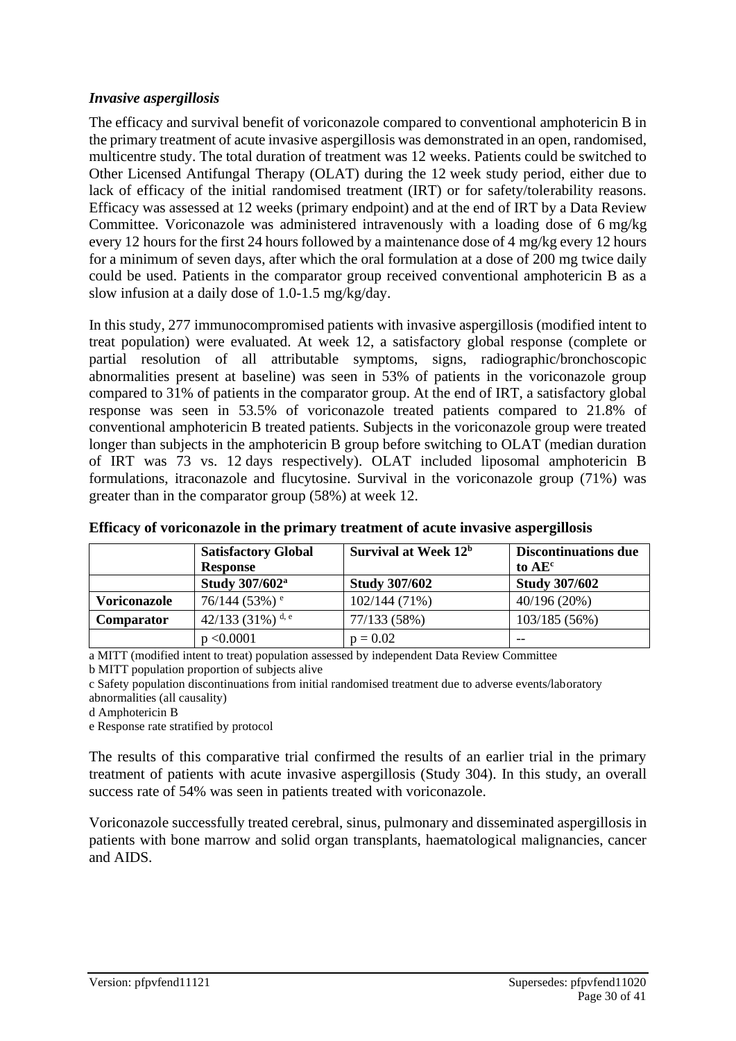### *Invasive aspergillosis*

The efficacy and survival benefit of voriconazole compared to conventional amphotericin B in the primary treatment of acute invasive aspergillosis was demonstrated in an open, randomised, multicentre study. The total duration of treatment was 12 weeks. Patients could be switched to Other Licensed Antifungal Therapy (OLAT) during the 12 week study period, either due to lack of efficacy of the initial randomised treatment (IRT) or for safety/tolerability reasons. Efficacy was assessed at 12 weeks (primary endpoint) and at the end of IRT by a Data Review Committee. Voriconazole was administered intravenously with a loading dose of 6 mg/kg every 12 hours for the first 24 hours followed by a maintenance dose of 4 mg/kg every 12 hours for a minimum of seven days, after which the oral formulation at a dose of 200 mg twice daily could be used. Patients in the comparator group received conventional amphotericin B as a slow infusion at a daily dose of 1.0-1.5 mg/kg/day.

In this study, 277 immunocompromised patients with invasive aspergillosis (modified intent to treat population) were evaluated. At week 12, a satisfactory global response (complete or partial resolution of all attributable symptoms, signs, radiographic/bronchoscopic abnormalities present at baseline) was seen in 53% of patients in the voriconazole group compared to 31% of patients in the comparator group. At the end of IRT, a satisfactory global response was seen in 53.5% of voriconazole treated patients compared to 21.8% of conventional amphotericin B treated patients. Subjects in the voriconazole group were treated longer than subjects in the amphotericin B group before switching to OLAT (median duration of IRT was 73 vs. 12 days respectively). OLAT included liposomal amphotericin B formulations, itraconazole and flucytosine. Survival in the voriconazole group (71%) was greater than in the comparator group (58%) at week 12.

**Efficacy of voriconazole in the primary treatment of acute invasive aspergillosis**

| | **Satisfactory Global Response** | **Survival at Week 12**[b] | **Discontinuations due to AE**[c] |
|---|---|---|---|
| | **Study 307/602**[a] | **Study 307/602** | **Study 307/602** |
| **Voriconazole** | 76/144 (53%) [e] | 102/144 (71%) | 40/196 (20%) |
| **Comparator** | 42/133 (31%) [d, e] | 77/133 (58%) | 103/185 (56%) |
| | $p < 0.0001$ | $p = 0.02$ | -- |

a MITT (modified intent to treat) population assessed by independent Data Review Committee
b MITT population proportion of subjects alive
c Safety population discontinuations from initial randomised treatment due to adverse events/laboratory abnormalities (all causality)
d Amphotericin B
e Response rate stratified by protocol

The results of this comparative trial confirmed the results of an earlier trial in the primary treatment of patients with acute invasive aspergillosis (Study 304). In this study, an overall success rate of 54% was seen in patients treated with voriconazole.

Voriconazole successfully treated cerebral, sinus, pulmonary and disseminated aspergillosis in patients with bone marrow and solid organ transplants, haematological malignancies, cancer and AIDS.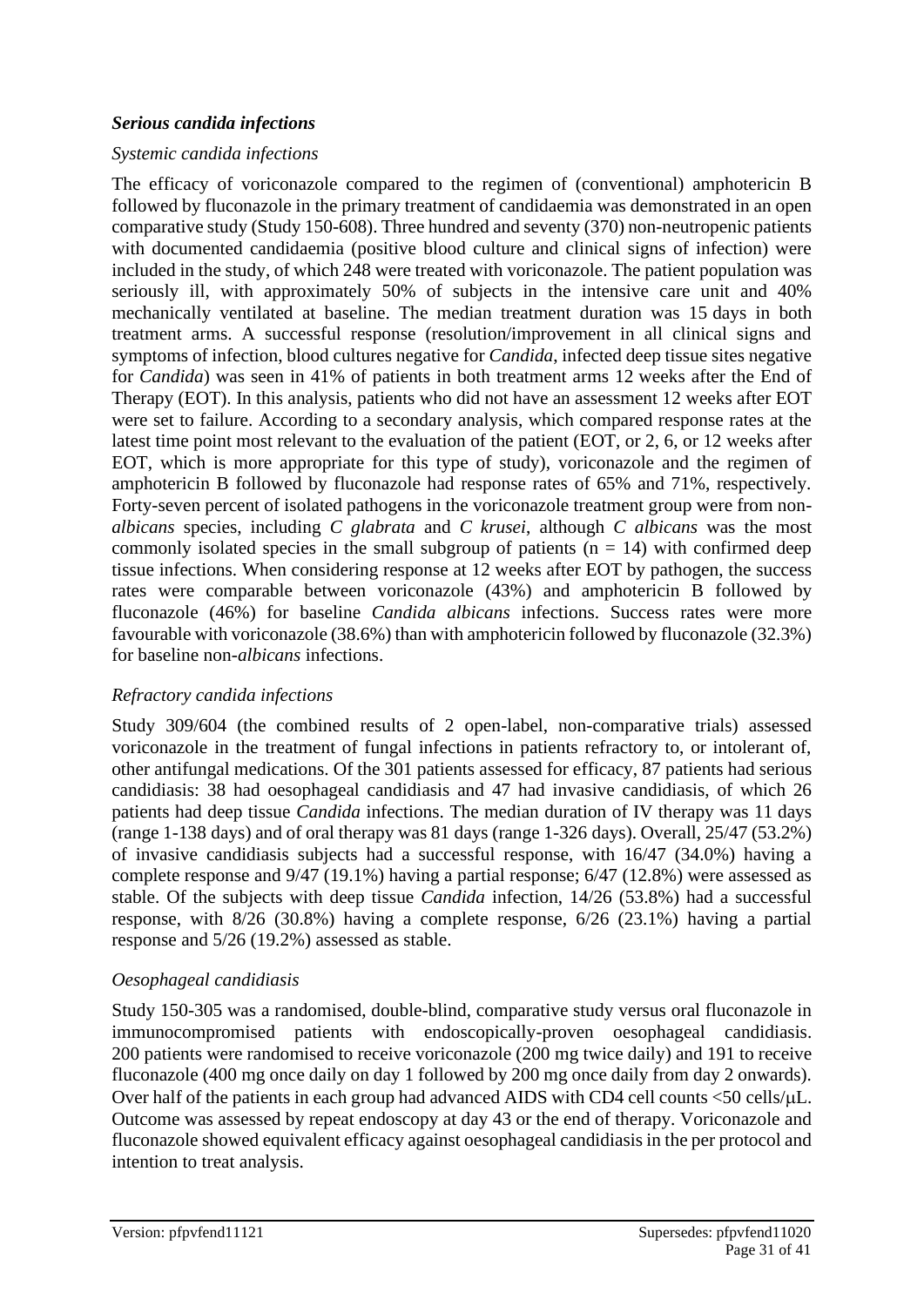### *Serious candida infections*

*Systemic candida infections*

The efficacy of voriconazole compared to the regimen of (conventional) amphotericin B followed by fluconazole in the primary treatment of candidaemia was demonstrated in an open comparative study (Study 150-608). Three hundred and seventy (370) non-neutropenic patients with documented candidaemia (positive blood culture and clinical signs of infection) were included in the study, of which 248 were treated with voriconazole. The patient population was seriously ill, with approximately 50% of subjects in the intensive care unit and 40% mechanically ventilated at baseline. The median treatment duration was 15 days in both treatment arms. A successful response (resolution/improvement in all clinical signs and symptoms of infection, blood cultures negative for *Candida*, infected deep tissue sites negative for *Candida*) was seen in 41% of patients in both treatment arms 12 weeks after the End of Therapy (EOT). In this analysis, patients who did not have an assessment 12 weeks after EOT were set to failure. According to a secondary analysis, which compared response rates at the latest time point most relevant to the evaluation of the patient (EOT, or 2, 6, or 12 weeks after EOT, which is more appropriate for this type of study), voriconazole and the regimen of amphotericin B followed by fluconazole had response rates of 65% and 71%, respectively. Forty-seven percent of isolated pathogens in the voriconazole treatment group were from non-*albicans* species, including *C glabrata* and *C krusei*, although *C albicans* was the most commonly isolated species in the small subgroup of patients (n = 14) with confirmed deep tissue infections. When considering response at 12 weeks after EOT by pathogen, the success rates were comparable between voriconazole (43%) and amphotericin B followed by fluconazole (46%) for baseline *Candida albicans* infections. Success rates were more favourable with voriconazole (38.6%) than with amphotericin followed by fluconazole (32.3%) for baseline non-*albicans* infections.

*Refractory candida infections*

Study 309/604 (the combined results of 2 open-label, non-comparative trials) assessed voriconazole in the treatment of fungal infections in patients refractory to, or intolerant of, other antifungal medications. Of the 301 patients assessed for efficacy, 87 patients had serious candidiasis: 38 had oesophageal candidiasis and 47 had invasive candidiasis, of which 26 patients had deep tissue *Candida* infections. The median duration of IV therapy was 11 days (range 1-138 days) and of oral therapy was 81 days (range 1-326 days). Overall, 25/47 (53.2%) of invasive candidiasis subjects had a successful response, with 16/47 (34.0%) having a complete response and 9/47 (19.1%) having a partial response; 6/47 (12.8%) were assessed as stable. Of the subjects with deep tissue *Candida* infection, 14/26 (53.8%) had a successful response, with 8/26 (30.8%) having a complete response, 6/26 (23.1%) having a partial response and 5/26 (19.2%) assessed as stable.

*Oesophageal candidiasis*

Study 150-305 was a randomised, double-blind, comparative study versus oral fluconazole in immunocompromised patients with endoscopically-proven oesophageal candidiasis. 200 patients were randomised to receive voriconazole (200 mg twice daily) and 191 to receive fluconazole (400 mg once daily on day 1 followed by 200 mg once daily from day 2 onwards). Over half of the patients in each group had advanced AIDS with CD4 cell counts <50 cells/μL. Outcome was assessed by repeat endoscopy at day 43 or the end of therapy. Voriconazole and fluconazole showed equivalent efficacy against oesophageal candidiasis in the per protocol and intention to treat analysis.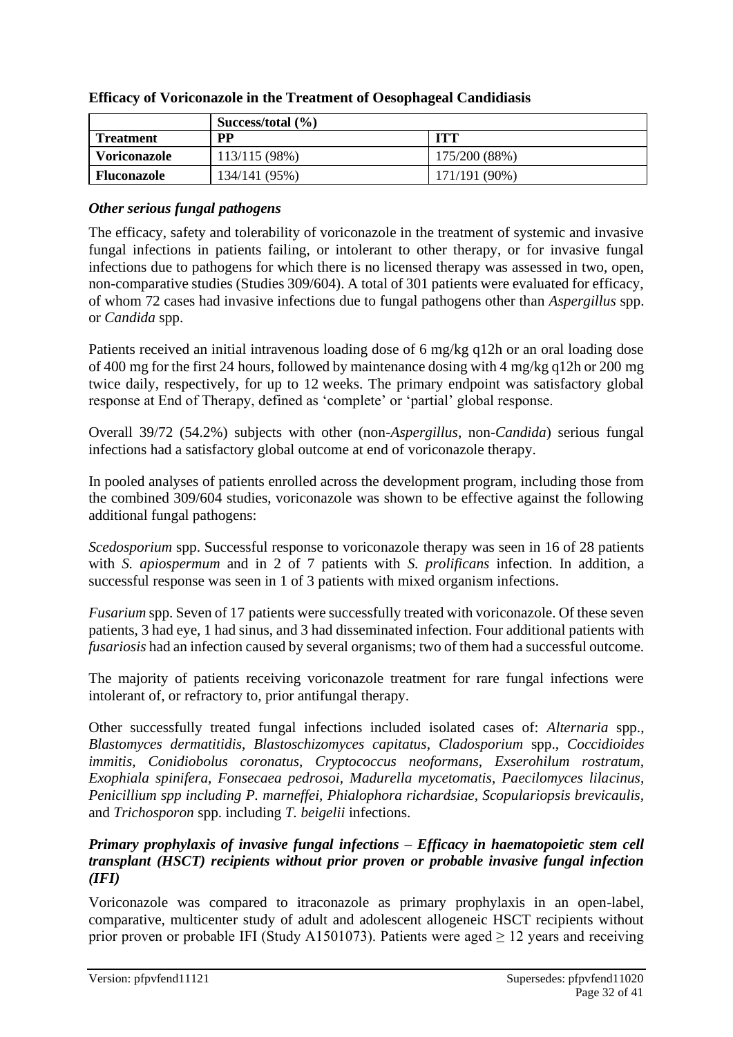**Efficacy of Voriconazole in the Treatment of Oesophageal Candidiasis**

| | Success/total (%) | |
|---|---|---|
| **Treatment** | **PP** | **ITT** |
| **Voriconazole** | 113/115 (98%) | 175/200 (88%) |
| **Fluconazole** | 134/141 (95%) | 171/191 (90%) |

### *Other serious fungal pathogens*

The efficacy, safety and tolerability of voriconazole in the treatment of systemic and invasive fungal infections in patients failing, or intolerant to other therapy, or for invasive fungal infections due to pathogens for which there is no licensed therapy was assessed in two, open, non-comparative studies (Studies 309/604). A total of 301 patients were evaluated for efficacy, of whom 72 cases had invasive infections due to fungal pathogens other than *Aspergillus* spp. or *Candida* spp.

Patients received an initial intravenous loading dose of 6 mg/kg q12h or an oral loading dose of 400 mg for the first 24 hours, followed by maintenance dosing with 4 mg/kg q12h or 200 mg twice daily, respectively, for up to 12 weeks. The primary endpoint was satisfactory global response at End of Therapy, defined as 'complete' or 'partial' global response.

Overall 39/72 (54.2%) subjects with other (non-*Aspergillus*, non-*Candida*) serious fungal infections had a satisfactory global outcome at end of voriconazole therapy.

In pooled analyses of patients enrolled across the development program, including those from the combined 309/604 studies, voriconazole was shown to be effective against the following additional fungal pathogens:

*Scedosporium* spp. Successful response to voriconazole therapy was seen in 16 of 28 patients with *S. apiospermum* and in 2 of 7 patients with *S. prolificans* infection. In addition, a successful response was seen in 1 of 3 patients with mixed organism infections.

*Fusarium* spp. Seven of 17 patients were successfully treated with voriconazole. Of these seven patients, 3 had eye, 1 had sinus, and 3 had disseminated infection. Four additional patients with *fusariosis* had an infection caused by several organisms; two of them had a successful outcome.

The majority of patients receiving voriconazole treatment for rare fungal infections were intolerant of, or refractory to, prior antifungal therapy.

Other successfully treated fungal infections included isolated cases of: *Alternaria* spp., *Blastomyces dermatitidis*, *Blastoschizomyces capitatus*, *Cladosporium* spp., *Coccidioides immitis*, *Conidiobolus coronatus*, *Cryptococcus neoformans*, *Exserohilum rostratum*, *Exophiala spinifera*, *Fonsecaea pedrosoi*, *Madurella mycetomatis*, *Paecilomyces lilacinus*, *Penicillium spp including P. marneffei*, *Phialophora richardsiae*, *Scopulariopsis brevicaulis*, and *Trichosporon* spp. including *T. beigelii* infections.

### *Primary prophylaxis of invasive fungal infections – Efficacy in haematopoietic stem cell transplant (HSCT) recipients without prior proven or probable invasive fungal infection (IFI)*

Voriconazole was compared to itraconazole as primary prophylaxis in an open-label, comparative, multicenter study of adult and adolescent allogeneic HSCT recipients without prior proven or probable IFI (Study A1501073). Patients were aged $\geq$ 12 years and receiving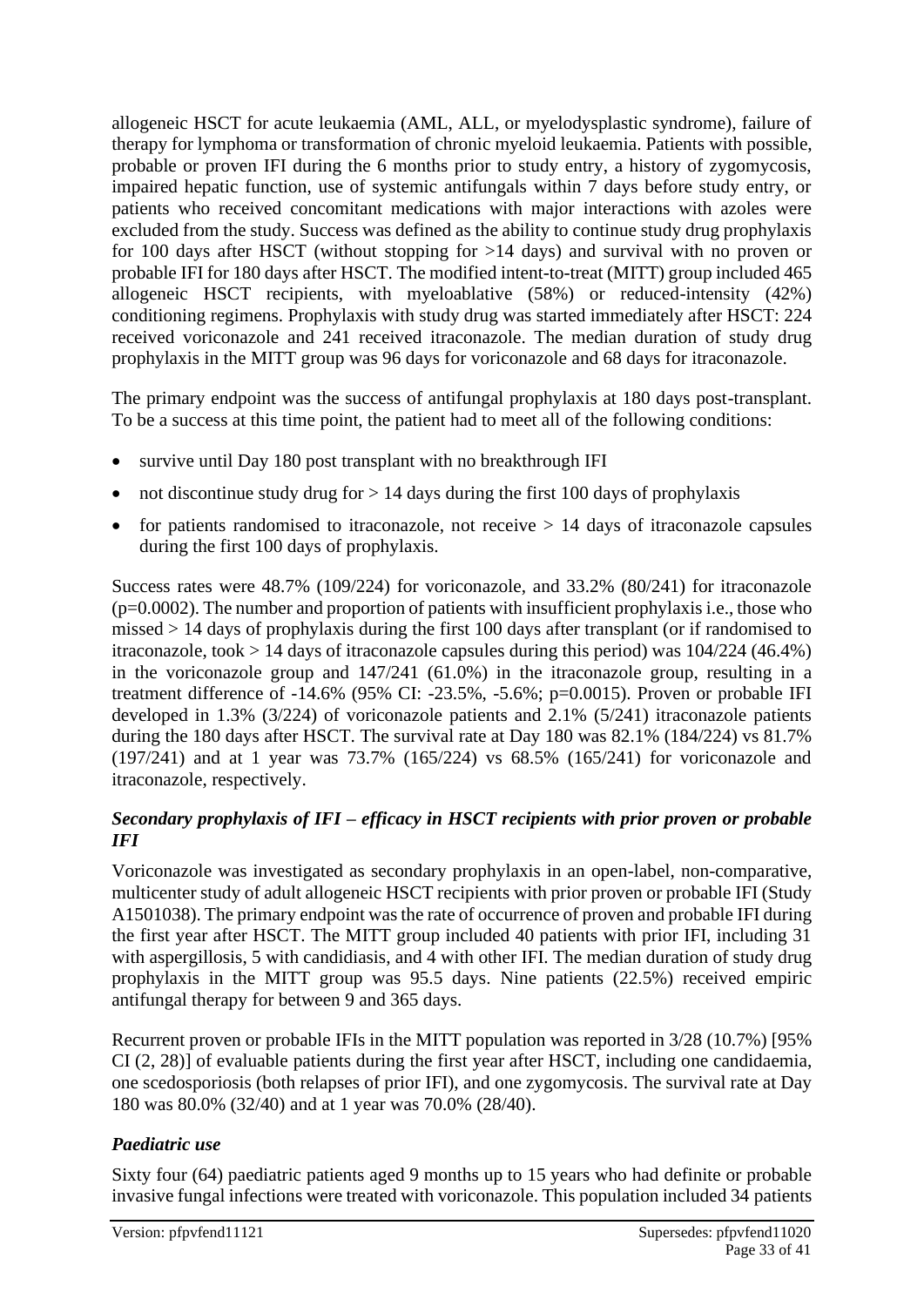allogeneic HSCT for acute leukaemia (AML, ALL, or myelodysplastic syndrome), failure of therapy for lymphoma or transformation of chronic myeloid leukaemia. Patients with possible, probable or proven IFI during the 6 months prior to study entry, a history of zygomycosis, impaired hepatic function, use of systemic antifungals within 7 days before study entry, or patients who received concomitant medications with major interactions with azoles were excluded from the study. Success was defined as the ability to continue study drug prophylaxis for 100 days after HSCT (without stopping for >14 days) and survival with no proven or probable IFI for 180 days after HSCT. The modified intent-to-treat (MITT) group included 465 allogeneic HSCT recipients, with myeloablative (58%) or reduced-intensity (42%) conditioning regimens. Prophylaxis with study drug was started immediately after HSCT: 224 received voriconazole and 241 received itraconazole. The median duration of study drug prophylaxis in the MITT group was 96 days for voriconazole and 68 days for itraconazole.

The primary endpoint was the success of antifungal prophylaxis at 180 days post-transplant. To be a success at this time point, the patient had to meet all of the following conditions:

- survive until Day 180 post transplant with no breakthrough IFI
- not discontinue study drug for > 14 days during the first 100 days of prophylaxis
- for patients randomised to itraconazole, not receive > 14 days of itraconazole capsules during the first 100 days of prophylaxis.

Success rates were 48.7% (109/224) for voriconazole, and 33.2% (80/241) for itraconazole (p=0.0002). The number and proportion of patients with insufficient prophylaxis i.e., those who missed > 14 days of prophylaxis during the first 100 days after transplant (or if randomised to itraconazole, took > 14 days of itraconazole capsules during this period) was 104/224 (46.4%) in the voriconazole group and 147/241 (61.0%) in the itraconazole group, resulting in a treatment difference of -14.6% (95% CI: -23.5%, -5.6%; p=0.0015). Proven or probable IFI developed in 1.3% (3/224) of voriconazole patients and 2.1% (5/241) itraconazole patients during the 180 days after HSCT. The survival rate at Day 180 was 82.1% (184/224) vs 81.7% (197/241) and at 1 year was 73.7% (165/224) vs 68.5% (165/241) for voriconazole and itraconazole, respectively.

### *Secondary prophylaxis of IFI – efficacy in HSCT recipients with prior proven or probable IFI*

Voriconazole was investigated as secondary prophylaxis in an open-label, non-comparative, multicenter study of adult allogeneic HSCT recipients with prior proven or probable IFI (Study A1501038). The primary endpoint was the rate of occurrence of proven and probable IFI during the first year after HSCT. The MITT group included 40 patients with prior IFI, including 31 with aspergillosis, 5 with candidiasis, and 4 with other IFI. The median duration of study drug prophylaxis in the MITT group was 95.5 days. Nine patients (22.5%) received empiric antifungal therapy for between 9 and 365 days.

Recurrent proven or probable IFIs in the MITT population was reported in 3/28 (10.7%) [95% CI (2, 28)] of evaluable patients during the first year after HSCT, including one candidaemia, one scedosporiosis (both relapses of prior IFI), and one zygomycosis. The survival rate at Day 180 was 80.0% (32/40) and at 1 year was 70.0% (28/40).

### *Paediatric use*

Sixty four (64) paediatric patients aged 9 months up to 15 years who had definite or probable invasive fungal infections were treated with voriconazole. This population included 34 patients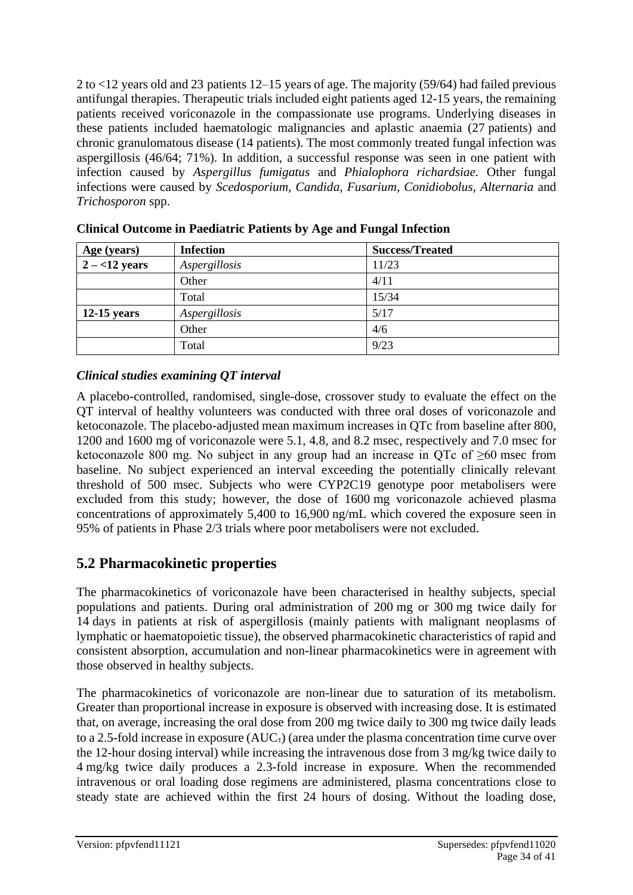2 to <12 years old and 23 patients 12–15 years of age. The majority (59/64) had failed previous antifungal therapies. Therapeutic trials included eight patients aged 12-15 years, the remaining patients received voriconazole in the compassionate use programs. Underlying diseases in these patients included haematologic malignancies and aplastic anaemia (27 patients) and chronic granulomatous disease (14 patients). The most commonly treated fungal infection was aspergillosis (46/64; 71%). In addition, a successful response was seen in one patient with infection caused by *Aspergillus fumigatus* and *Phialophora richardsiae.* Other fungal infections were caused by *Scedosporium, Candida, Fusarium, Conidiobolus, Alternaria* and *Trichosporon* spp.

**Clinical Outcome in Paediatric Patients by Age and Fungal Infection**

| Age (years) | Infection | Success/Treated |
|---|---|---|
| **2 – <12 years** | *Aspergillosis* | 11/23 |
| | Other | 4/11 |
| | Total | 15/34 |
| **12-15 years** | *Aspergillosis* | 5/17 |
| | Other | 4/6 |
| | Total | 9/23 |

### *Clinical studies examining QT interval*

A placebo-controlled, randomised, single-dose, crossover study to evaluate the effect on the QT interval of healthy volunteers was conducted with three oral doses of voriconazole and ketoconazole. The placebo-adjusted mean maximum increases in QTc from baseline after 800, 1200 and 1600 mg of voriconazole were 5.1, 4.8, and 8.2 msec, respectively and 7.0 msec for ketoconazole 800 mg. No subject in any group had an increase in QTc of ≥60 msec from baseline. No subject experienced an interval exceeding the potentially clinically relevant threshold of 500 msec. Subjects who were CYP2C19 genotype poor metabolisers were excluded from this study; however, the dose of 1600 mg voriconazole achieved plasma concentrations of approximately 5,400 to 16,900 ng/mL which covered the exposure seen in 95% of patients in Phase 2/3 trials where poor metabolisers were not excluded.

## 5.2 Pharmacokinetic properties

The pharmacokinetics of voriconazole have been characterised in healthy subjects, special populations and patients. During oral administration of 200 mg or 300 mg twice daily for 14 days in patients at risk of aspergillosis (mainly patients with malignant neoplasms of lymphatic or haematopoietic tissue), the observed pharmacokinetic characteristics of rapid and consistent absorption, accumulation and non-linear pharmacokinetics were in agreement with those observed in healthy subjects.

The pharmacokinetics of voriconazole are non-linear due to saturation of its metabolism. Greater than proportional increase in exposure is observed with increasing dose. It is estimated that, on average, increasing the oral dose from 200 mg twice daily to 300 mg twice daily leads to a 2.5-fold increase in exposure ($AUC_\tau$) (area under the plasma concentration time curve over the 12-hour dosing interval) while increasing the intravenous dose from 3 mg/kg twice daily to 4 mg/kg twice daily produces a 2.3-fold increase in exposure. When the recommended intravenous or oral loading dose regimens are administered, plasma concentrations close to steady state are achieved within the first 24 hours of dosing. Without the loading dose,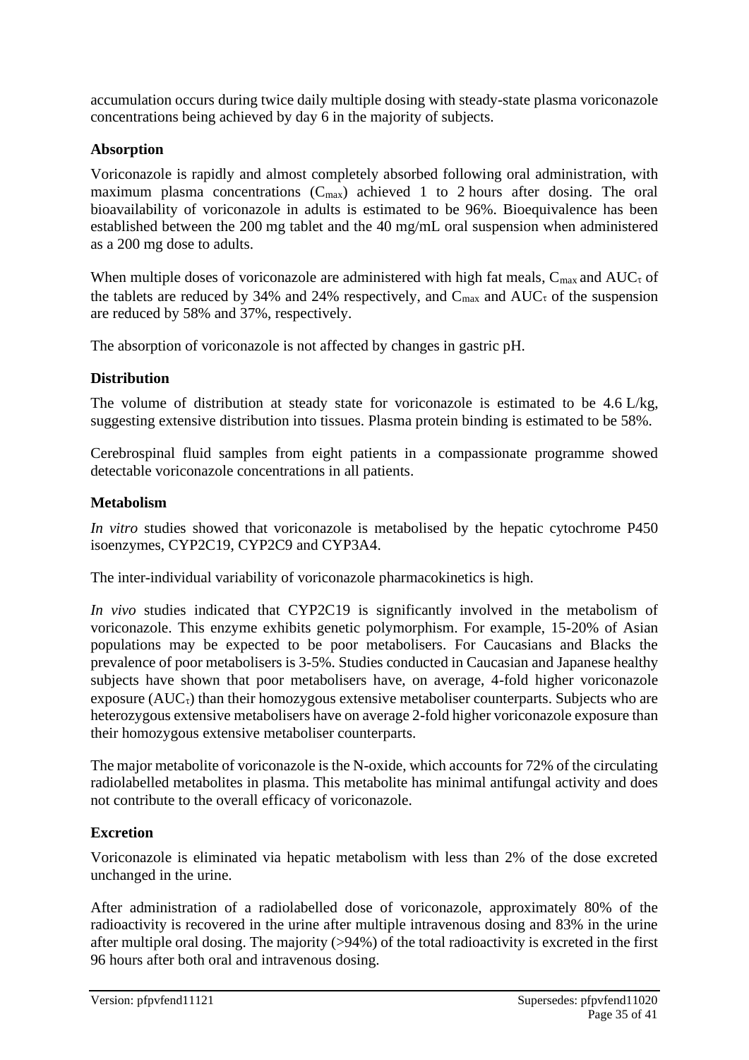accumulation occurs during twice daily multiple dosing with steady-state plasma voriconazole concentrations being achieved by day 6 in the majority of subjects.

### Absorption

Voriconazole is rapidly and almost completely absorbed following oral administration, with maximum plasma concentrations ($C_{max}$) achieved 1 to 2 hours after dosing. The oral bioavailability of voriconazole in adults is estimated to be 96%. Bioequivalence has been established between the 200 mg tablet and the 40 mg/mL oral suspension when administered as a 200 mg dose to adults.

When multiple doses of voriconazole are administered with high fat meals, $C_{max}$ and $AUC_\tau$ of the tablets are reduced by 34% and 24% respectively, and $C_{max}$ and $AUC_\tau$ of the suspension are reduced by 58% and 37%, respectively.

The absorption of voriconazole is not affected by changes in gastric pH.

### Distribution

The volume of distribution at steady state for voriconazole is estimated to be 4.6 L/kg, suggesting extensive distribution into tissues. Plasma protein binding is estimated to be 58%.

Cerebrospinal fluid samples from eight patients in a compassionate programme showed detectable voriconazole concentrations in all patients.

### Metabolism

*In vitro* studies showed that voriconazole is metabolised by the hepatic cytochrome P450 isoenzymes, CYP2C19, CYP2C9 and CYP3A4.

The inter-individual variability of voriconazole pharmacokinetics is high.

*In vivo* studies indicated that CYP2C19 is significantly involved in the metabolism of voriconazole. This enzyme exhibits genetic polymorphism. For example, 15-20% of Asian populations may be expected to be poor metabolisers. For Caucasians and Blacks the prevalence of poor metabolisers is 3-5%. Studies conducted in Caucasian and Japanese healthy subjects have shown that poor metabolisers have, on average, 4-fold higher voriconazole exposure ($AUC_\tau$) than their homozygous extensive metaboliser counterparts. Subjects who are heterozygous extensive metabolisers have on average 2-fold higher voriconazole exposure than their homozygous extensive metaboliser counterparts.

The major metabolite of voriconazole is the N-oxide, which accounts for 72% of the circulating radiolabelled metabolites in plasma. This metabolite has minimal antifungal activity and does not contribute to the overall efficacy of voriconazole.

### Excretion

Voriconazole is eliminated via hepatic metabolism with less than 2% of the dose excreted unchanged in the urine.

After administration of a radiolabelled dose of voriconazole, approximately 80% of the radioactivity is recovered in the urine after multiple intravenous dosing and 83% in the urine after multiple oral dosing. The majority (>94%) of the total radioactivity is excreted in the first 96 hours after both oral and intravenous dosing.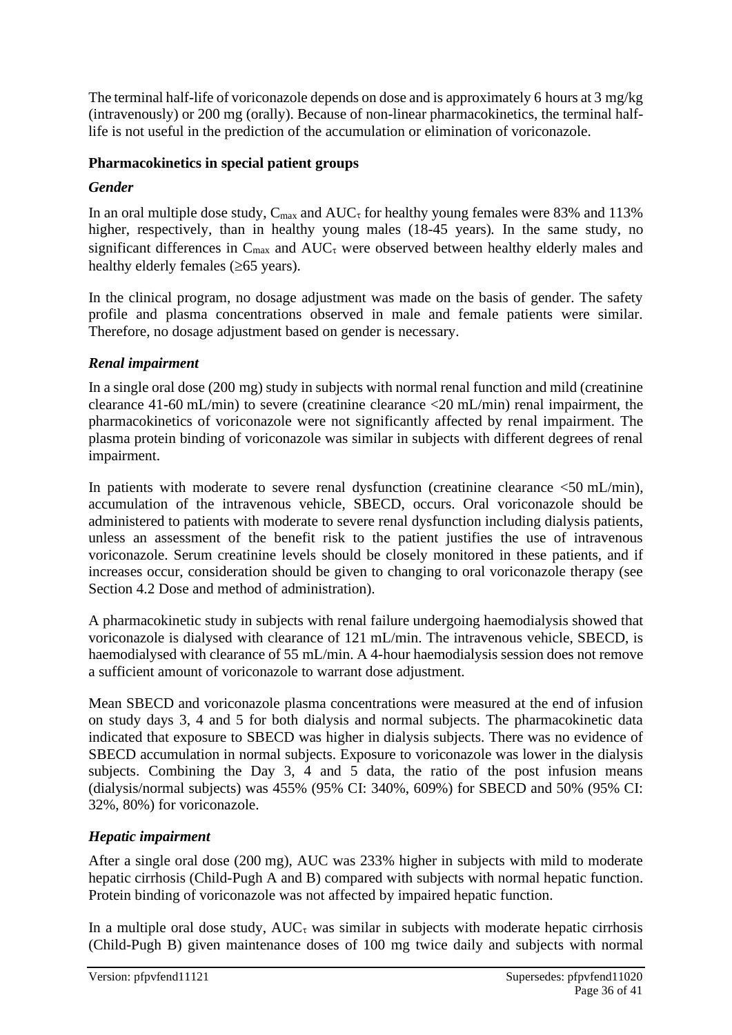The terminal half-life of voriconazole depends on dose and is approximately 6 hours at 3 mg/kg (intravenously) or 200 mg (orally). Because of non-linear pharmacokinetics, the terminal half-life is not useful in the prediction of the accumulation or elimination of voriconazole.

### Pharmacokinetics in special patient groups

#### *Gender*

In an oral multiple dose study, $C_{max}$ and $AUC_{\tau}$ for healthy young females were 83% and 113% higher, respectively, than in healthy young males (18-45 years). In the same study, no significant differences in $C_{max}$ and $AUC_{\tau}$ were observed between healthy elderly males and healthy elderly females (≥65 years).

In the clinical program, no dosage adjustment was made on the basis of gender. The safety profile and plasma concentrations observed in male and female patients were similar. Therefore, no dosage adjustment based on gender is necessary.

#### *Renal impairment*

In a single oral dose (200 mg) study in subjects with normal renal function and mild (creatinine clearance 41-60 mL/min) to severe (creatinine clearance <20 mL/min) renal impairment, the pharmacokinetics of voriconazole were not significantly affected by renal impairment. The plasma protein binding of voriconazole was similar in subjects with different degrees of renal impairment.

In patients with moderate to severe renal dysfunction (creatinine clearance <50 mL/min), accumulation of the intravenous vehicle, SBECD, occurs. Oral voriconazole should be administered to patients with moderate to severe renal dysfunction including dialysis patients, unless an assessment of the benefit risk to the patient justifies the use of intravenous voriconazole. Serum creatinine levels should be closely monitored in these patients, and if increases occur, consideration should be given to changing to oral voriconazole therapy (see Section 4.2 Dose and method of administration).

A pharmacokinetic study in subjects with renal failure undergoing haemodialysis showed that voriconazole is dialysed with clearance of 121 mL/min. The intravenous vehicle, SBECD, is haemodialysed with clearance of 55 mL/min. A 4-hour haemodialysis session does not remove a sufficient amount of voriconazole to warrant dose adjustment.

Mean SBECD and voriconazole plasma concentrations were measured at the end of infusion on study days 3, 4 and 5 for both dialysis and normal subjects. The pharmacokinetic data indicated that exposure to SBECD was higher in dialysis subjects. There was no evidence of SBECD accumulation in normal subjects. Exposure to voriconazole was lower in the dialysis subjects. Combining the Day 3, 4 and 5 data, the ratio of the post infusion means (dialysis/normal subjects) was 455% (95% CI: 340%, 609%) for SBECD and 50% (95% CI: 32%, 80%) for voriconazole.

#### *Hepatic impairment*

After a single oral dose (200 mg), AUC was 233% higher in subjects with mild to moderate hepatic cirrhosis (Child-Pugh A and B) compared with subjects with normal hepatic function. Protein binding of voriconazole was not affected by impaired hepatic function.

In a multiple oral dose study, $AUC_{\tau}$ was similar in subjects with moderate hepatic cirrhosis (Child-Pugh B) given maintenance doses of 100 mg twice daily and subjects with normal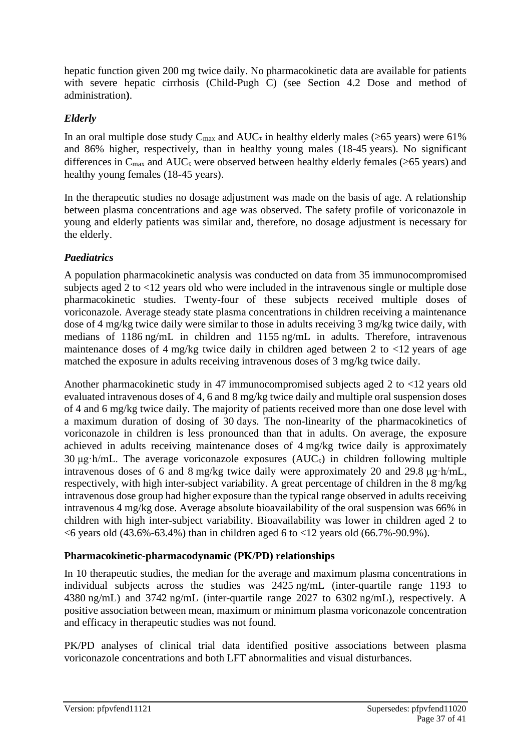hepatic function given 200 mg twice daily. No pharmacokinetic data are available for patients with severe hepatic cirrhosis (Child-Pugh C) (see Section 4.2 Dose and method of administration**)**.

### *Elderly*

In an oral multiple dose study $C_{max}$ and $AUC_{\tau}$ in healthy elderly males (≥65 years) were 61% and 86% higher, respectively, than in healthy young males (18-45 years). No significant differences in $C_{max}$ and $AUC_{\tau}$ were observed between healthy elderly females (≥65 years) and healthy young females (18-45 years).

In the therapeutic studies no dosage adjustment was made on the basis of age. A relationship between plasma concentrations and age was observed. The safety profile of voriconazole in young and elderly patients was similar and, therefore, no dosage adjustment is necessary for the elderly.

### *Paediatrics*

A population pharmacokinetic analysis was conducted on data from 35 immunocompromised subjects aged 2 to <12 years old who were included in the intravenous single or multiple dose pharmacokinetic studies. Twenty-four of these subjects received multiple doses of voriconazole. Average steady state plasma concentrations in children receiving a maintenance dose of 4 mg/kg twice daily were similar to those in adults receiving 3 mg/kg twice daily, with medians of 1186 ng/mL in children and 1155 ng/mL in adults. Therefore, intravenous maintenance doses of 4 mg/kg twice daily in children aged between 2 to <12 years of age matched the exposure in adults receiving intravenous doses of 3 mg/kg twice daily.

Another pharmacokinetic study in 47 immunocompromised subjects aged 2 to <12 years old evaluated intravenous doses of 4, 6 and 8 mg/kg twice daily and multiple oral suspension doses of 4 and 6 mg/kg twice daily. The majority of patients received more than one dose level with a maximum duration of dosing of 30 days. The non-linearity of the pharmacokinetics of voriconazole in children is less pronounced than that in adults. On average, the exposure achieved in adults receiving maintenance doses of 4 mg/kg twice daily is approximately 30 μg·h/mL. The average voriconazole exposures ($AUC_{\tau}$) in children following multiple intravenous doses of 6 and 8 mg/kg twice daily were approximately 20 and 29.8 μg·h/mL, respectively, with high inter-subject variability. A great percentage of children in the 8 mg/kg intravenous dose group had higher exposure than the typical range observed in adults receiving intravenous 4 mg/kg dose. Average absolute bioavailability of the oral suspension was 66% in children with high inter-subject variability. Bioavailability was lower in children aged 2 to <6 years old (43.6%-63.4%) than in children aged 6 to <12 years old (66.7%-90.9%).

## Pharmacokinetic-pharmacodynamic (PK/PD) relationships

In 10 therapeutic studies, the median for the average and maximum plasma concentrations in individual subjects across the studies was 2425 ng/mL (inter-quartile range 1193 to 4380 ng/mL) and 3742 ng/mL (inter-quartile range 2027 to 6302 ng/mL), respectively. A positive association between mean, maximum or minimum plasma voriconazole concentration and efficacy in therapeutic studies was not found.

PK/PD analyses of clinical trial data identified positive associations between plasma voriconazole concentrations and both LFT abnormalities and visual disturbances.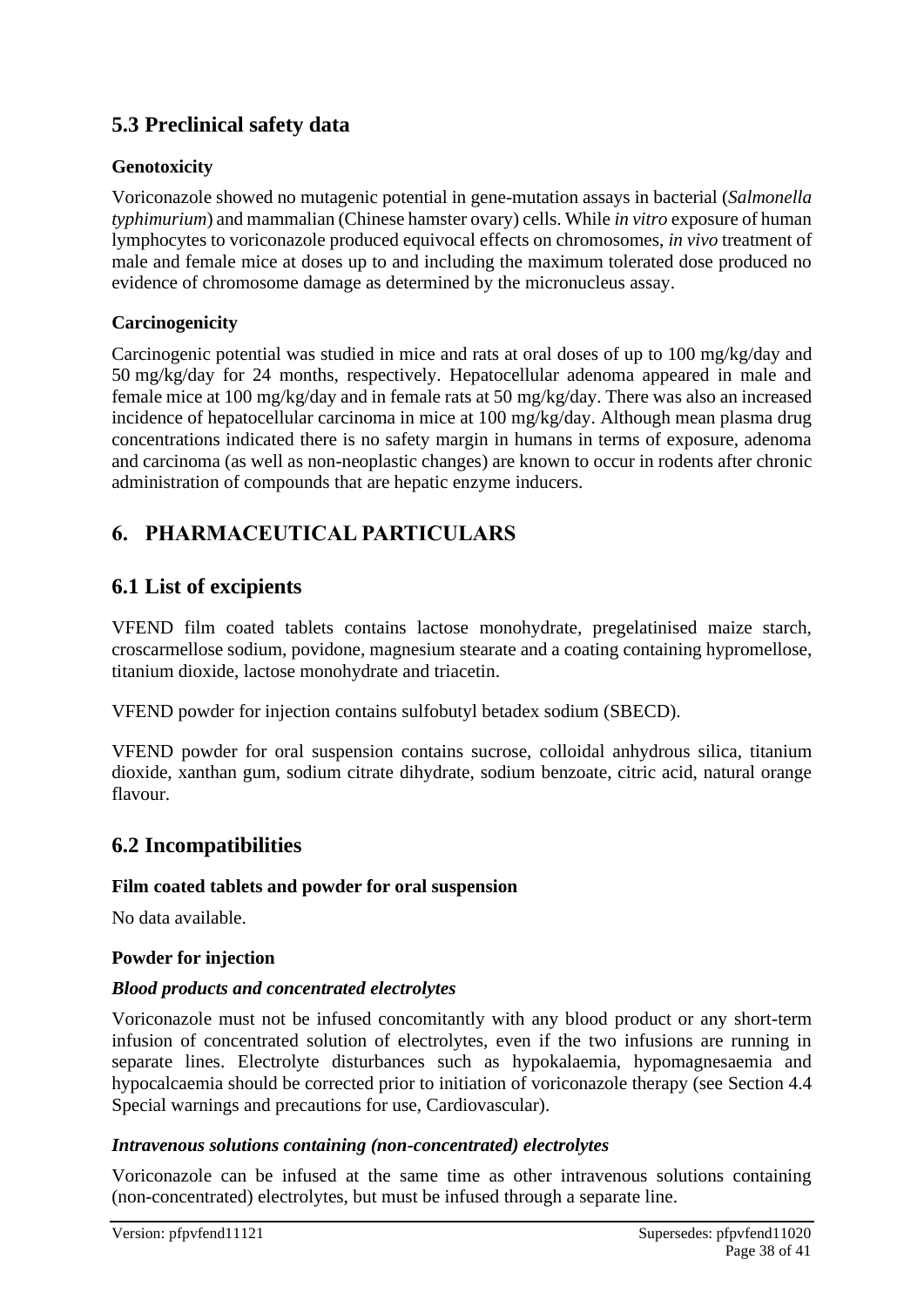## 5.3 Preclinical safety data

### Genotoxicity

Voriconazole showed no mutagenic potential in gene-mutation assays in bacterial (*Salmonella typhimurium*) and mammalian (Chinese hamster ovary) cells. While *in vitro* exposure of human lymphocytes to voriconazole produced equivocal effects on chromosomes, *in vivo* treatment of male and female mice at doses up to and including the maximum tolerated dose produced no evidence of chromosome damage as determined by the micronucleus assay.

### Carcinogenicity

Carcinogenic potential was studied in mice and rats at oral doses of up to 100 mg/kg/day and 50 mg/kg/day for 24 months, respectively. Hepatocellular adenoma appeared in male and female mice at 100 mg/kg/day and in female rats at 50 mg/kg/day. There was also an increased incidence of hepatocellular carcinoma in mice at 100 mg/kg/day. Although mean plasma drug concentrations indicated there is no safety margin in humans in terms of exposure, adenoma and carcinoma (as well as non-neoplastic changes) are known to occur in rodents after chronic administration of compounds that are hepatic enzyme inducers.

# 6. PHARMACEUTICAL PARTICULARS

## 6.1 List of excipients

VFEND film coated tablets contains lactose monohydrate, pregelatinised maize starch, croscarmellose sodium, povidone, magnesium stearate and a coating containing hypromellose, titanium dioxide, lactose monohydrate and triacetin.

VFEND powder for injection contains sulfobutyl betadex sodium (SBECD).

VFEND powder for oral suspension contains sucrose, colloidal anhydrous silica, titanium dioxide, xanthan gum, sodium citrate dihydrate, sodium benzoate, citric acid, natural orange flavour.

## 6.2 Incompatibilities

### Film coated tablets and powder for oral suspension

No data available.

### Powder for injection

#### *Blood products and concentrated electrolytes*

Voriconazole must not be infused concomitantly with any blood product or any short-term infusion of concentrated solution of electrolytes, even if the two infusions are running in separate lines. Electrolyte disturbances such as hypokalaemia, hypomagnesaemia and hypocalcaemia should be corrected prior to initiation of voriconazole therapy (see Section 4.4 Special warnings and precautions for use, Cardiovascular).

#### *Intravenous solutions containing (non-concentrated) electrolytes*

Voriconazole can be infused at the same time as other intravenous solutions containing (non-concentrated) electrolytes, but must be infused through a separate line.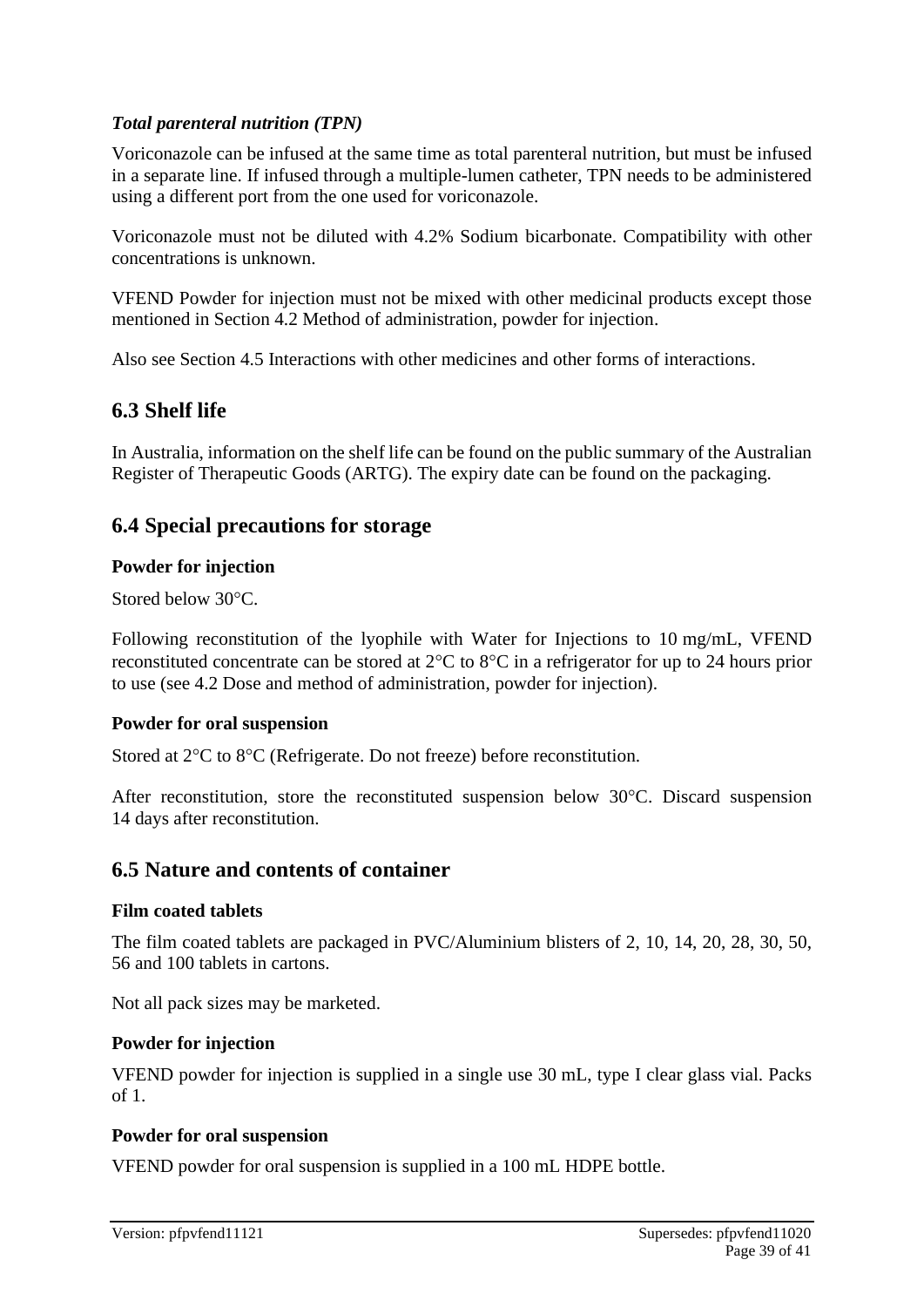*Total parenteral nutrition (TPN)*

Voriconazole can be infused at the same time as total parenteral nutrition, but must be infused in a separate line. If infused through a multiple-lumen catheter, TPN needs to be administered using a different port from the one used for voriconazole.

Voriconazole must not be diluted with 4.2% Sodium bicarbonate. Compatibility with other concentrations is unknown.

VFEND Powder for injection must not be mixed with other medicinal products except those mentioned in Section 4.2 Method of administration, powder for injection.

Also see Section 4.5 Interactions with other medicines and other forms of interactions.

## 6.3 Shelf life

In Australia, information on the shelf life can be found on the public summary of the Australian Register of Therapeutic Goods (ARTG). The expiry date can be found on the packaging.

## 6.4 Special precautions for storage

**Powder for injection**

Stored below 30°C.

Following reconstitution of the lyophile with Water for Injections to 10 mg/mL, VFEND reconstituted concentrate can be stored at 2°C to 8°C in a refrigerator for up to 24 hours prior to use (see 4.2 Dose and method of administration, powder for injection).

**Powder for oral suspension**

Stored at 2°C to 8°C (Refrigerate. Do not freeze) before reconstitution.

After reconstitution, store the reconstituted suspension below 30°C. Discard suspension 14 days after reconstitution.

## 6.5 Nature and contents of container

**Film coated tablets**

The film coated tablets are packaged in PVC/Aluminium blisters of 2, 10, 14, 20, 28, 30, 50, 56 and 100 tablets in cartons.

Not all pack sizes may be marketed.

**Powder for injection**

VFEND powder for injection is supplied in a single use 30 mL, type I clear glass vial. Packs of 1.

**Powder for oral suspension**

VFEND powder for oral suspension is supplied in a 100 mL HDPE bottle.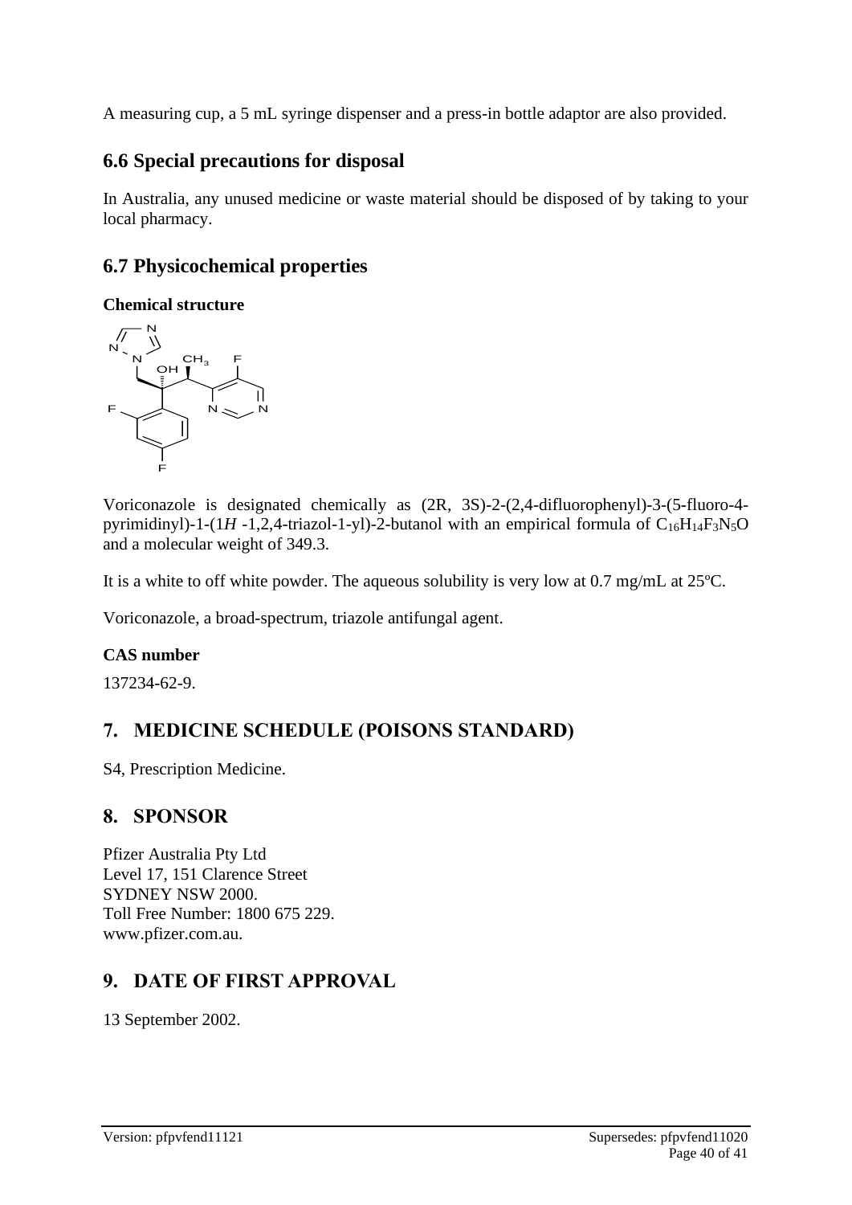A measuring cup, a 5 mL syringe dispenser and a press-in bottle adaptor are also provided.

## 6.6 Special precautions for disposal

In Australia, any unused medicine or waste material should be disposed of by taking to your local pharmacy.

## 6.7 Physicochemical properties

**Chemical structure**

Voriconazole is designated chemically as (2R, 3S)-2-(2,4-difluorophenyl)-3-(5-fluoro-4-pyrimidinyl)-1-(1*H* -1,2,4-triazol-1-yl)-2-butanol with an empirical formula of $C_{16}H_{14}F_3N_5O$ and a molecular weight of 349.3.

It is a white to off white powder. The aqueous solubility is very low at 0.7 mg/mL at 25ºC.

Voriconazole, a broad-spectrum, triazole antifungal agent.

**CAS number**

137234-62-9.

# 7. MEDICINE SCHEDULE (POISONS STANDARD)

S4, Prescription Medicine.

# 8. SPONSOR

Pfizer Australia Pty Ltd
Level 17, 151 Clarence Street
SYDNEY NSW 2000.
Toll Free Number: 1800 675 229.
www.pfizer.com.au.

# 9. DATE OF FIRST APPROVAL

13 September 2002.

Version: pfpvfend11121 Supersedes: pfpvfend11020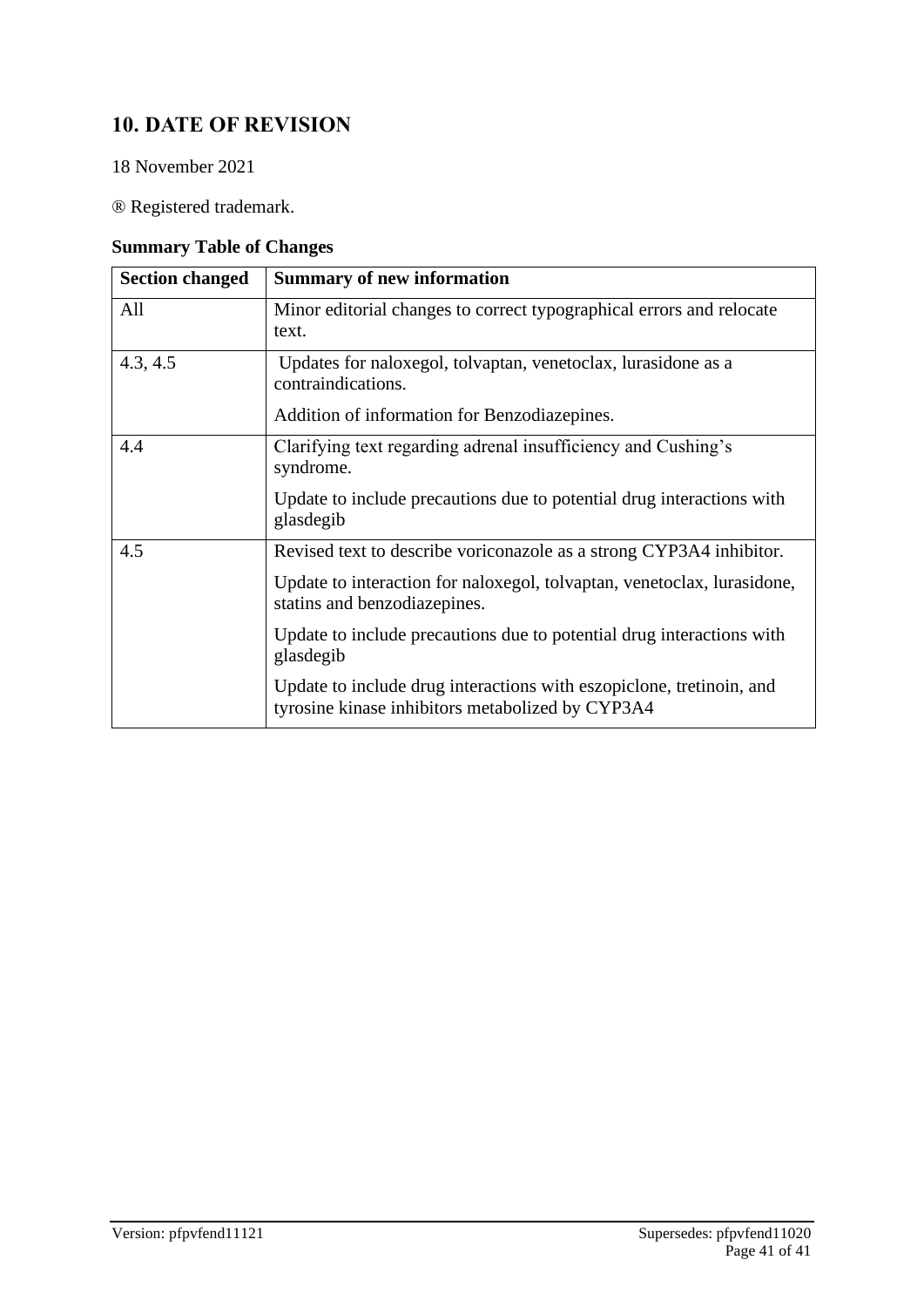## 10. DATE OF REVISION

18 November 2021

® Registered trademark.

**Summary Table of Changes**

| Section changed | Summary of new information |
|---|---|
| All | Minor editorial changes to correct typographical errors and relocate text. |
| 4.3, 4.5 | Updates for naloxegol, tolvaptan, venetoclax, lurasidone as a contraindications.<br><br>Addition of information for Benzodiazepines. |
| 4.4 | Clarifying text regarding adrenal insufficiency and Cushing's syndrome.<br><br>Update to include precautions due to potential drug interactions with glasdegib |
| 4.5 | Revised text to describe voriconazole as a strong CYP3A4 inhibitor.<br><br>Update to interaction for naloxegol, tolvaptan, venetoclax, lurasidone, statins and benzodiazepines.<br><br>Update to include precautions due to potential drug interactions with glasdegib<br><br>Update to include drug interactions with eszopiclone, tretinoin, and tyrosine kinase inhibitors metabolized by CYP3A4 |

Version: pfpvfend11121 Supersedes: pfpvfend11020